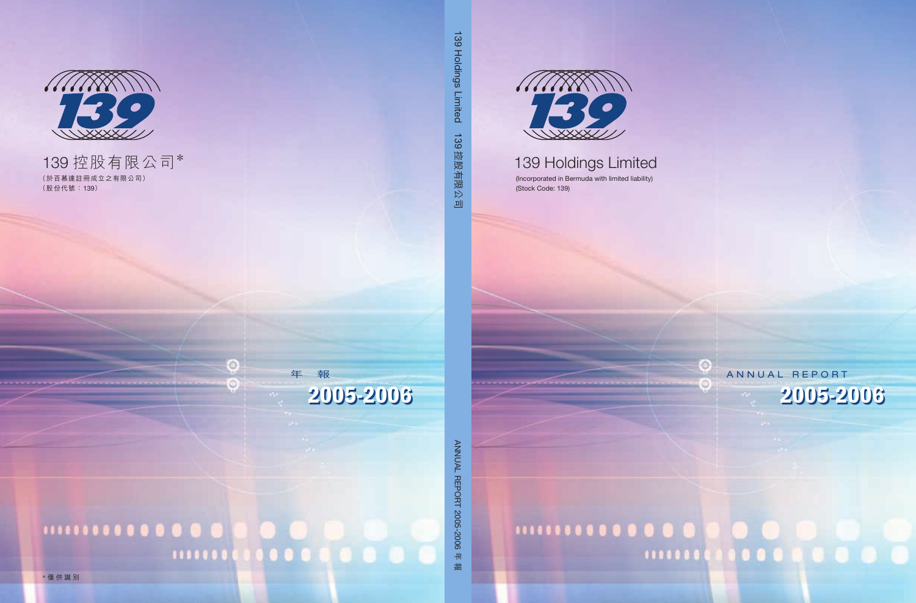139 控股有限公司*

(於百慕達註冊成立之有限公司)
(股份代號：139)

年 報

2005-2006

*僅供識別

139 Holdings Limited 139 控股有限公司

ANNUAL REPORT 2005-2006 年報

139 Holdings Limited

(Incorporated in Bermuda with limited liability)
(Stock Code: 139)

ANNUAL REPORT

2005-2006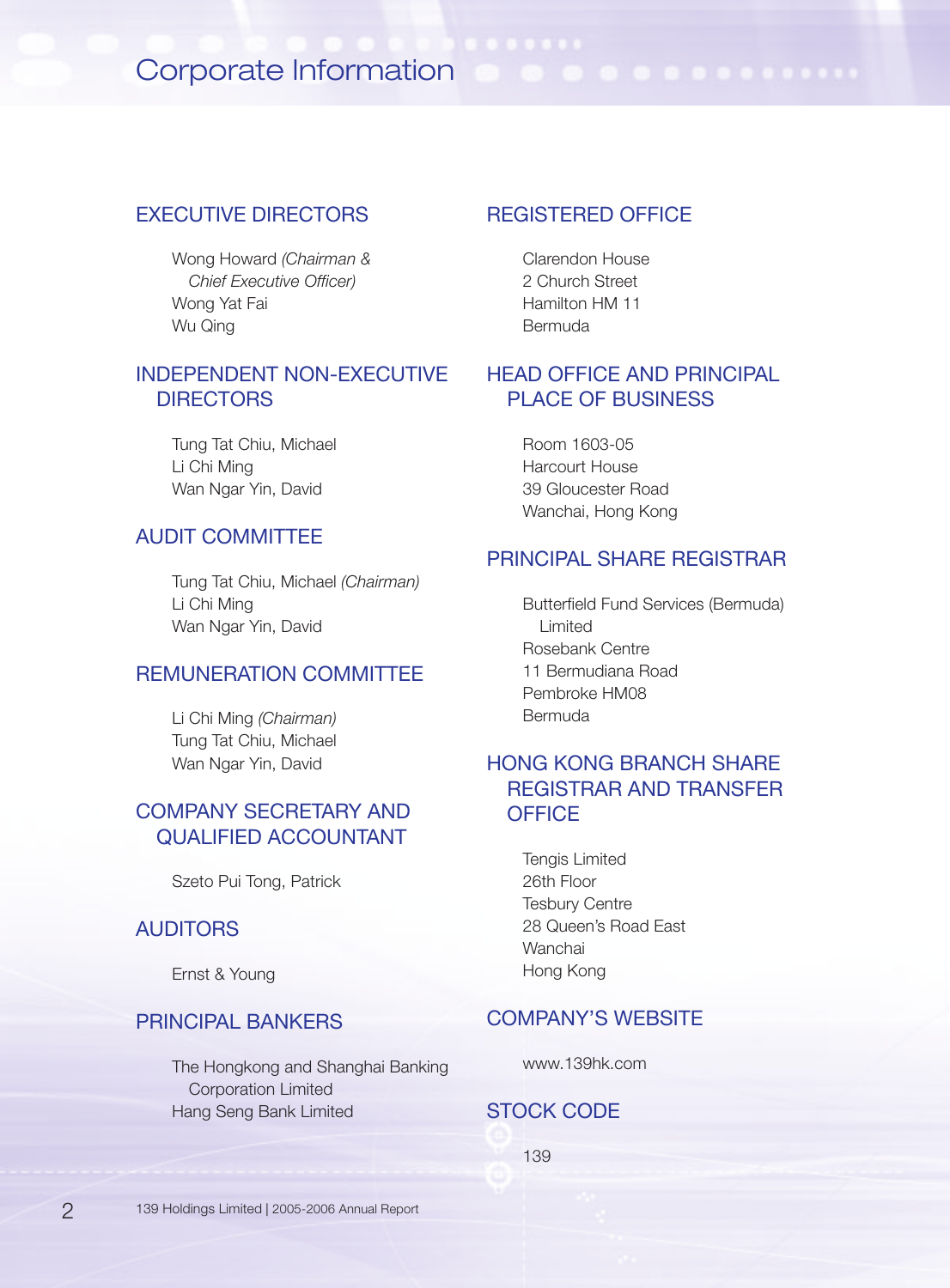# Corporate Information

## EXECUTIVE DIRECTORS

Wong Howard *(Chairman & Chief Executive Officer)*
Wong Yat Fai
Wu Qing

## INDEPENDENT NON-EXECUTIVE DIRECTORS

Tung Tat Chiu, Michael
Li Chi Ming
Wan Ngar Yin, David

## AUDIT COMMITTEE

Tung Tat Chiu, Michael *(Chairman)*
Li Chi Ming
Wan Ngar Yin, David

## REMUNERATION COMMITTEE

Li Chi Ming *(Chairman)*
Tung Tat Chiu, Michael
Wan Ngar Yin, David

## COMPANY SECRETARY AND QUALIFIED ACCOUNTANT

Szeto Pui Tong, Patrick

## AUDITORS

Ernst & Young

## PRINCIPAL BANKERS

The Hongkong and Shanghai Banking Corporation Limited
Hang Seng Bank Limited

## REGISTERED OFFICE

Clarendon House
2 Church Street
Hamilton HM 11
Bermuda

## HEAD OFFICE AND PRINCIPAL PLACE OF BUSINESS

Room 1603-05
Harcourt House
39 Gloucester Road
Wanchai, Hong Kong

## PRINCIPAL SHARE REGISTRAR

Butterfield Fund Services (Bermuda) Limited
Rosebank Centre
11 Bermudiana Road
Pembroke HM08
Bermuda

## HONG KONG BRANCH SHARE REGISTRAR AND TRANSFER OFFICE

Tengis Limited
26th Floor
Tesbury Centre
28 Queen's Road East
Wanchai
Hong Kong

## COMPANY'S WEBSITE

www.139hk.com

## STOCK CODE

139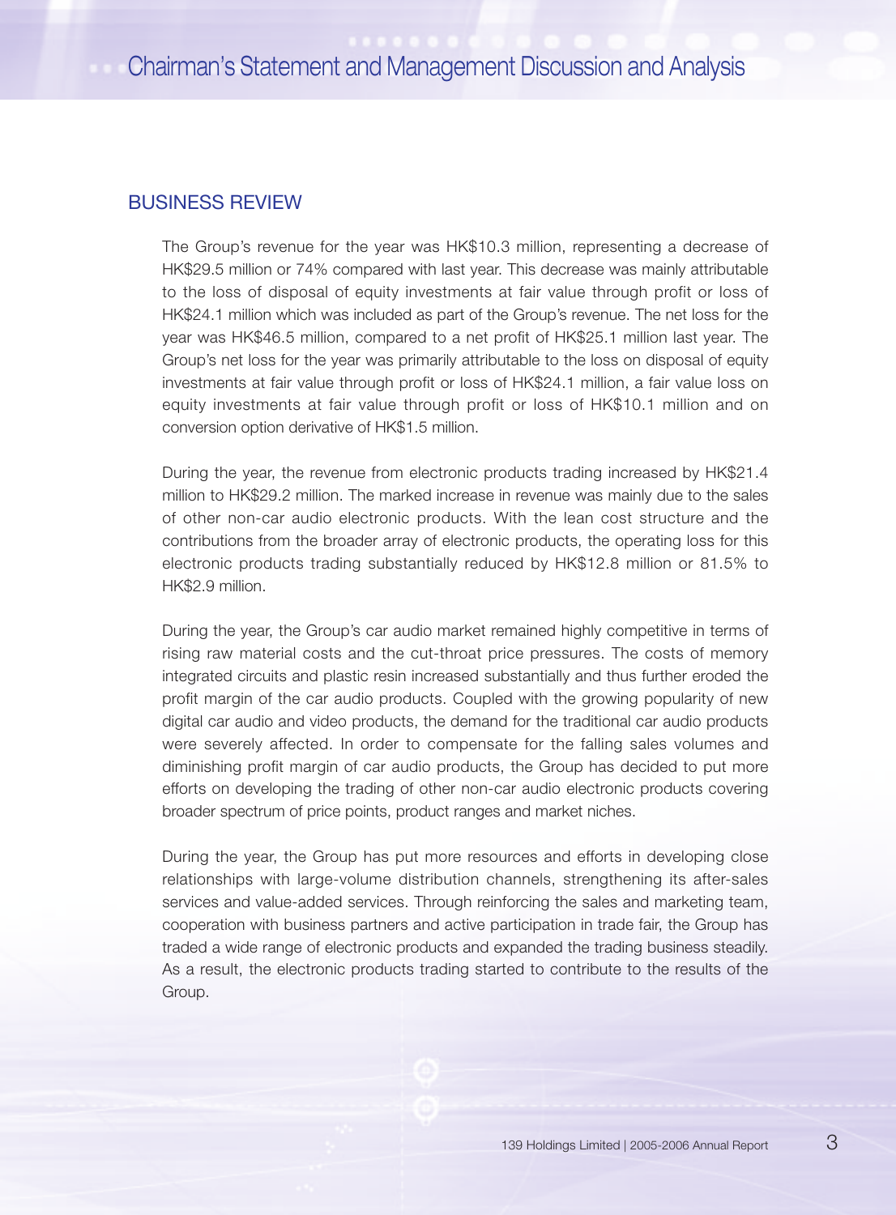## BUSINESS REVIEW

The Group's revenue for the year was HK$10.3 million, representing a decrease of HK$29.5 million or 74% compared with last year. This decrease was mainly attributable to the loss of disposal of equity investments at fair value through profit or loss of HK$24.1 million which was included as part of the Group's revenue. The net loss for the year was HK$46.5 million, compared to a net profit of HK$25.1 million last year. The Group's net loss for the year was primarily attributable to the loss on disposal of equity investments at fair value through profit or loss of HK$24.1 million, a fair value loss on equity investments at fair value through profit or loss of HK$10.1 million and on conversion option derivative of HK$1.5 million.

During the year, the revenue from electronic products trading increased by HK$21.4 million to HK$29.2 million. The marked increase in revenue was mainly due to the sales of other non-car audio electronic products. With the lean cost structure and the contributions from the broader array of electronic products, the operating loss for this electronic products trading substantially reduced by HK$12.8 million or 81.5% to HK$2.9 million.

During the year, the Group's car audio market remained highly competitive in terms of rising raw material costs and the cut-throat price pressures. The costs of memory integrated circuits and plastic resin increased substantially and thus further eroded the profit margin of the car audio products. Coupled with the growing popularity of new digital car audio and video products, the demand for the traditional car audio products were severely affected. In order to compensate for the falling sales volumes and diminishing profit margin of car audio products, the Group has decided to put more efforts on developing the trading of other non-car audio electronic products covering broader spectrum of price points, product ranges and market niches.

During the year, the Group has put more resources and efforts in developing close relationships with large-volume distribution channels, strengthening its after-sales services and value-added services. Through reinforcing the sales and marketing team, cooperation with business partners and active participation in trade fair, the Group has traded a wide range of electronic products and expanded the trading business steadily. As a result, the electronic products trading started to contribute to the results of the Group.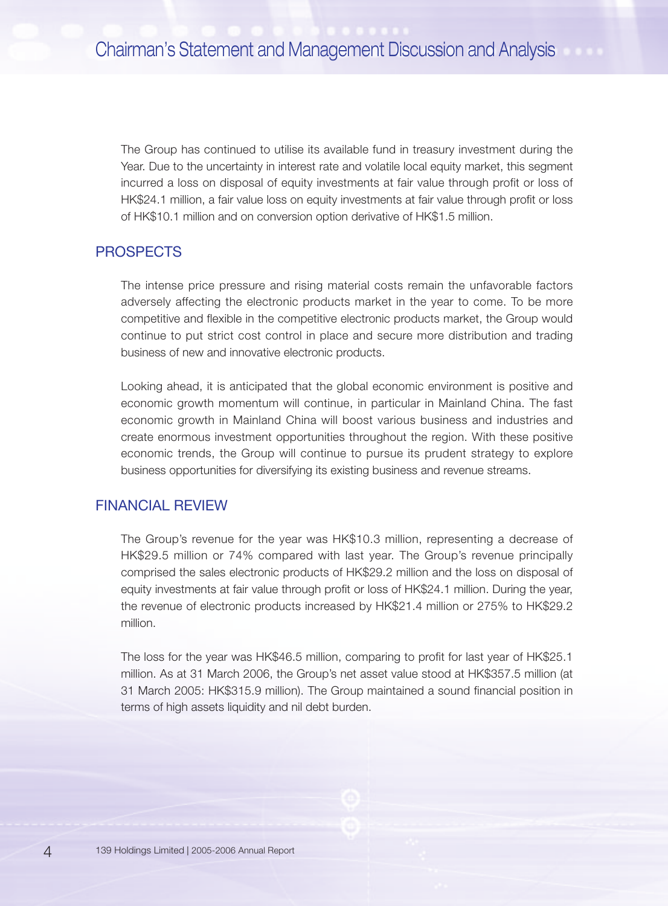The Group has continued to utilise its available fund in treasury investment during the Year. Due to the uncertainty in interest rate and volatile local equity market, this segment incurred a loss on disposal of equity investments at fair value through profit or loss of HK$24.1 million, a fair value loss on equity investments at fair value through profit or loss of HK$10.1 million and on conversion option derivative of HK$1.5 million.

## PROSPECTS

The intense price pressure and rising material costs remain the unfavorable factors adversely affecting the electronic products market in the year to come. To be more competitive and flexible in the competitive electronic products market, the Group would continue to put strict cost control in place and secure more distribution and trading business of new and innovative electronic products.

Looking ahead, it is anticipated that the global economic environment is positive and economic growth momentum will continue, in particular in Mainland China. The fast economic growth in Mainland China will boost various business and industries and create enormous investment opportunities throughout the region. With these positive economic trends, the Group will continue to pursue its prudent strategy to explore business opportunities for diversifying its existing business and revenue streams.

## FINANCIAL REVIEW

The Group's revenue for the year was HK$10.3 million, representing a decrease of HK$29.5 million or 74% compared with last year. The Group's revenue principally comprised the sales electronic products of HK$29.2 million and the loss on disposal of equity investments at fair value through profit or loss of HK$24.1 million. During the year, the revenue of electronic products increased by HK$21.4 million or 275% to HK$29.2 million.

The loss for the year was HK$46.5 million, comparing to profit for last year of HK$25.1 million. As at 31 March 2006, the Group's net asset value stood at HK$357.5 million (at 31 March 2005: HK$315.9 million). The Group maintained a sound financial position in terms of high assets liquidity and nil debt burden.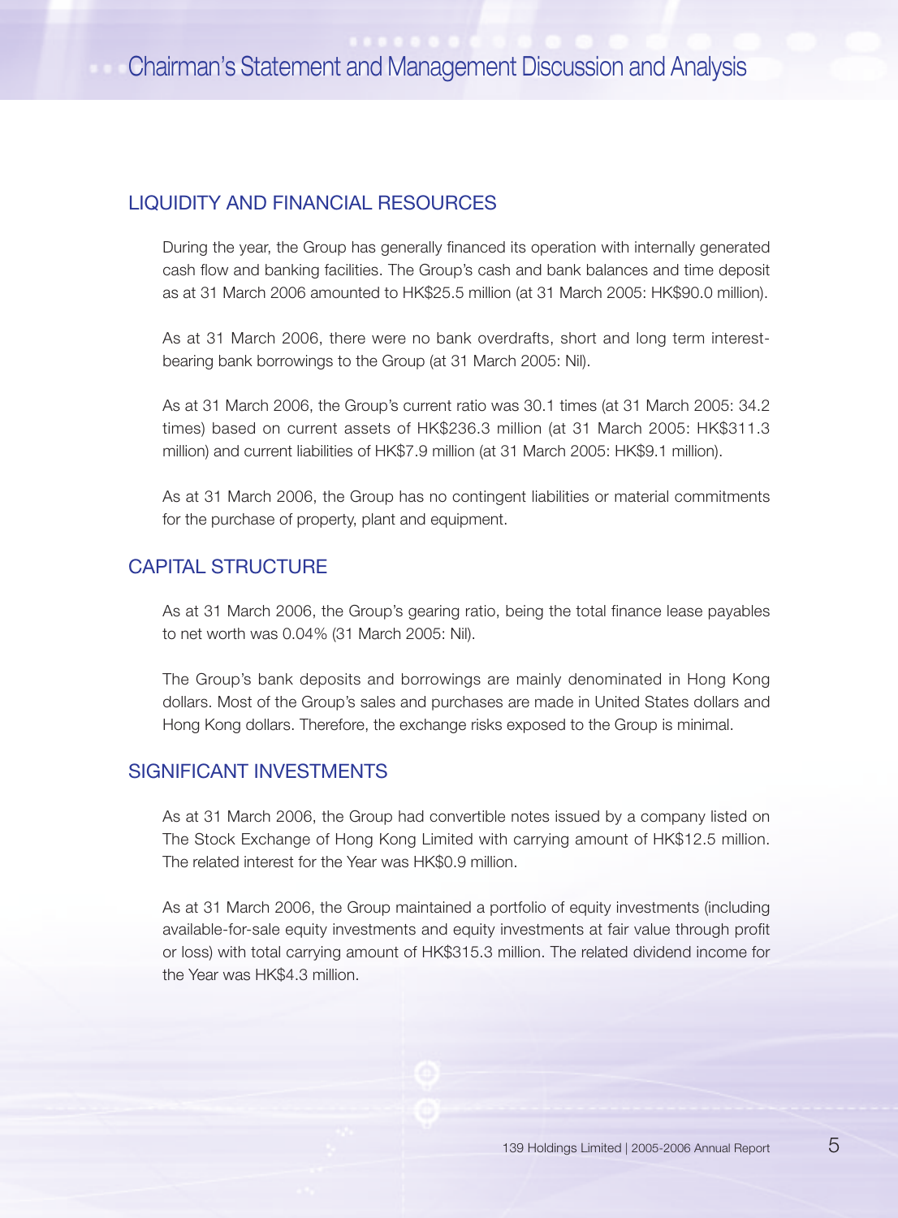## LIQUIDITY AND FINANCIAL RESOURCES

During the year, the Group has generally financed its operation with internally generated cash flow and banking facilities. The Group's cash and bank balances and time deposit as at 31 March 2006 amounted to HK$25.5 million (at 31 March 2005: HK$90.0 million).

As at 31 March 2006, there were no bank overdrafts, short and long term interest-bearing bank borrowings to the Group (at 31 March 2005: Nil).

As at 31 March 2006, the Group's current ratio was 30.1 times (at 31 March 2005: 34.2 times) based on current assets of HK$236.3 million (at 31 March 2005: HK$311.3 million) and current liabilities of HK$7.9 million (at 31 March 2005: HK$9.1 million).

As at 31 March 2006, the Group has no contingent liabilities or material commitments for the purchase of property, plant and equipment.

## CAPITAL STRUCTURE

As at 31 March 2006, the Group's gearing ratio, being the total finance lease payables to net worth was 0.04% (31 March 2005: Nil).

The Group's bank deposits and borrowings are mainly denominated in Hong Kong dollars. Most of the Group's sales and purchases are made in United States dollars and Hong Kong dollars. Therefore, the exchange risks exposed to the Group is minimal.

## SIGNIFICANT INVESTMENTS

As at 31 March 2006, the Group had convertible notes issued by a company listed on The Stock Exchange of Hong Kong Limited with carrying amount of HK$12.5 million. The related interest for the Year was HK$0.9 million.

As at 31 March 2006, the Group maintained a portfolio of equity investments (including available-for-sale equity investments and equity investments at fair value through profit or loss) with total carrying amount of HK$315.3 million. The related dividend income for the Year was HK$4.3 million.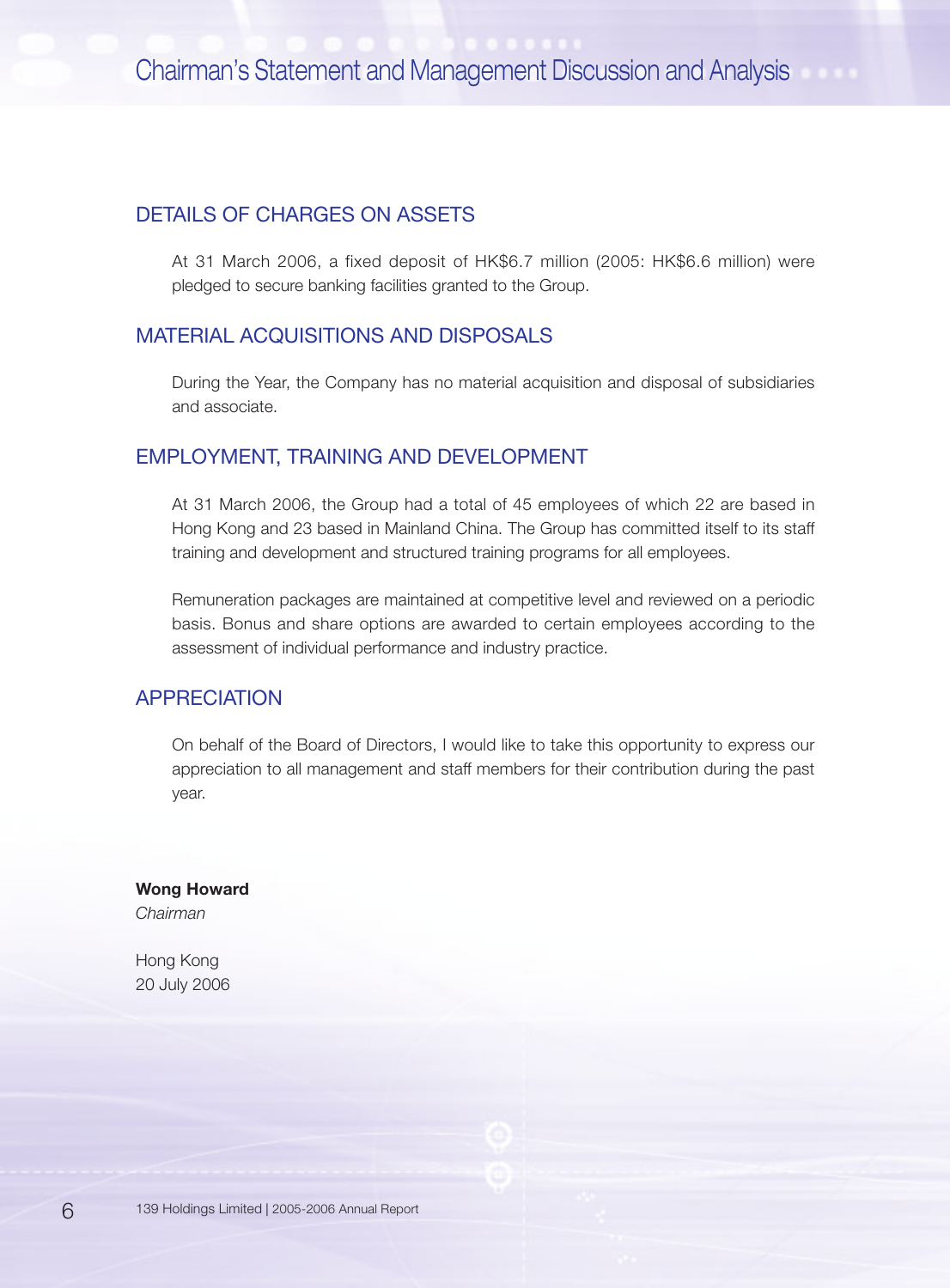## DETAILS OF CHARGES ON ASSETS

At 31 March 2006, a fixed deposit of HK$6.7 million (2005: HK$6.6 million) were pledged to secure banking facilities granted to the Group.

## MATERIAL ACQUISITIONS AND DISPOSALS

During the Year, the Company has no material acquisition and disposal of subsidiaries and associate.

## EMPLOYMENT, TRAINING AND DEVELOPMENT

At 31 March 2006, the Group had a total of 45 employees of which 22 are based in Hong Kong and 23 based in Mainland China. The Group has committed itself to its staff training and development and structured training programs for all employees.

Remuneration packages are maintained at competitive level and reviewed on a periodic basis. Bonus and share options are awarded to certain employees according to the assessment of individual performance and industry practice.

## APPRECIATION

On behalf of the Board of Directors, I would like to take this opportunity to express our appreciation to all management and staff members for their contribution during the past year.

**Wong Howard**
*Chairman*

Hong Kong
20 July 2006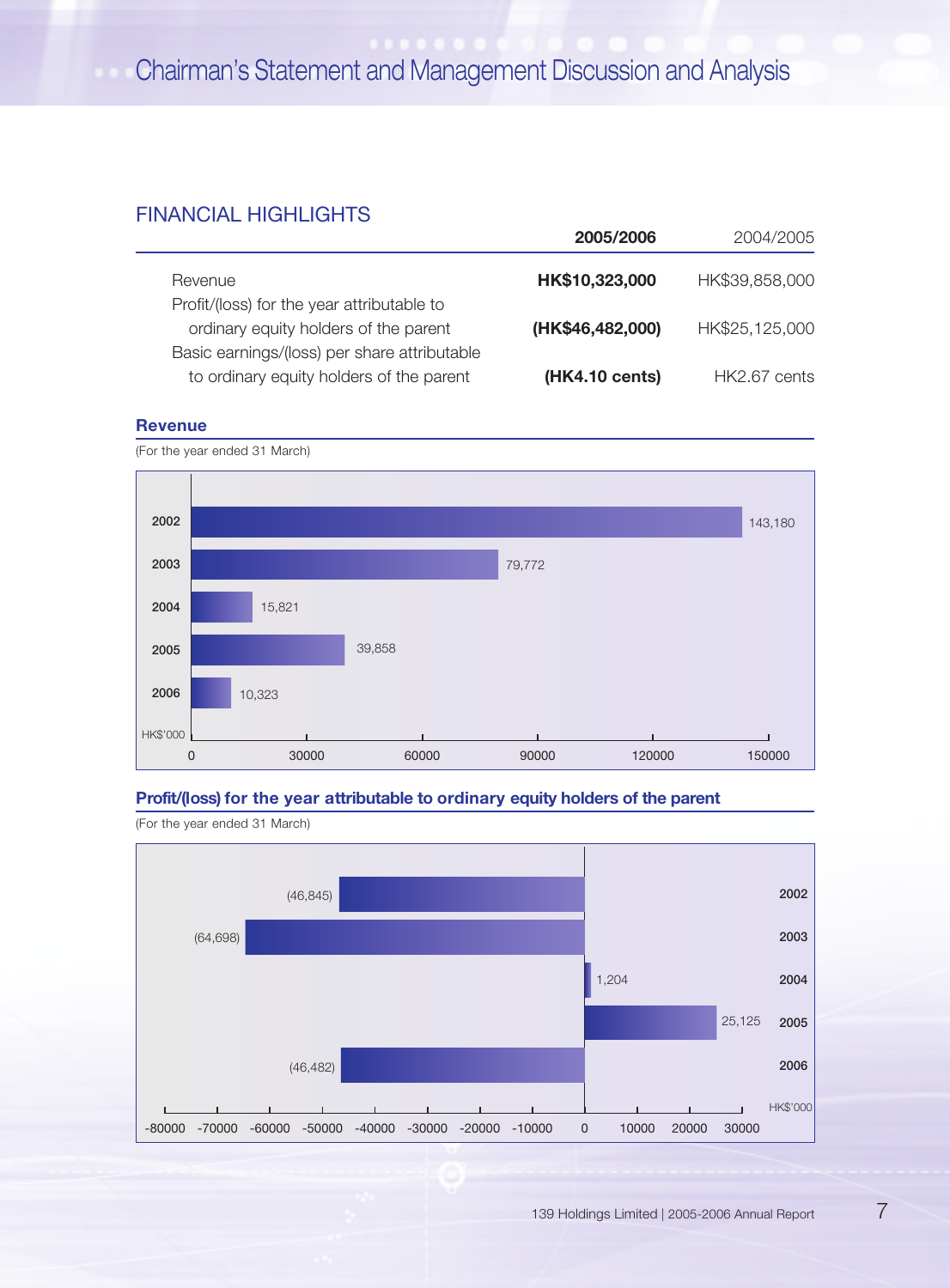## FINANCIAL HIGHLIGHTS

| | **2005/2006** | 2004/2005 |
|---|---|---|
| Revenue | **HK$10,323,000** | HK$39,858,000 |
| Profit/(loss) for the year attributable to ordinary equity holders of the parent | **(HK$46,482,000)** | HK$25,125,000 |
| Basic earnings/(loss) per share attributable to ordinary equity holders of the parent | **(HK4.10 cents)** | HK2.67 cents |

### Revenue

(For the year ended 31 March)

| Year | HK$'000 |
|---|---|
| 2002 | 143,180 |
| 2003 | 79,772 |
| 2004 | 15,821 |
| 2005 | 39,858 |
| 2006 | 10,323 |

### Profit/(loss) for the year attributable to ordinary equity holders of the parent

(For the year ended 31 March)

| Year | HK$'000 |
|---|---|
| 2002 | (46,845) |
| 2003 | (64,698) |
| 2004 | 1,204 |
| 2005 | 25,125 |
| 2006 | (46,482) |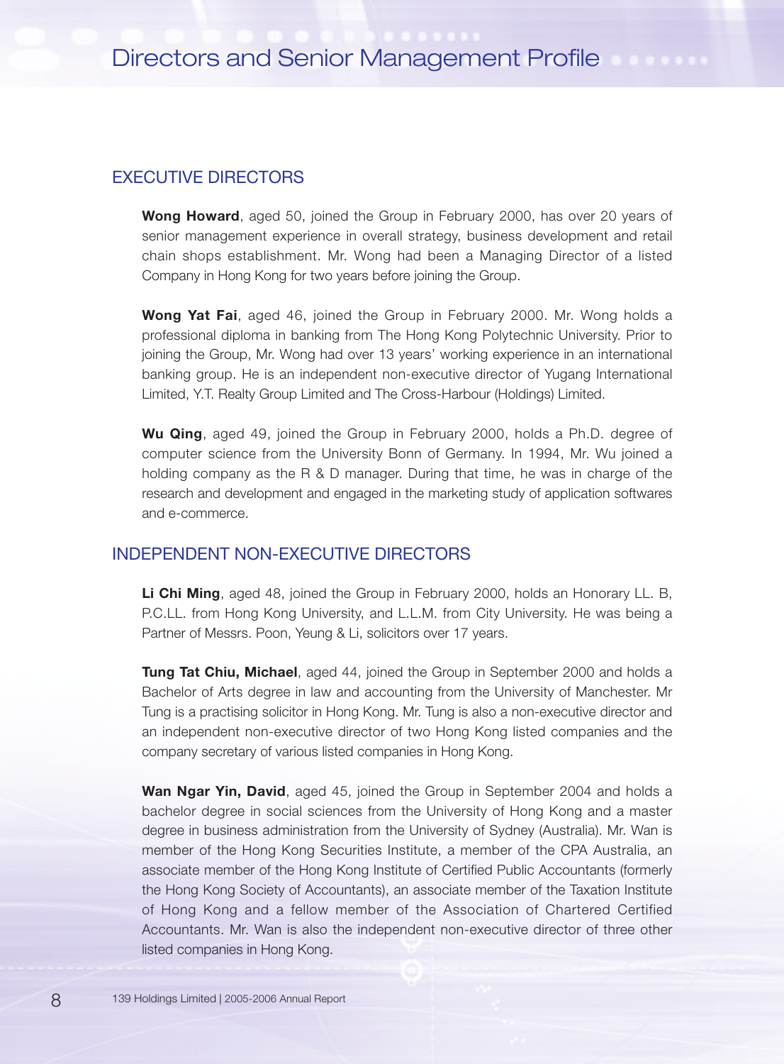# Directors and Senior Management Profile

## EXECUTIVE DIRECTORS

**Wong Howard**, aged 50, joined the Group in February 2000, has over 20 years of senior management experience in overall strategy, business development and retail chain shops establishment. Mr. Wong had been a Managing Director of a listed Company in Hong Kong for two years before joining the Group.

**Wong Yat Fai**, aged 46, joined the Group in February 2000. Mr. Wong holds a professional diploma in banking from The Hong Kong Polytechnic University. Prior to joining the Group, Mr. Wong had over 13 years' working experience in an international banking group. He is an independent non-executive director of Yugang International Limited, Y.T. Realty Group Limited and The Cross-Harbour (Holdings) Limited.

**Wu Qing**, aged 49, joined the Group in February 2000, holds a Ph.D. degree of computer science from the University Bonn of Germany. In 1994, Mr. Wu joined a holding company as the R & D manager. During that time, he was in charge of the research and development and engaged in the marketing study of application softwares and e-commerce.

## INDEPENDENT NON-EXECUTIVE DIRECTORS

**Li Chi Ming**, aged 48, joined the Group in February 2000, holds an Honorary LL. B, P.C.LL. from Hong Kong University, and L.L.M. from City University. He was being a Partner of Messrs. Poon, Yeung & Li, solicitors over 17 years.

**Tung Tat Chiu, Michael**, aged 44, joined the Group in September 2000 and holds a Bachelor of Arts degree in law and accounting from the University of Manchester. Mr Tung is a practising solicitor in Hong Kong. Mr. Tung is also a non-executive director and an independent non-executive director of two Hong Kong listed companies and the company secretary of various listed companies in Hong Kong.

**Wan Ngar Yin, David**, aged 45, joined the Group in September 2004 and holds a bachelor degree in social sciences from the University of Hong Kong and a master degree in business administration from the University of Sydney (Australia). Mr. Wan is member of the Hong Kong Securities Institute, a member of the CPA Australia, an associate member of the Hong Kong Institute of Certified Public Accountants (formerly the Hong Kong Society of Accountants), an associate member of the Taxation Institute of Hong Kong and a fellow member of the Association of Chartered Certified Accountants. Mr. Wan is also the independent non-executive director of three other listed companies in Hong Kong.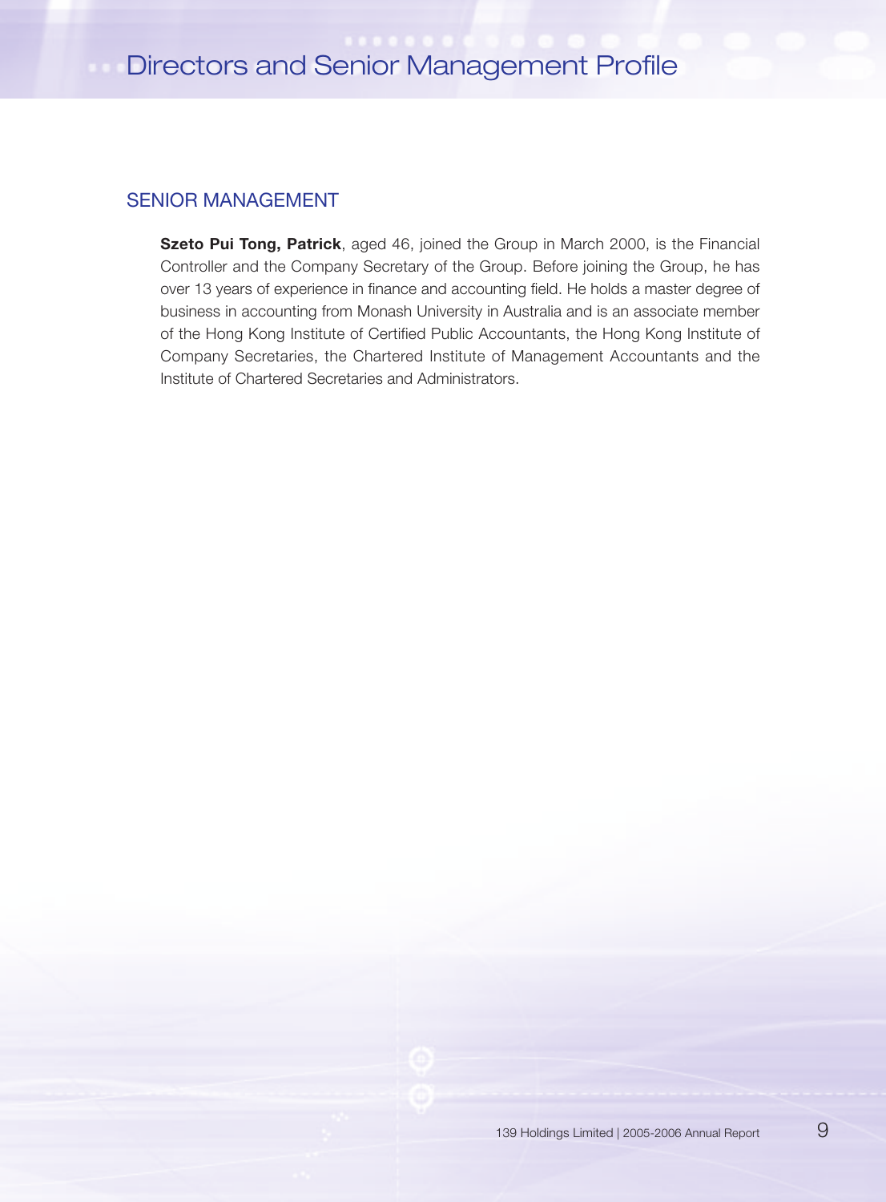## SENIOR MANAGEMENT

**Szeto Pui Tong, Patrick**, aged 46, joined the Group in March 2000, is the Financial Controller and the Company Secretary of the Group. Before joining the Group, he has over 13 years of experience in finance and accounting field. He holds a master degree of business in accounting from Monash University in Australia and is an associate member of the Hong Kong Institute of Certified Public Accountants, the Hong Kong Institute of Company Secretaries, the Chartered Institute of Management Accountants and the Institute of Chartered Secretaries and Administrators.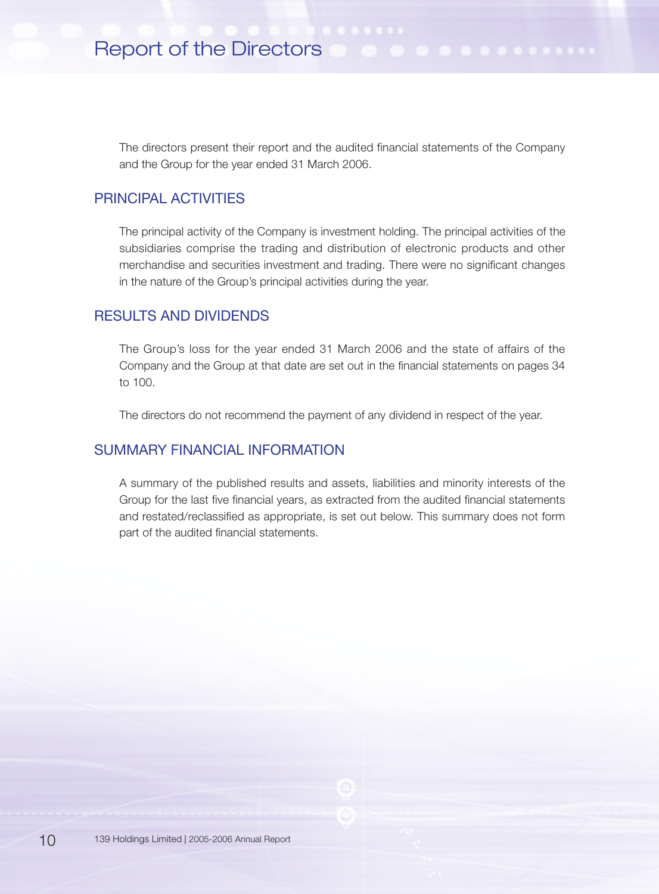# Report of the Directors

The directors present their report and the audited financial statements of the Company and the Group for the year ended 31 March 2006.

## PRINCIPAL ACTIVITIES

The principal activity of the Company is investment holding. The principal activities of the subsidiaries comprise the trading and distribution of electronic products and other merchandise and securities investment and trading. There were no significant changes in the nature of the Group's principal activities during the year.

## RESULTS AND DIVIDENDS

The Group's loss for the year ended 31 March 2006 and the state of affairs of the Company and the Group at that date are set out in the financial statements on pages 34 to 100.

The directors do not recommend the payment of any dividend in respect of the year.

## SUMMARY FINANCIAL INFORMATION

A summary of the published results and assets, liabilities and minority interests of the Group for the last five financial years, as extracted from the audited financial statements and restated/reclassified as appropriate, is set out below. This summary does not form part of the audited financial statements.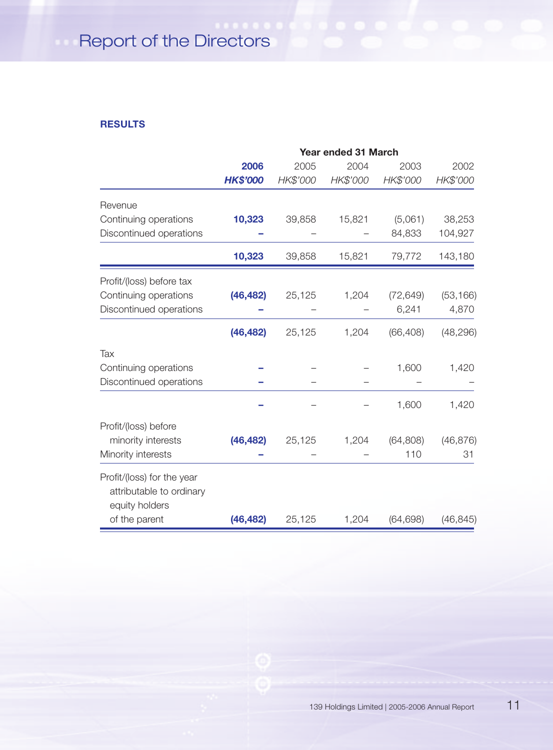## RESULTS

| | Year ended 31 March | | | | |
|---|---|---|---|---|---|
| | **2006** | 2005 | 2004 | 2003 | 2002 |
| | ***HK$'000*** | *HK$'000* | *HK$'000* | *HK$'000* | *HK$'000* |
| Revenue | | | | | |
| Continuing operations | **10,323** | 39,858 | 15,821 | (5,061) | 38,253 |
| Discontinued operations | **–** | – | – | 84,833 | 104,927 |
| | **10,323** | 39,858 | 15,821 | 79,772 | 143,180 |
| Profit/(loss) before tax | | | | | |
| Continuing operations | **(46,482)** | 25,125 | 1,204 | (72,649) | (53,166) |
| Discontinued operations | **–** | – | – | 6,241 | 4,870 |
| | **(46,482)** | 25,125 | 1,204 | (66,408) | (48,296) |
| Tax | | | | | |
| Continuing operations | **–** | – | – | 1,600 | 1,420 |
| Discontinued operations | **–** | – | – | – | – |
| | **–** | – | – | 1,600 | 1,420 |
| Profit/(loss) before minority interests | **(46,482)** | 25,125 | 1,204 | (64,808) | (46,876) |
| Minority interests | **–** | – | – | 110 | 31 |
| Profit/(loss) for the year attributable to ordinary equity holders of the parent | **(46,482)** | 25,125 | 1,204 | (64,698) | (46,845) |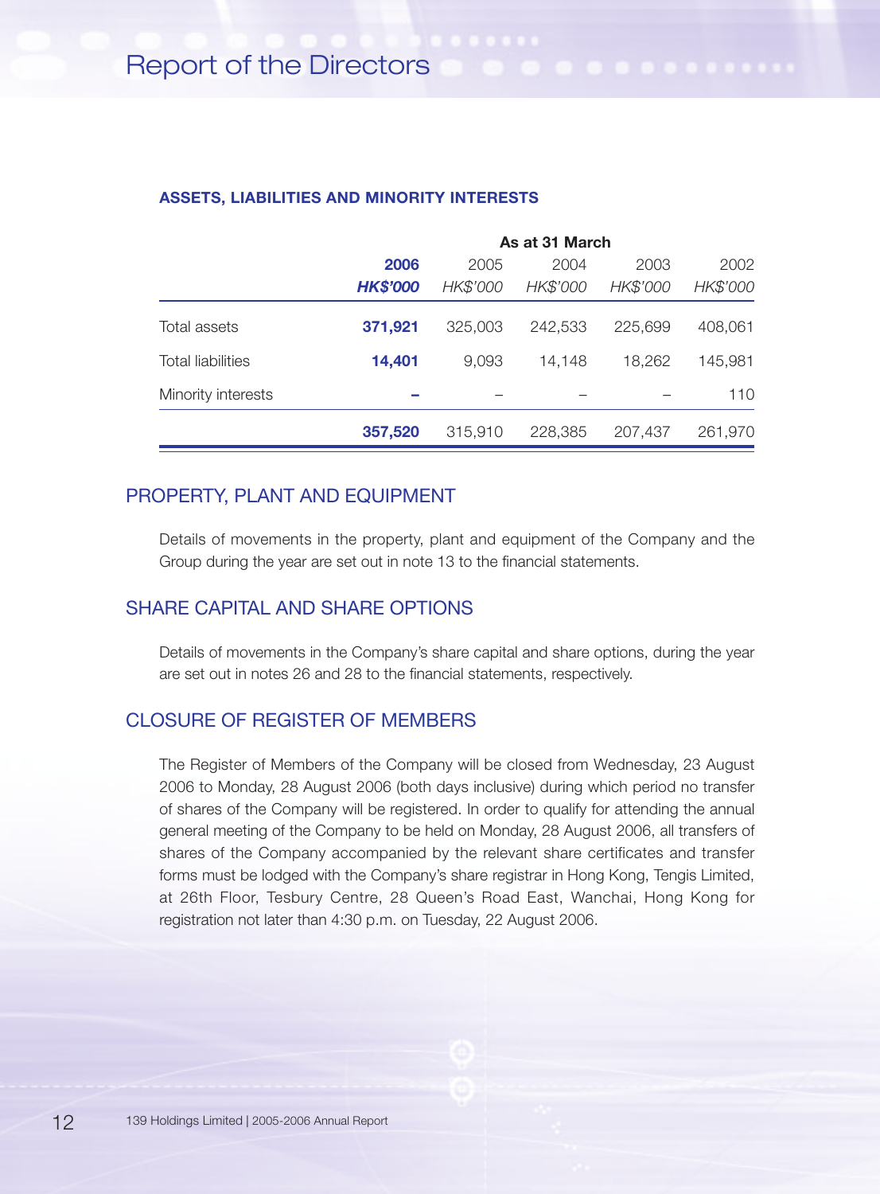### ASSETS, LIABILITIES AND MINORITY INTERESTS

| | As at 31 March | | | | |
|---|---|---|---|---|---|
| | **2006** | 2005 | 2004 | 2003 | 2002 |
| | ***HK$'000*** | *HK$'000* | *HK$'000* | *HK$'000* | *HK$'000* |
| Total assets | **371,921** | 325,003 | 242,533 | 225,699 | 408,061 |
| Total liabilities | **14,401** | 9,093 | 14,148 | 18,262 | 145,981 |
| Minority interests | **–** | – | – | – | 110 |
| | **357,520** | 315,910 | 228,385 | 207,437 | 261,970 |

## PROPERTY, PLANT AND EQUIPMENT

Details of movements in the property, plant and equipment of the Company and the Group during the year are set out in note 13 to the financial statements.

## SHARE CAPITAL AND SHARE OPTIONS

Details of movements in the Company's share capital and share options, during the year are set out in notes 26 and 28 to the financial statements, respectively.

## CLOSURE OF REGISTER OF MEMBERS

The Register of Members of the Company will be closed from Wednesday, 23 August 2006 to Monday, 28 August 2006 (both days inclusive) during which period no transfer of shares of the Company will be registered. In order to qualify for attending the annual general meeting of the Company to be held on Monday, 28 August 2006, all transfers of shares of the Company accompanied by the relevant share certificates and transfer forms must be lodged with the Company's share registrar in Hong Kong, Tengis Limited, at 26th Floor, Tesbury Centre, 28 Queen's Road East, Wanchai, Hong Kong for registration not later than 4:30 p.m. on Tuesday, 22 August 2006.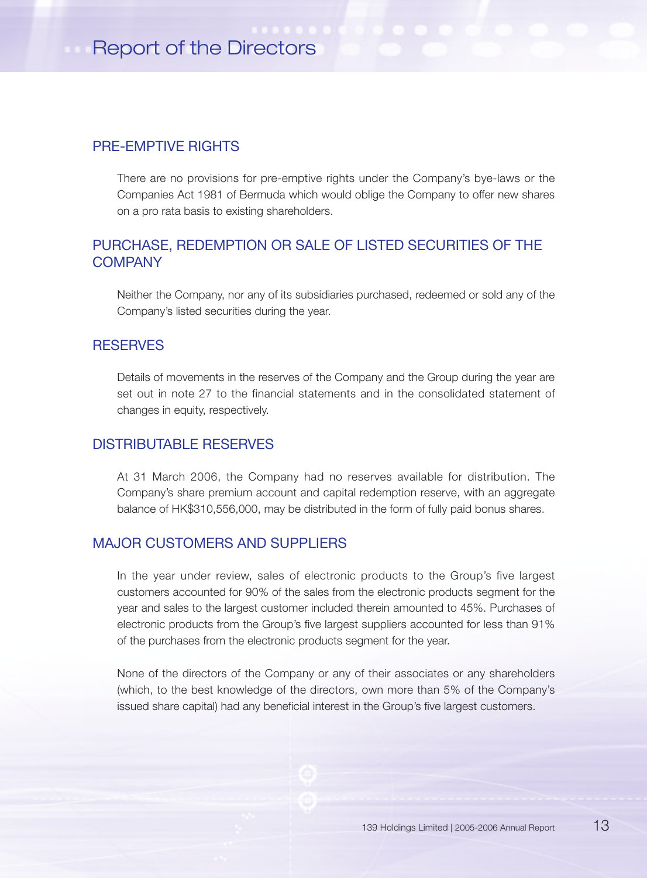## PRE-EMPTIVE RIGHTS

There are no provisions for pre-emptive rights under the Company's bye-laws or the Companies Act 1981 of Bermuda which would oblige the Company to offer new shares on a pro rata basis to existing shareholders.

## PURCHASE, REDEMPTION OR SALE OF LISTED SECURITIES OF THE COMPANY

Neither the Company, nor any of its subsidiaries purchased, redeemed or sold any of the Company's listed securities during the year.

## RESERVES

Details of movements in the reserves of the Company and the Group during the year are set out in note 27 to the financial statements and in the consolidated statement of changes in equity, respectively.

## DISTRIBUTABLE RESERVES

At 31 March 2006, the Company had no reserves available for distribution. The Company's share premium account and capital redemption reserve, with an aggregate balance of HK$310,556,000, may be distributed in the form of fully paid bonus shares.

## MAJOR CUSTOMERS AND SUPPLIERS

In the year under review, sales of electronic products to the Group's five largest customers accounted for 90% of the sales from the electronic products segment for the year and sales to the largest customer included therein amounted to 45%. Purchases of electronic products from the Group's five largest suppliers accounted for less than 91% of the purchases from the electronic products segment for the year.

None of the directors of the Company or any of their associates or any shareholders (which, to the best knowledge of the directors, own more than 5% of the Company's issued share capital) had any beneficial interest in the Group's five largest customers.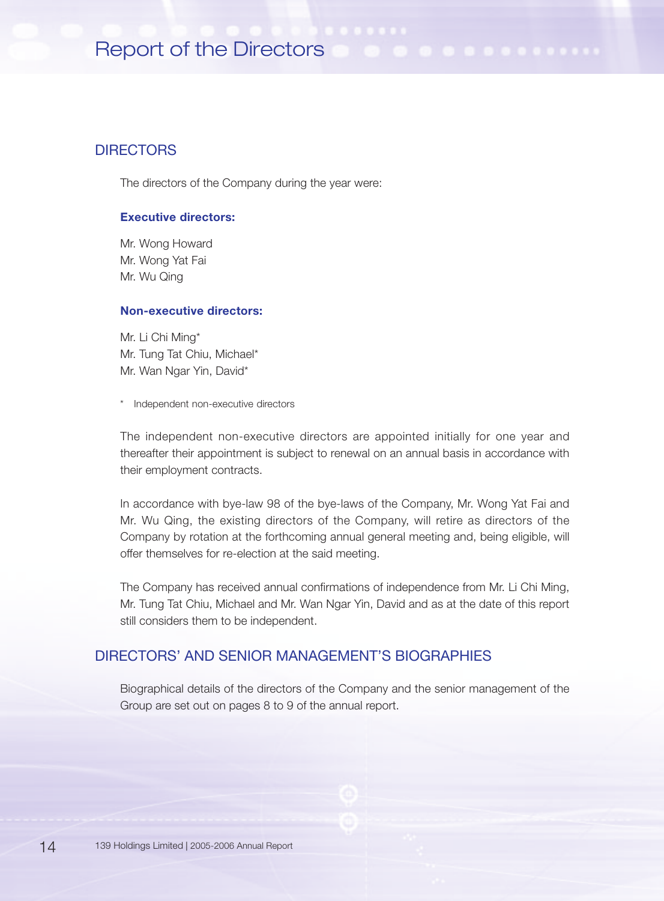## DIRECTORS

The directors of the Company during the year were:

**Executive directors:**

Mr. Wong Howard
Mr. Wong Yat Fai
Mr. Wu Qing

**Non-executive directors:**

Mr. Li Chi Ming*
Mr. Tung Tat Chiu, Michael*
Mr. Wan Ngar Yin, David*

\* Independent non-executive directors

The independent non-executive directors are appointed initially for one year and thereafter their appointment is subject to renewal on an annual basis in accordance with their employment contracts.

In accordance with bye-law 98 of the bye-laws of the Company, Mr. Wong Yat Fai and Mr. Wu Qing, the existing directors of the Company, will retire as directors of the Company by rotation at the forthcoming annual general meeting and, being eligible, will offer themselves for re-election at the said meeting.

The Company has received annual confirmations of independence from Mr. Li Chi Ming, Mr. Tung Tat Chiu, Michael and Mr. Wan Ngar Yin, David and as at the date of this report still considers them to be independent.

## DIRECTORS' AND SENIOR MANAGEMENT'S BIOGRAPHIES

Biographical details of the directors of the Company and the senior management of the Group are set out on pages 8 to 9 of the annual report.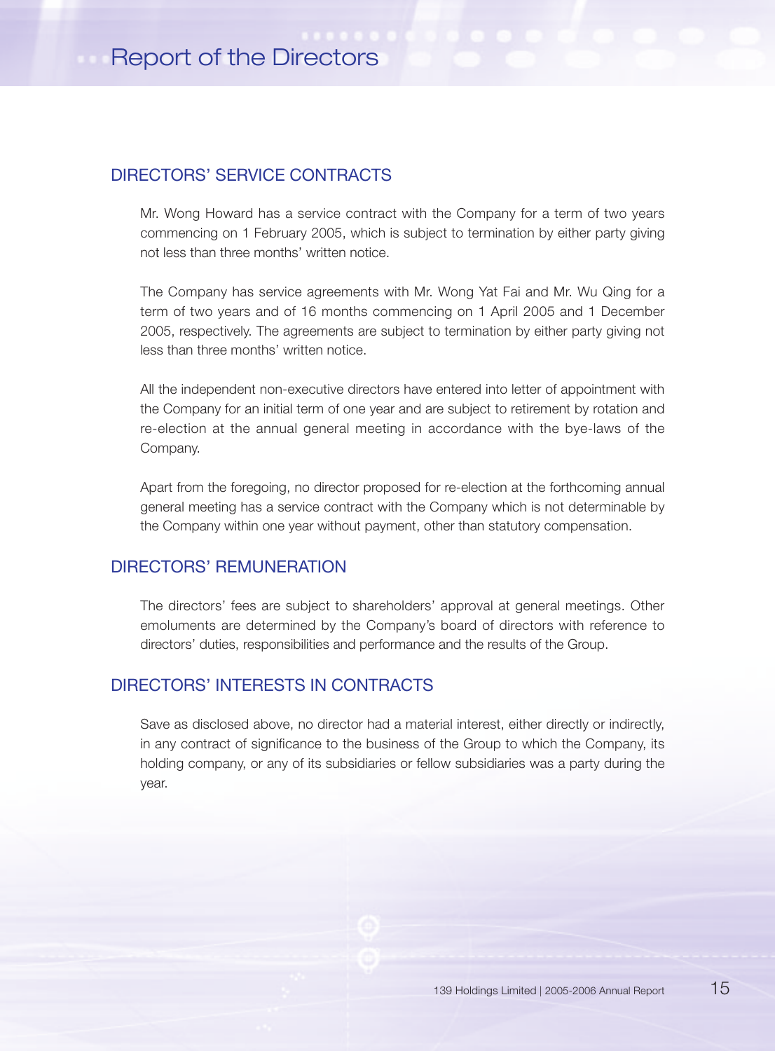## DIRECTORS' SERVICE CONTRACTS

Mr. Wong Howard has a service contract with the Company for a term of two years commencing on 1 February 2005, which is subject to termination by either party giving not less than three months' written notice.

The Company has service agreements with Mr. Wong Yat Fai and Mr. Wu Qing for a term of two years and of 16 months commencing on 1 April 2005 and 1 December 2005, respectively. The agreements are subject to termination by either party giving not less than three months' written notice.

All the independent non-executive directors have entered into letter of appointment with the Company for an initial term of one year and are subject to retirement by rotation and re-election at the annual general meeting in accordance with the bye-laws of the Company.

Apart from the foregoing, no director proposed for re-election at the forthcoming annual general meeting has a service contract with the Company which is not determinable by the Company within one year without payment, other than statutory compensation.

## DIRECTORS' REMUNERATION

The directors' fees are subject to shareholders' approval at general meetings. Other emoluments are determined by the Company's board of directors with reference to directors' duties, responsibilities and performance and the results of the Group.

## DIRECTORS' INTERESTS IN CONTRACTS

Save as disclosed above, no director had a material interest, either directly or indirectly, in any contract of significance to the business of the Group to which the Company, its holding company, or any of its subsidiaries or fellow subsidiaries was a party during the year.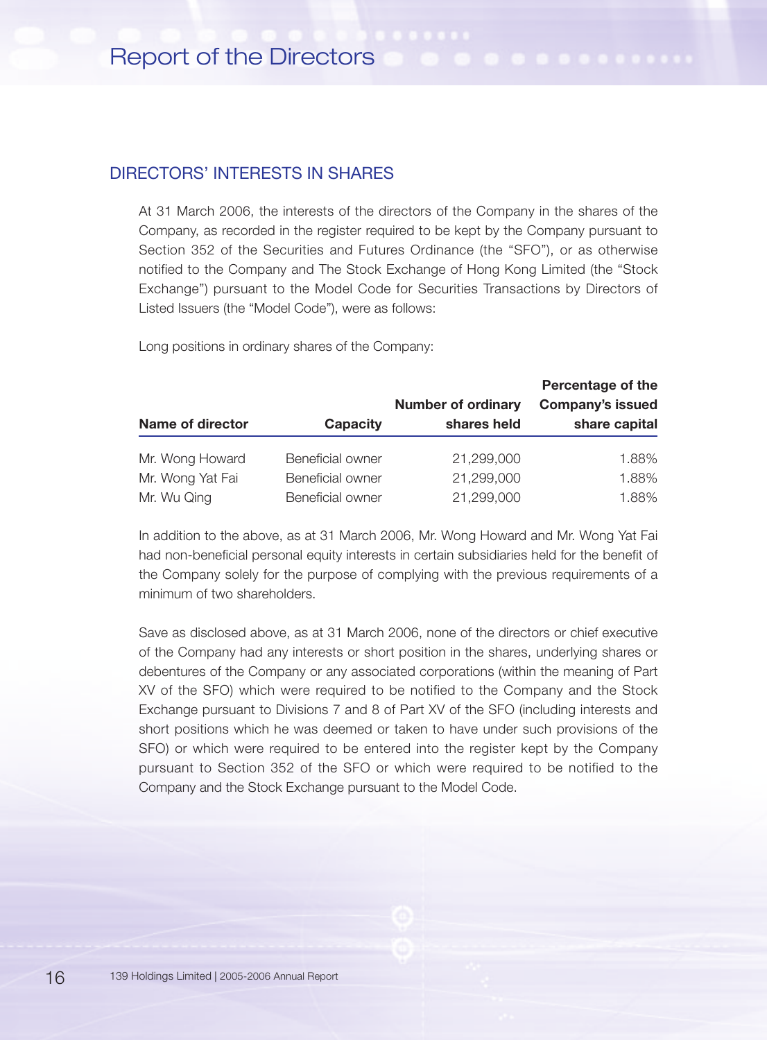## DIRECTORS' INTERESTS IN SHARES

At 31 March 2006, the interests of the directors of the Company in the shares of the Company, as recorded in the register required to be kept by the Company pursuant to Section 352 of the Securities and Futures Ordinance (the "SFO"), or as otherwise notified to the Company and The Stock Exchange of Hong Kong Limited (the "Stock Exchange") pursuant to the Model Code for Securities Transactions by Directors of Listed Issuers (the "Model Code"), were as follows:

Long positions in ordinary shares of the Company:

| Name of director | Capacity | Number of ordinary shares held | Percentage of the Company's issued share capital |
|---|---|---|---|
| Mr. Wong Howard | Beneficial owner | 21,299,000 | 1.88% |
| Mr. Wong Yat Fai | Beneficial owner | 21,299,000 | 1.88% |
| Mr. Wu Qing | Beneficial owner | 21,299,000 | 1.88% |

In addition to the above, as at 31 March 2006, Mr. Wong Howard and Mr. Wong Yat Fai had non-beneficial personal equity interests in certain subsidiaries held for the benefit of the Company solely for the purpose of complying with the previous requirements of a minimum of two shareholders.

Save as disclosed above, as at 31 March 2006, none of the directors or chief executive of the Company had any interests or short position in the shares, underlying shares or debentures of the Company or any associated corporations (within the meaning of Part XV of the SFO) which were required to be notified to the Company and the Stock Exchange pursuant to Divisions 7 and 8 of Part XV of the SFO (including interests and short positions which he was deemed or taken to have under such provisions of the SFO) or which were required to be entered into the register kept by the Company pursuant to Section 352 of the SFO or which were required to be notified to the Company and the Stock Exchange pursuant to the Model Code.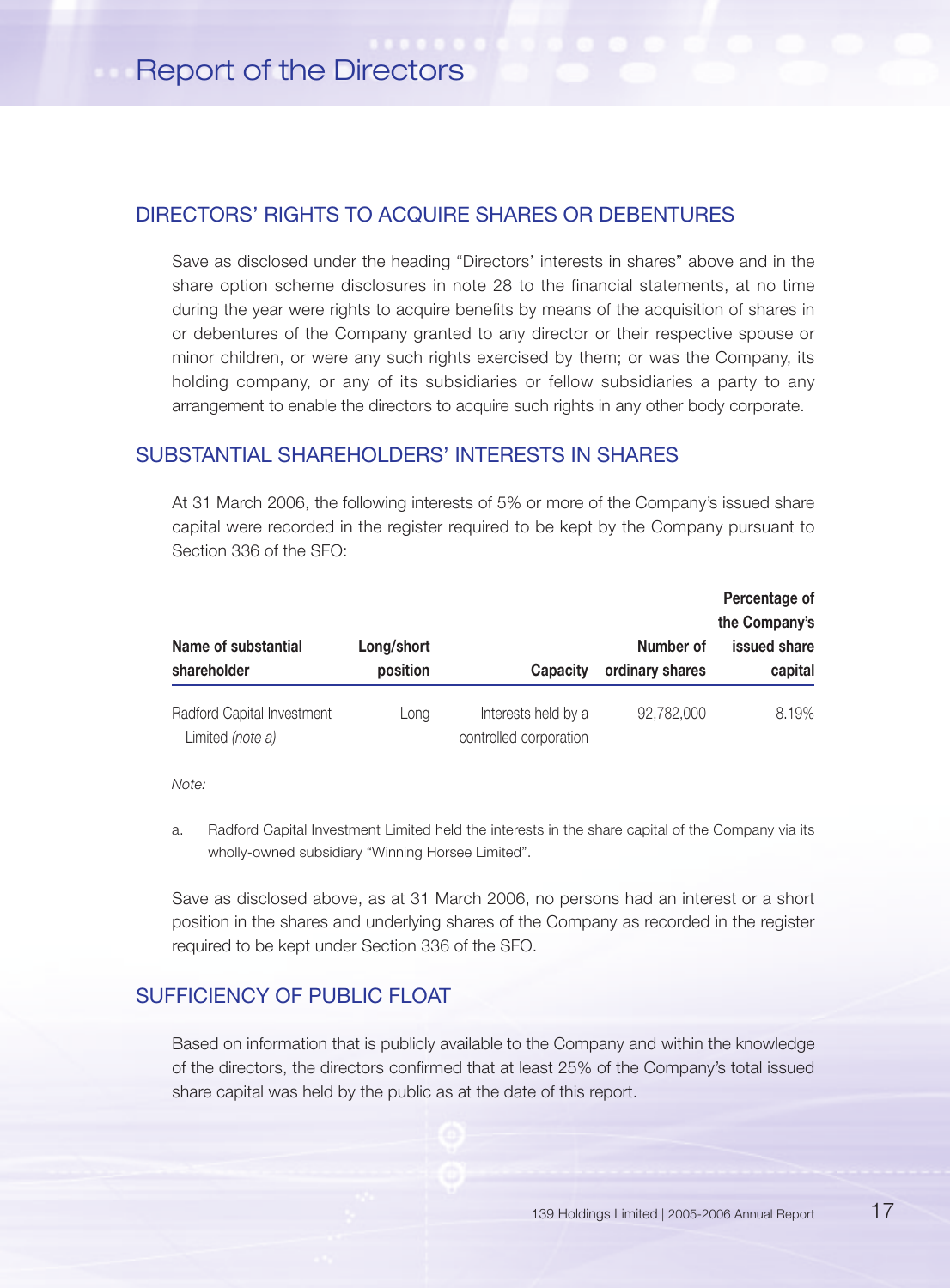## DIRECTORS' RIGHTS TO ACQUIRE SHARES OR DEBENTURES

Save as disclosed under the heading "Directors' interests in shares" above and in the share option scheme disclosures in note 28 to the financial statements, at no time during the year were rights to acquire benefits by means of the acquisition of shares in or debentures of the Company granted to any director or their respective spouse or minor children, or were any such rights exercised by them; or was the Company, its holding company, or any of its subsidiaries or fellow subsidiaries a party to any arrangement to enable the directors to acquire such rights in any other body corporate.

## SUBSTANTIAL SHAREHOLDERS' INTERESTS IN SHARES

At 31 March 2006, the following interests of 5% or more of the Company's issued share capital were recorded in the register required to be kept by the Company pursuant to Section 336 of the SFO:

| Name of substantial shareholder | Long/short position | Capacity | Number of ordinary shares | Percentage of the Company's issued share capital |
|---|---|---|---|---|
| Radford Capital Investment Limited *(note a)* | Long | Interests held by a controlled corporation | 92,782,000 | 8.19% |

*Note:*

a. Radford Capital Investment Limited held the interests in the share capital of the Company via its wholly-owned subsidiary "Winning Horsee Limited".

Save as disclosed above, as at 31 March 2006, no persons had an interest or a short position in the shares and underlying shares of the Company as recorded in the register required to be kept under Section 336 of the SFO.

## SUFFICIENCY OF PUBLIC FLOAT

Based on information that is publicly available to the Company and within the knowledge of the directors, the directors confirmed that at least 25% of the Company's total issued share capital was held by the public as at the date of this report.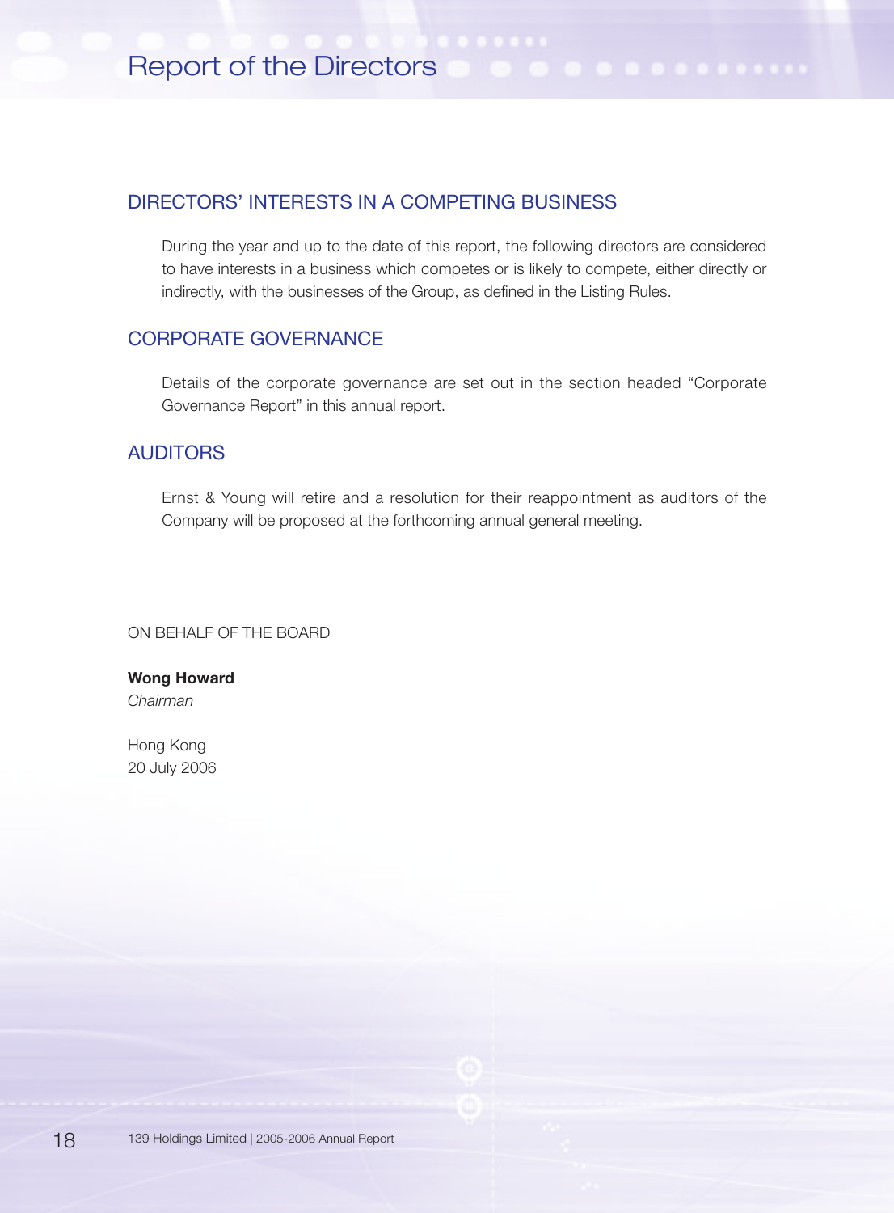## DIRECTORS' INTERESTS IN A COMPETING BUSINESS

During the year and up to the date of this report, the following directors are considered to have interests in a business which competes or is likely to compete, either directly or indirectly, with the businesses of the Group, as defined in the Listing Rules.

## CORPORATE GOVERNANCE

Details of the corporate governance are set out in the section headed "Corporate Governance Report" in this annual report.

## AUDITORS

Ernst & Young will retire and a resolution for their reappointment as auditors of the Company will be proposed at the forthcoming annual general meeting.

ON BEHALF OF THE BOARD

**Wong Howard**
*Chairman*

Hong Kong
20 July 2006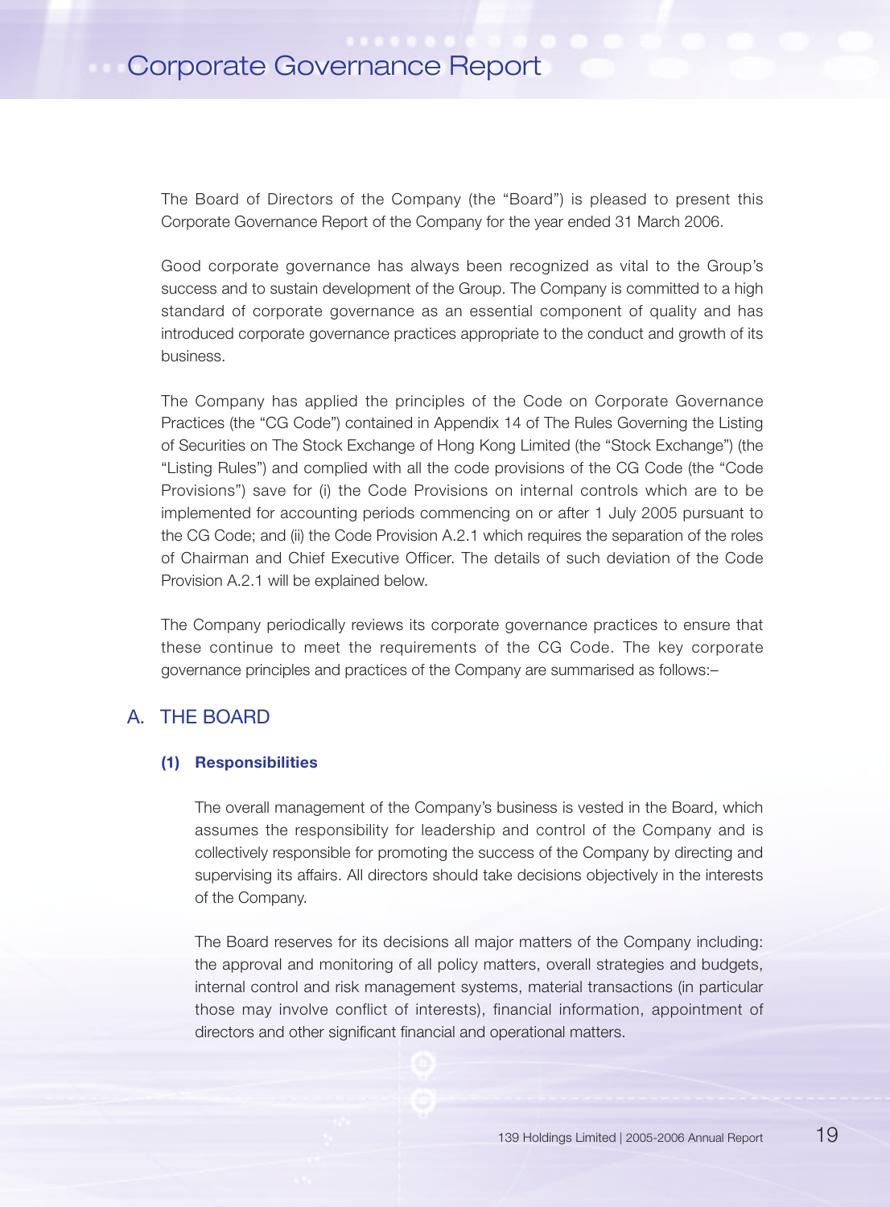# Corporate Governance Report

The Board of Directors of the Company (the "Board") is pleased to present this Corporate Governance Report of the Company for the year ended 31 March 2006.

Good corporate governance has always been recognized as vital to the Group's success and to sustain development of the Group. The Company is committed to a high standard of corporate governance as an essential component of quality and has introduced corporate governance practices appropriate to the conduct and growth of its business.

The Company has applied the principles of the Code on Corporate Governance Practices (the "CG Code") contained in Appendix 14 of The Rules Governing the Listing of Securities on The Stock Exchange of Hong Kong Limited (the "Stock Exchange") (the "Listing Rules") and complied with all the code provisions of the CG Code (the "Code Provisions") save for (i) the Code Provisions on internal controls which are to be implemented for accounting periods commencing on or after 1 July 2005 pursuant to the CG Code; and (ii) the Code Provision A.2.1 which requires the separation of the roles of Chairman and Chief Executive Officer. The details of such deviation of the Code Provision A.2.1 will be explained below.

The Company periodically reviews its corporate governance practices to ensure that these continue to meet the requirements of the CG Code. The key corporate governance principles and practices of the Company are summarised as follows:–

## A. THE BOARD

### (1) Responsibilities

The overall management of the Company's business is vested in the Board, which assumes the responsibility for leadership and control of the Company and is collectively responsible for promoting the success of the Company by directing and supervising its affairs. All directors should take decisions objectively in the interests of the Company.

The Board reserves for its decisions all major matters of the Company including: the approval and monitoring of all policy matters, overall strategies and budgets, internal control and risk management systems, material transactions (in particular those may involve conflict of interests), financial information, appointment of directors and other significant financial and operational matters.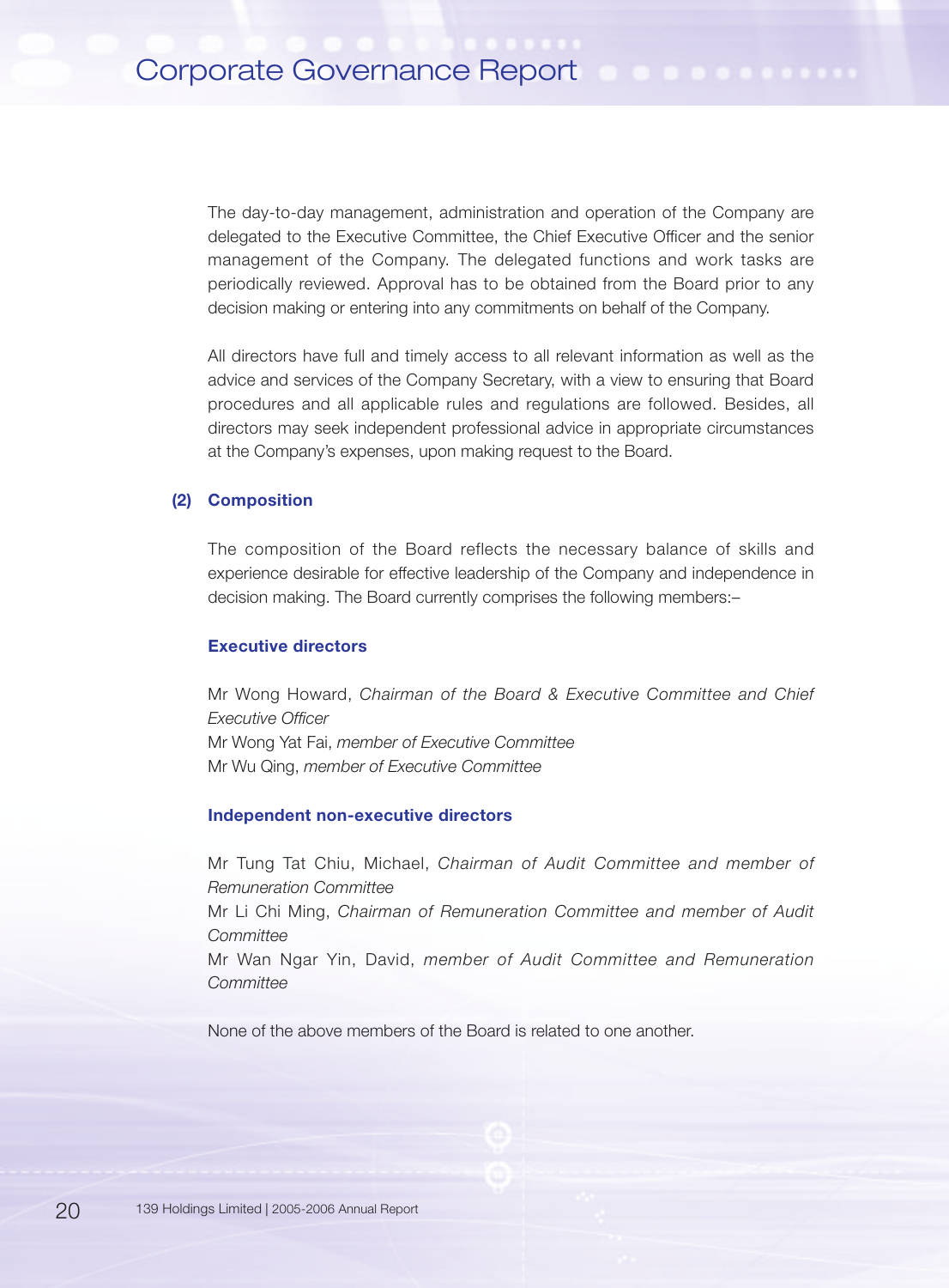The day-to-day management, administration and operation of the Company are delegated to the Executive Committee, the Chief Executive Officer and the senior management of the Company. The delegated functions and work tasks are periodically reviewed. Approval has to be obtained from the Board prior to any decision making or entering into any commitments on behalf of the Company.

All directors have full and timely access to all relevant information as well as the advice and services of the Company Secretary, with a view to ensuring that Board procedures and all applicable rules and regulations are followed. Besides, all directors may seek independent professional advice in appropriate circumstances at the Company's expenses, upon making request to the Board.

### (2) Composition

The composition of the Board reflects the necessary balance of skills and experience desirable for effective leadership of the Company and independence in decision making. The Board currently comprises the following members:–

#### Executive directors

Mr Wong Howard, *Chairman of the Board & Executive Committee and Chief Executive Officer*
Mr Wong Yat Fai, *member of Executive Committee*
Mr Wu Qing, *member of Executive Committee*

#### Independent non-executive directors

Mr Tung Tat Chiu, Michael, *Chairman of Audit Committee and member of Remuneration Committee*
Mr Li Chi Ming, *Chairman of Remuneration Committee and member of Audit Committee*
Mr Wan Ngar Yin, David, *member of Audit Committee and Remuneration Committee*

None of the above members of the Board is related to one another.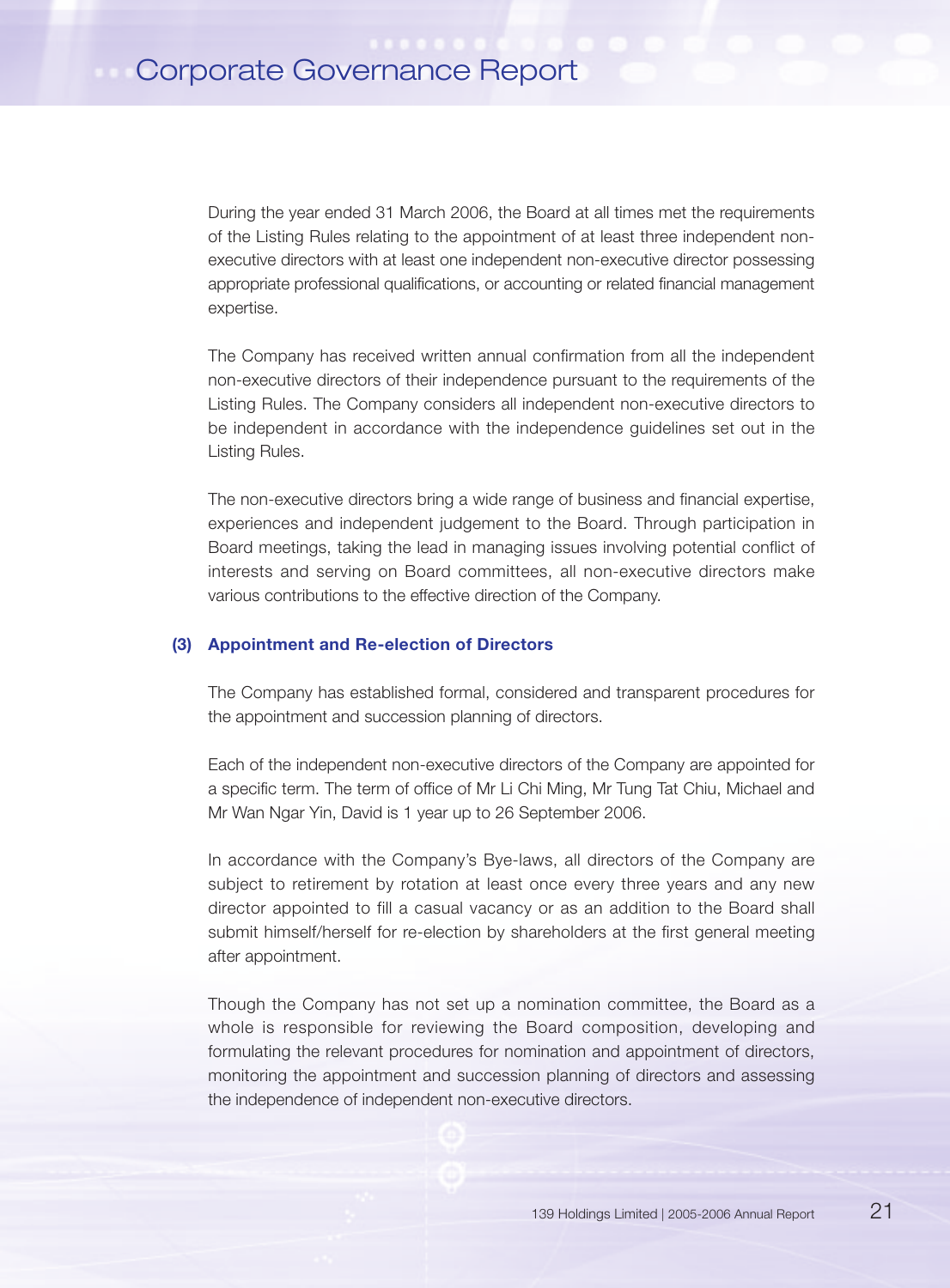During the year ended 31 March 2006, the Board at all times met the requirements of the Listing Rules relating to the appointment of at least three independent non-executive directors with at least one independent non-executive director possessing appropriate professional qualifications, or accounting or related financial management expertise.

The Company has received written annual confirmation from all the independent non-executive directors of their independence pursuant to the requirements of the Listing Rules. The Company considers all independent non-executive directors to be independent in accordance with the independence guidelines set out in the Listing Rules.

The non-executive directors bring a wide range of business and financial expertise, experiences and independent judgement to the Board. Through participation in Board meetings, taking the lead in managing issues involving potential conflict of interests and serving on Board committees, all non-executive directors make various contributions to the effective direction of the Company.

### (3) Appointment and Re-election of Directors

The Company has established formal, considered and transparent procedures for the appointment and succession planning of directors.

Each of the independent non-executive directors of the Company are appointed for a specific term. The term of office of Mr Li Chi Ming, Mr Tung Tat Chiu, Michael and Mr Wan Ngar Yin, David is 1 year up to 26 September 2006.

In accordance with the Company's Bye-laws, all directors of the Company are subject to retirement by rotation at least once every three years and any new director appointed to fill a casual vacancy or as an addition to the Board shall submit himself/herself for re-election by shareholders at the first general meeting after appointment.

Though the Company has not set up a nomination committee, the Board as a whole is responsible for reviewing the Board composition, developing and formulating the relevant procedures for nomination and appointment of directors, monitoring the appointment and succession planning of directors and assessing the independence of independent non-executive directors.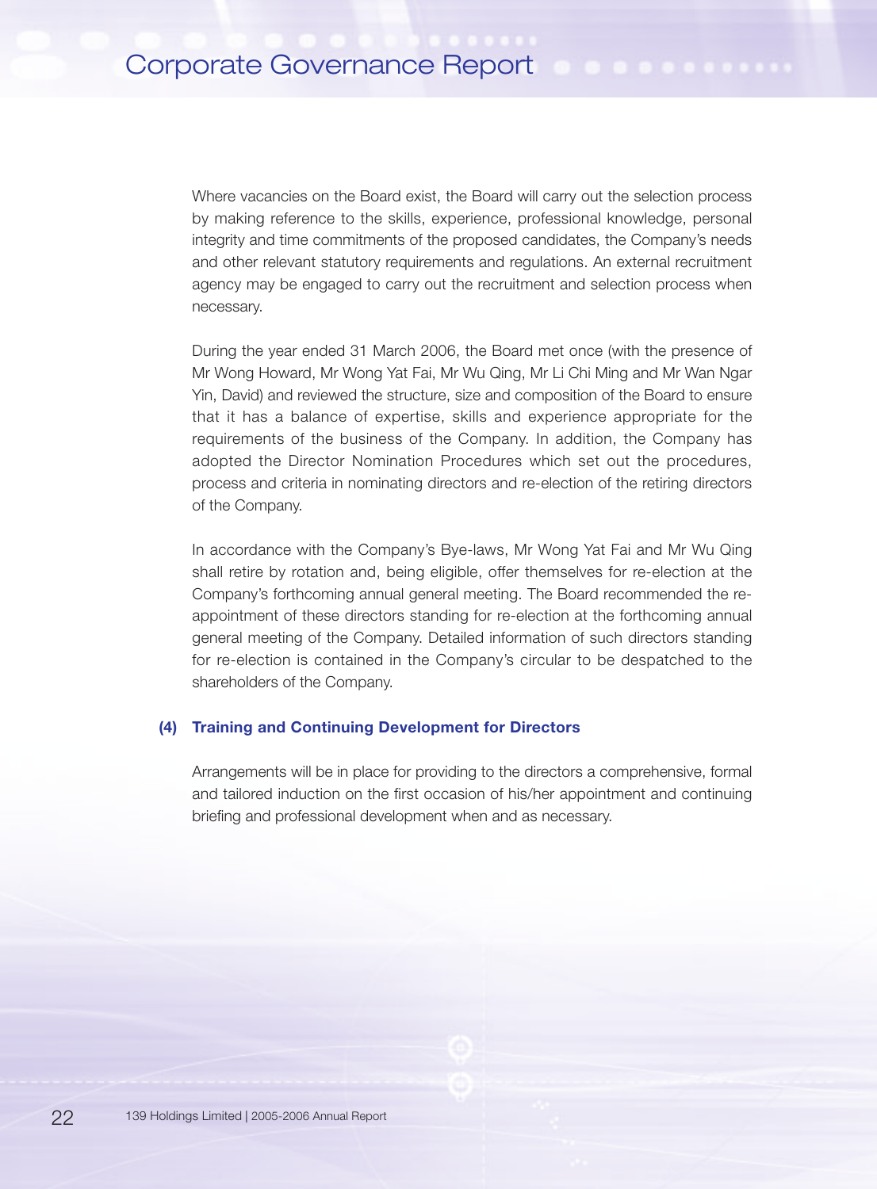Where vacancies on the Board exist, the Board will carry out the selection process by making reference to the skills, experience, professional knowledge, personal integrity and time commitments of the proposed candidates, the Company's needs and other relevant statutory requirements and regulations. An external recruitment agency may be engaged to carry out the recruitment and selection process when necessary.

During the year ended 31 March 2006, the Board met once (with the presence of Mr Wong Howard, Mr Wong Yat Fai, Mr Wu Qing, Mr Li Chi Ming and Mr Wan Ngar Yin, David) and reviewed the structure, size and composition of the Board to ensure that it has a balance of expertise, skills and experience appropriate for the requirements of the business of the Company. In addition, the Company has adopted the Director Nomination Procedures which set out the procedures, process and criteria in nominating directors and re-election of the retiring directors of the Company.

In accordance with the Company's Bye-laws, Mr Wong Yat Fai and Mr Wu Qing shall retire by rotation and, being eligible, offer themselves for re-election at the Company's forthcoming annual general meeting. The Board recommended the re-appointment of these directors standing for re-election at the forthcoming annual general meeting of the Company. Detailed information of such directors standing for re-election is contained in the Company's circular to be despatched to the shareholders of the Company.

### (4) Training and Continuing Development for Directors

Arrangements will be in place for providing to the directors a comprehensive, formal and tailored induction on the first occasion of his/her appointment and continuing briefing and professional development when and as necessary.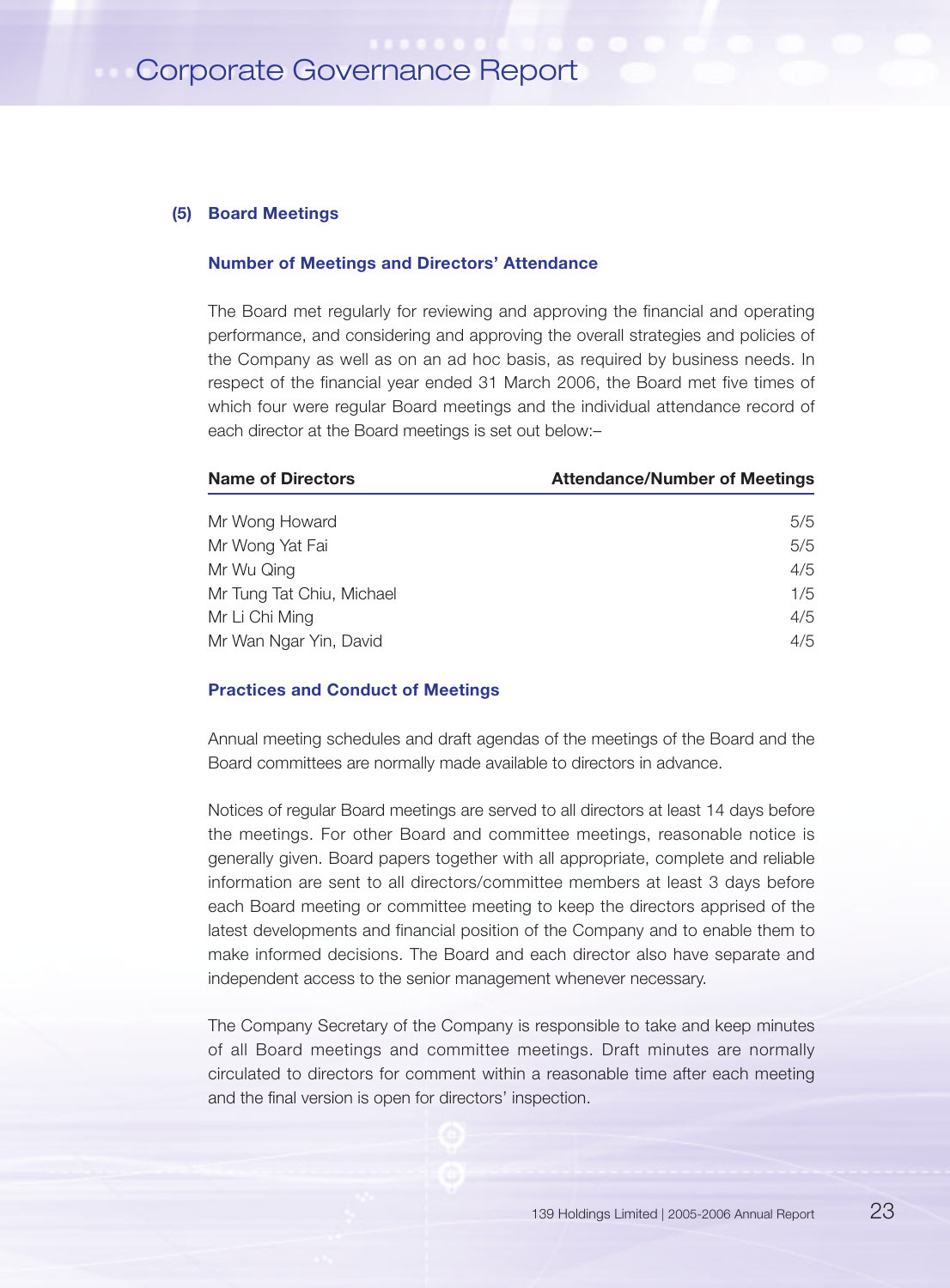## (5) Board Meetings

### Number of Meetings and Directors' Attendance

The Board met regularly for reviewing and approving the financial and operating performance, and considering and approving the overall strategies and policies of the Company as well as on an ad hoc basis, as required by business needs. In respect of the financial year ended 31 March 2006, the Board met five times of which four were regular Board meetings and the individual attendance record of each director at the Board meetings is set out below:–

| Name of Directors | Attendance/Number of Meetings |
|---|---|
| Mr Wong Howard | 5/5 |
| Mr Wong Yat Fai | 5/5 |
| Mr Wu Qing | 4/5 |
| Mr Tung Tat Chiu, Michael | 1/5 |
| Mr Li Chi Ming | 4/5 |
| Mr Wan Ngar Yin, David | 4/5 |

### Practices and Conduct of Meetings

Annual meeting schedules and draft agendas of the meetings of the Board and the Board committees are normally made available to directors in advance.

Notices of regular Board meetings are served to all directors at least 14 days before the meetings. For other Board and committee meetings, reasonable notice is generally given. Board papers together with all appropriate, complete and reliable information are sent to all directors/committee members at least 3 days before each Board meeting or committee meeting to keep the directors apprised of the latest developments and financial position of the Company and to enable them to make informed decisions. The Board and each director also have separate and independent access to the senior management whenever necessary.

The Company Secretary of the Company is responsible to take and keep minutes of all Board meetings and committee meetings. Draft minutes are normally circulated to directors for comment within a reasonable time after each meeting and the final version is open for directors' inspection.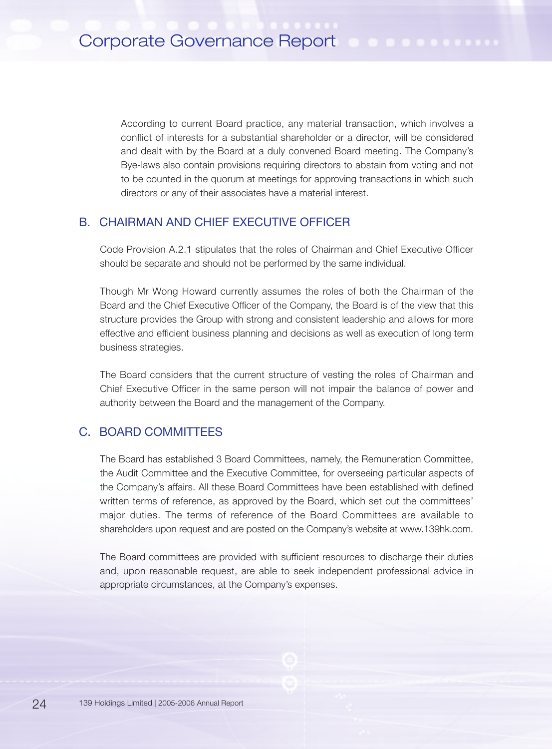According to current Board practice, any material transaction, which involves a conflict of interests for a substantial shareholder or a director, will be considered and dealt with by the Board at a duly convened Board meeting. The Company's Bye-laws also contain provisions requiring directors to abstain from voting and not to be counted in the quorum at meetings for approving transactions in which such directors or any of their associates have a material interest.

## B. CHAIRMAN AND CHIEF EXECUTIVE OFFICER

Code Provision A.2.1 stipulates that the roles of Chairman and Chief Executive Officer should be separate and should not be performed by the same individual.

Though Mr Wong Howard currently assumes the roles of both the Chairman of the Board and the Chief Executive Officer of the Company, the Board is of the view that this structure provides the Group with strong and consistent leadership and allows for more effective and efficient business planning and decisions as well as execution of long term business strategies.

The Board considers that the current structure of vesting the roles of Chairman and Chief Executive Officer in the same person will not impair the balance of power and authority between the Board and the management of the Company.

## C. BOARD COMMITTEES

The Board has established 3 Board Committees, namely, the Remuneration Committee, the Audit Committee and the Executive Committee, for overseeing particular aspects of the Company's affairs. All these Board Committees have been established with defined written terms of reference, as approved by the Board, which set out the committees' major duties. The terms of reference of the Board Committees are available to shareholders upon request and are posted on the Company's website at www.139hk.com.

The Board committees are provided with sufficient resources to discharge their duties and, upon reasonable request, are able to seek independent professional advice in appropriate circumstances, at the Company's expenses.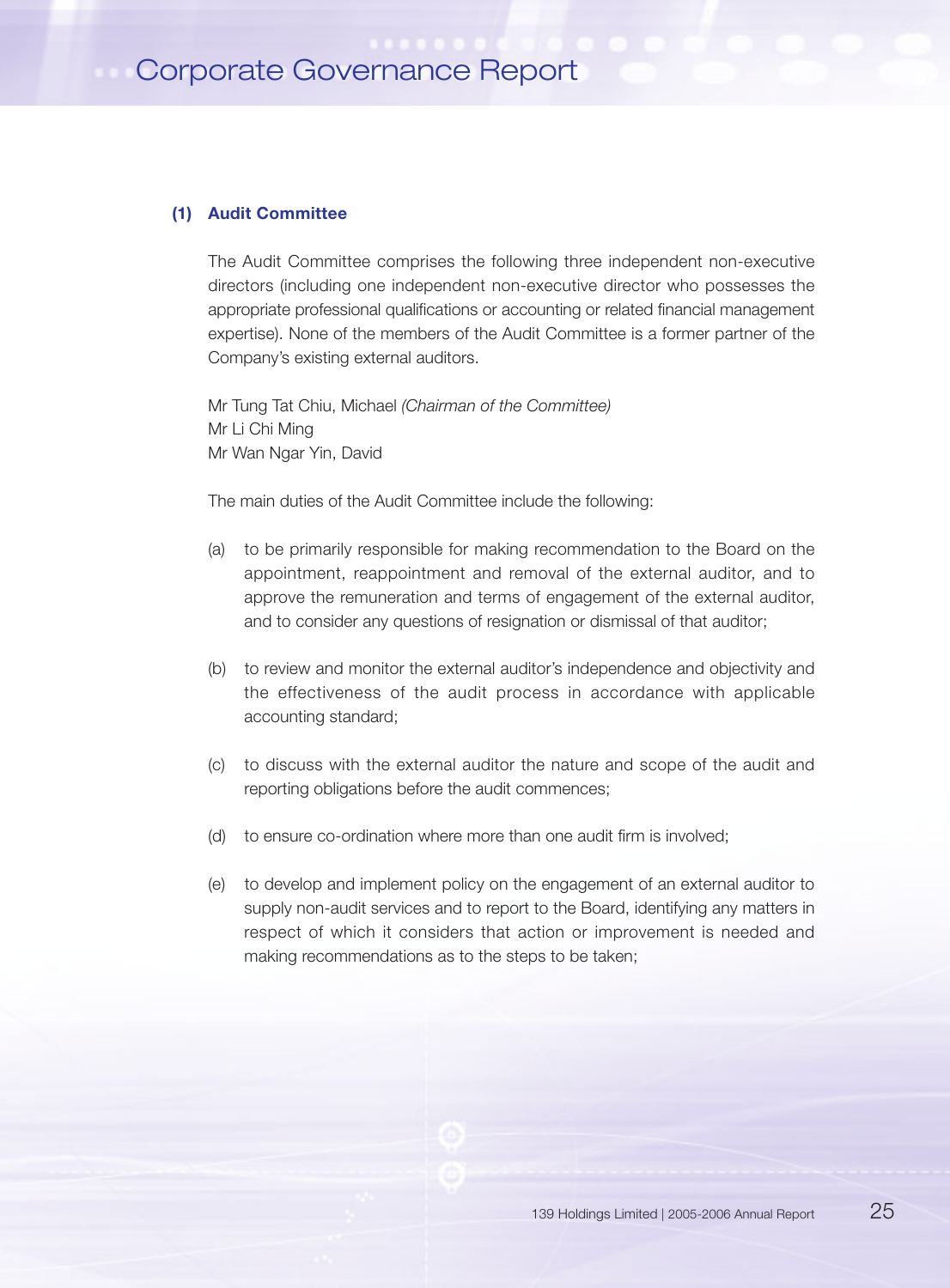### (1) Audit Committee

The Audit Committee comprises the following three independent non-executive directors (including one independent non-executive director who possesses the appropriate professional qualifications or accounting or related financial management expertise). None of the members of the Audit Committee is a former partner of the Company's existing external auditors.

Mr Tung Tat Chiu, Michael *(Chairman of the Committee)*  
Mr Li Chi Ming  
Mr Wan Ngar Yin, David

The main duties of the Audit Committee include the following:

(a) to be primarily responsible for making recommendation to the Board on the appointment, reappointment and removal of the external auditor, and to approve the remuneration and terms of engagement of the external auditor, and to consider any questions of resignation or dismissal of that auditor;

(b) to review and monitor the external auditor's independence and objectivity and the effectiveness of the audit process in accordance with applicable accounting standard;

(c) to discuss with the external auditor the nature and scope of the audit and reporting obligations before the audit commences;

(d) to ensure co-ordination where more than one audit firm is involved;

(e) to develop and implement policy on the engagement of an external auditor to supply non-audit services and to report to the Board, identifying any matters in respect of which it considers that action or improvement is needed and making recommendations as to the steps to be taken;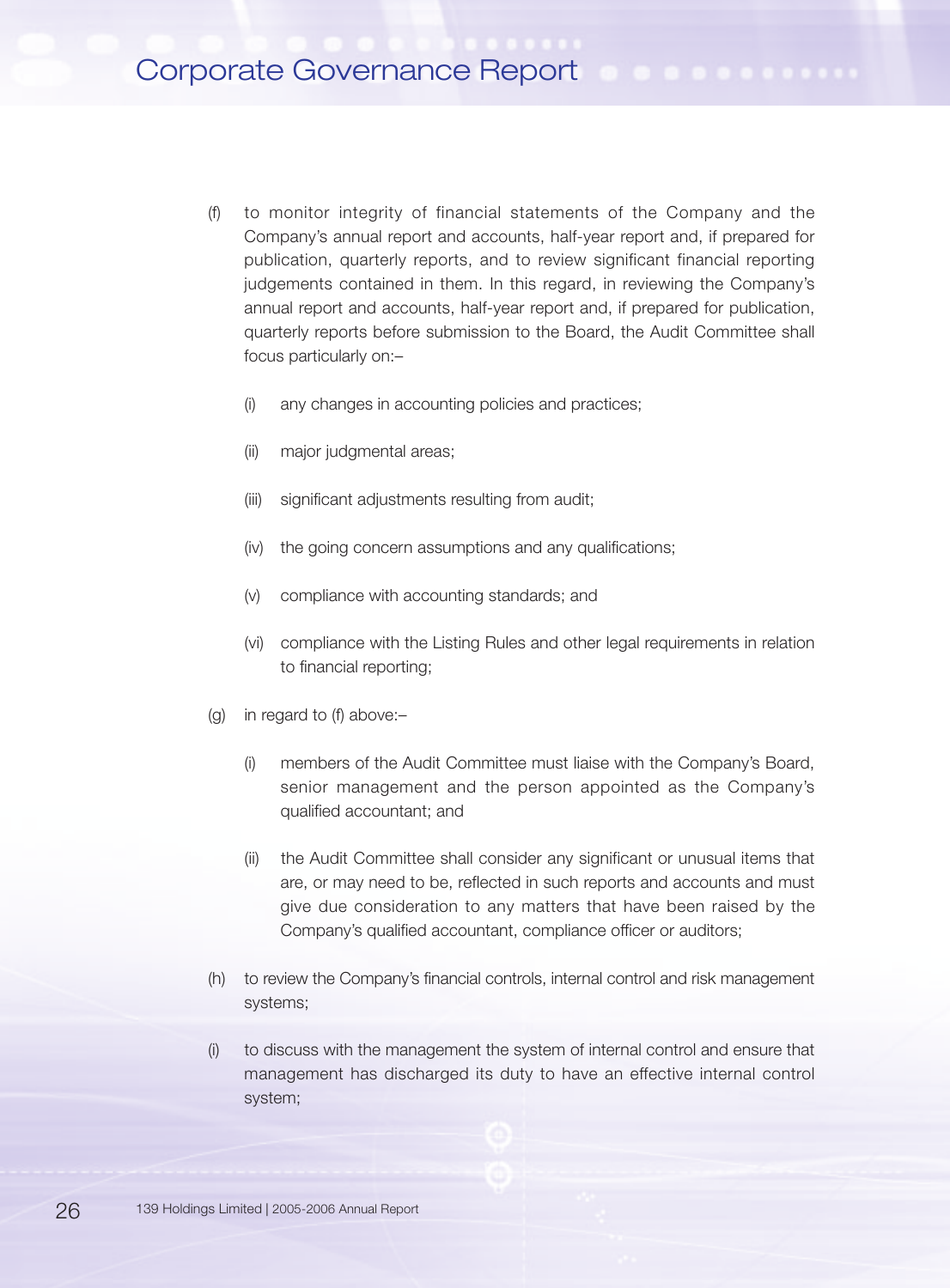(f) to monitor integrity of financial statements of the Company and the Company's annual report and accounts, half-year report and, if prepared for publication, quarterly reports, and to review significant financial reporting judgements contained in them. In this regard, in reviewing the Company's annual report and accounts, half-year report and, if prepared for publication, quarterly reports before submission to the Board, the Audit Committee shall focus particularly on:–

   (i) any changes in accounting policies and practices;

   (ii) major judgmental areas;

   (iii) significant adjustments resulting from audit;

   (iv) the going concern assumptions and any qualifications;

   (v) compliance with accounting standards; and

   (vi) compliance with the Listing Rules and other legal requirements in relation to financial reporting;

(g) in regard to (f) above:–

   (i) members of the Audit Committee must liaise with the Company's Board, senior management and the person appointed as the Company's qualified accountant; and

   (ii) the Audit Committee shall consider any significant or unusual items that are, or may need to be, reflected in such reports and accounts and must give due consideration to any matters that have been raised by the Company's qualified accountant, compliance officer or auditors;

(h) to review the Company's financial controls, internal control and risk management systems;

(i) to discuss with the management the system of internal control and ensure that management has discharged its duty to have an effective internal control system;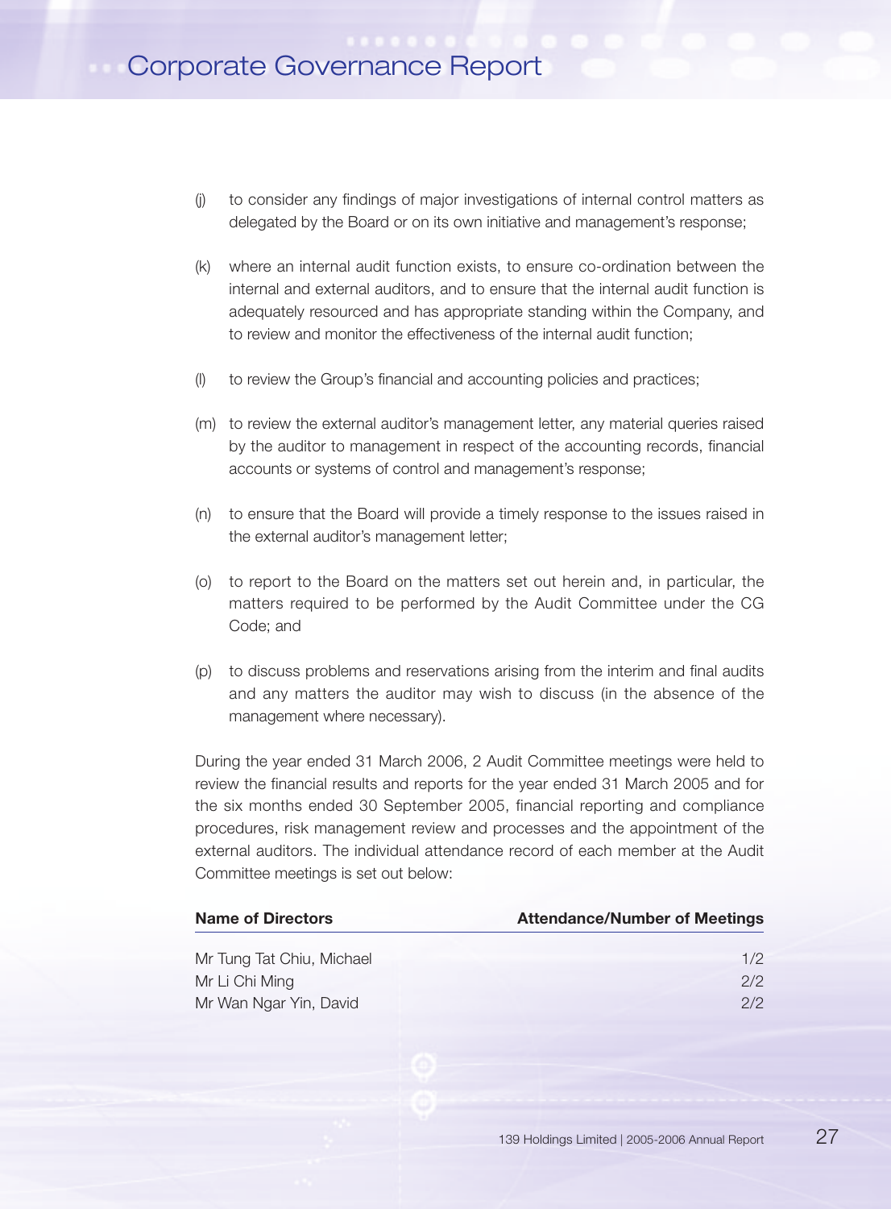(j) to consider any findings of major investigations of internal control matters as delegated by the Board or on its own initiative and management's response;

(k) where an internal audit function exists, to ensure co-ordination between the internal and external auditors, and to ensure that the internal audit function is adequately resourced and has appropriate standing within the Company, and to review and monitor the effectiveness of the internal audit function;

(l) to review the Group's financial and accounting policies and practices;

(m) to review the external auditor's management letter, any material queries raised by the auditor to management in respect of the accounting records, financial accounts or systems of control and management's response;

(n) to ensure that the Board will provide a timely response to the issues raised in the external auditor's management letter;

(o) to report to the Board on the matters set out herein and, in particular, the matters required to be performed by the Audit Committee under the CG Code; and

(p) to discuss problems and reservations arising from the interim and final audits and any matters the auditor may wish to discuss (in the absence of the management where necessary).

During the year ended 31 March 2006, 2 Audit Committee meetings were held to review the financial results and reports for the year ended 31 March 2005 and for the six months ended 30 September 2005, financial reporting and compliance procedures, risk management review and processes and the appointment of the external auditors. The individual attendance record of each member at the Audit Committee meetings is set out below:

| Name of Directors | Attendance/Number of Meetings |
|---|---|
| Mr Tung Tat Chiu, Michael | 1/2 |
| Mr Li Chi Ming | 2/2 |
| Mr Wan Ngar Yin, David | 2/2 |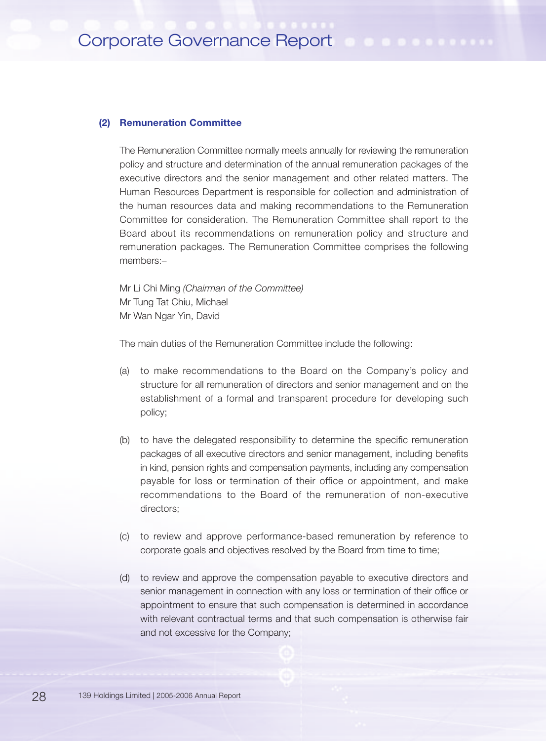### (2) Remuneration Committee

The Remuneration Committee normally meets annually for reviewing the remuneration policy and structure and determination of the annual remuneration packages of the executive directors and the senior management and other related matters. The Human Resources Department is responsible for collection and administration of the human resources data and making recommendations to the Remuneration Committee for consideration. The Remuneration Committee shall report to the Board about its recommendations on remuneration policy and structure and remuneration packages. The Remuneration Committee comprises the following members:–

Mr Li Chi Ming *(Chairman of the Committee)*
Mr Tung Tat Chiu, Michael
Mr Wan Ngar Yin, David

The main duties of the Remuneration Committee include the following:

(a) to make recommendations to the Board on the Company's policy and structure for all remuneration of directors and senior management and on the establishment of a formal and transparent procedure for developing such policy;

(b) to have the delegated responsibility to determine the specific remuneration packages of all executive directors and senior management, including benefits in kind, pension rights and compensation payments, including any compensation payable for loss or termination of their office or appointment, and make recommendations to the Board of the remuneration of non-executive directors;

(c) to review and approve performance-based remuneration by reference to corporate goals and objectives resolved by the Board from time to time;

(d) to review and approve the compensation payable to executive directors and senior management in connection with any loss or termination of their office or appointment to ensure that such compensation is determined in accordance with relevant contractual terms and that such compensation is otherwise fair and not excessive for the Company;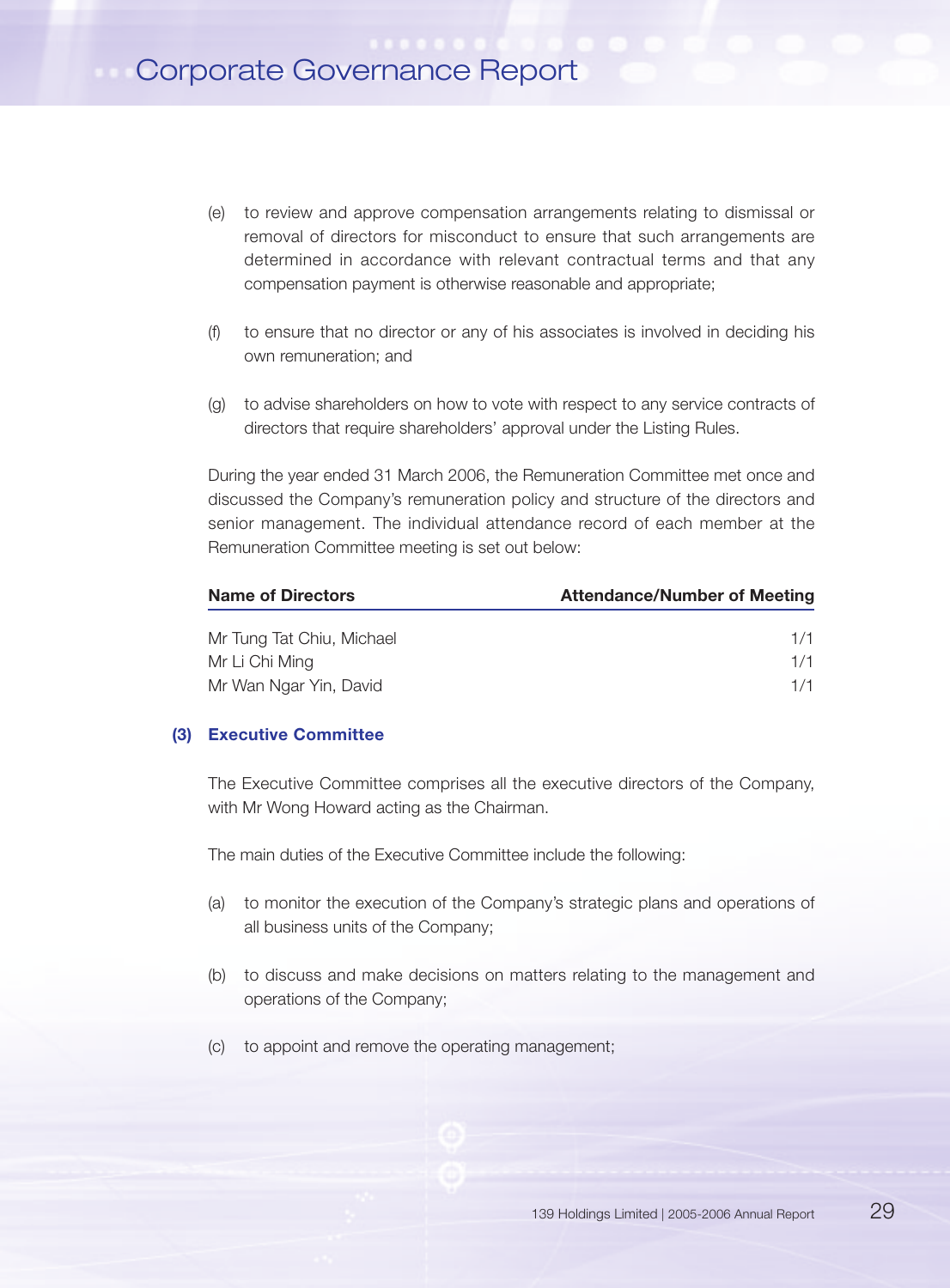(e) to review and approve compensation arrangements relating to dismissal or removal of directors for misconduct to ensure that such arrangements are determined in accordance with relevant contractual terms and that any compensation payment is otherwise reasonable and appropriate;

(f) to ensure that no director or any of his associates is involved in deciding his own remuneration; and

(g) to advise shareholders on how to vote with respect to any service contracts of directors that require shareholders' approval under the Listing Rules.

During the year ended 31 March 2006, the Remuneration Committee met once and discussed the Company's remuneration policy and structure of the directors and senior management. The individual attendance record of each member at the Remuneration Committee meeting is set out below:

| Name of Directors | Attendance/Number of Meeting |
| --- | --- |
| Mr Tung Tat Chiu, Michael | 1/1 |
| Mr Li Chi Ming | 1/1 |
| Mr Wan Ngar Yin, David | 1/1 |

### (3) Executive Committee

The Executive Committee comprises all the executive directors of the Company, with Mr Wong Howard acting as the Chairman.

The main duties of the Executive Committee include the following:

(a) to monitor the execution of the Company's strategic plans and operations of all business units of the Company;

(b) to discuss and make decisions on matters relating to the management and operations of the Company;

(c) to appoint and remove the operating management;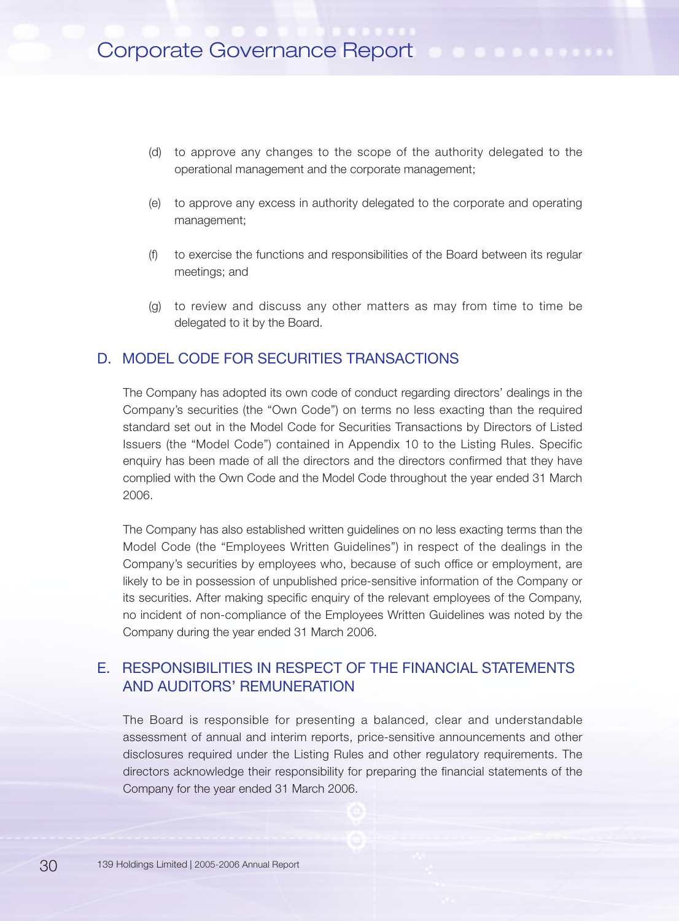(d) to approve any changes to the scope of the authority delegated to the operational management and the corporate management;

(e) to approve any excess in authority delegated to the corporate and operating management;

(f) to exercise the functions and responsibilities of the Board between its regular meetings; and

(g) to review and discuss any other matters as may from time to time be delegated to it by the Board.

## D. MODEL CODE FOR SECURITIES TRANSACTIONS

The Company has adopted its own code of conduct regarding directors' dealings in the Company's securities (the "Own Code") on terms no less exacting than the required standard set out in the Model Code for Securities Transactions by Directors of Listed Issuers (the "Model Code") contained in Appendix 10 to the Listing Rules. Specific enquiry has been made of all the directors and the directors confirmed that they have complied with the Own Code and the Model Code throughout the year ended 31 March 2006.

The Company has also established written guidelines on no less exacting terms than the Model Code (the "Employees Written Guidelines") in respect of the dealings in the Company's securities by employees who, because of such office or employment, are likely to be in possession of unpublished price-sensitive information of the Company or its securities. After making specific enquiry of the relevant employees of the Company, no incident of non-compliance of the Employees Written Guidelines was noted by the Company during the year ended 31 March 2006.

## E. RESPONSIBILITIES IN RESPECT OF THE FINANCIAL STATEMENTS AND AUDITORS' REMUNERATION

The Board is responsible for presenting a balanced, clear and understandable assessment of annual and interim reports, price-sensitive announcements and other disclosures required under the Listing Rules and other regulatory requirements. The directors acknowledge their responsibility for preparing the financial statements of the Company for the year ended 31 March 2006.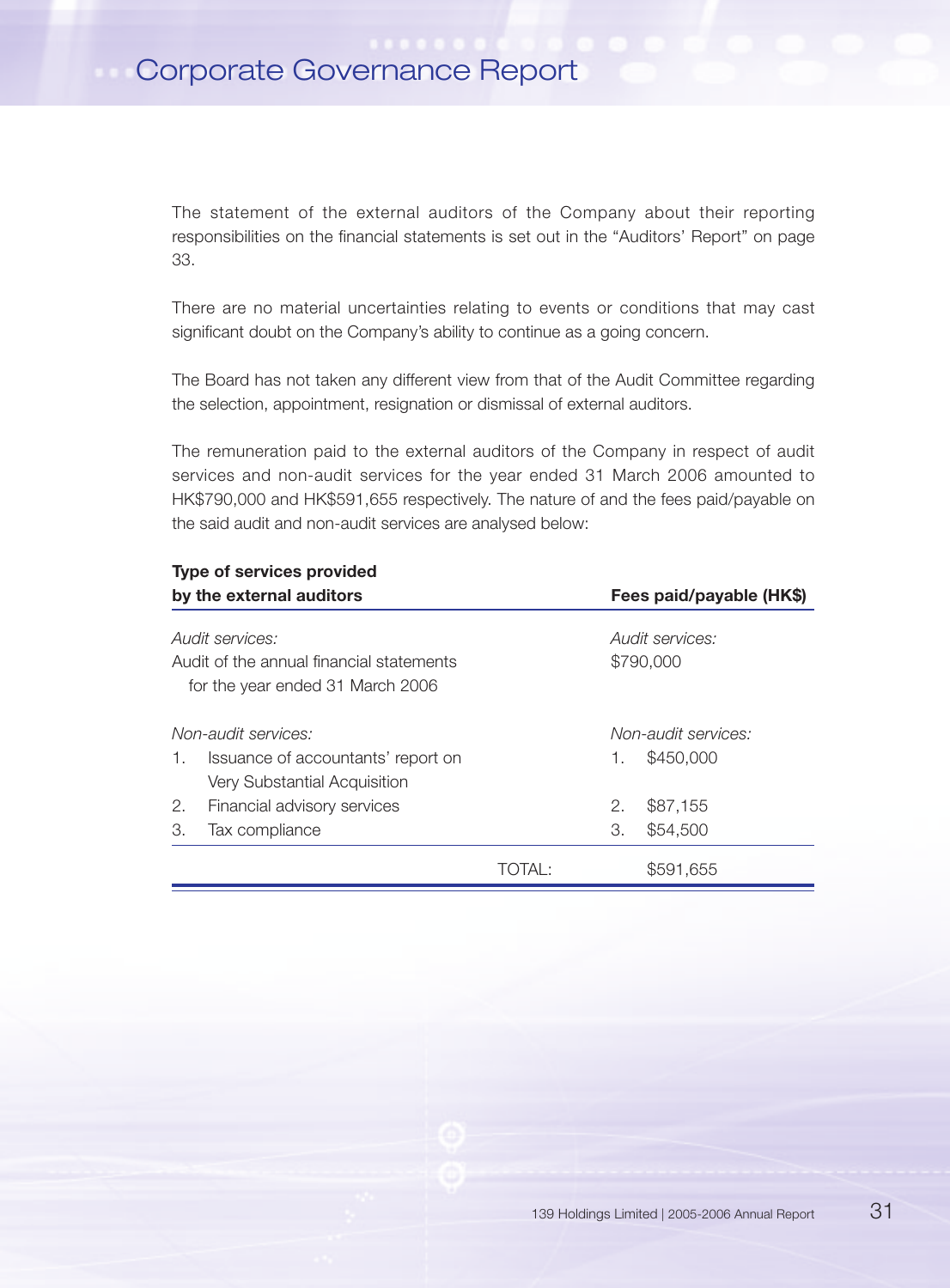The statement of the external auditors of the Company about their reporting responsibilities on the financial statements is set out in the "Auditors' Report" on page 33.

There are no material uncertainties relating to events or conditions that may cast significant doubt on the Company's ability to continue as a going concern.

The Board has not taken any different view from that of the Audit Committee regarding the selection, appointment, resignation or dismissal of external auditors.

The remuneration paid to the external auditors of the Company in respect of audit services and non-audit services for the year ended 31 March 2006 amounted to HK$790,000 and HK$591,655 respectively. The nature of and the fees paid/payable on the said audit and non-audit services are analysed below:

| Type of services provided by the external auditors | | Fees paid/payable (HK$) |
|---|---|---|
| *Audit services:* | | *Audit services:* |
| Audit of the annual financial statements for the year ended 31 March 2006 | | $790,000 |
| *Non-audit services:* | | *Non-audit services:* |
| 1. Issuance of accountants' report on Very Substantial Acquisition | | 1. $450,000 |
| 2. Financial advisory services | | 2. $87,155 |
| 3. Tax compliance | | 3. $54,500 |
| | TOTAL: | $591,655 |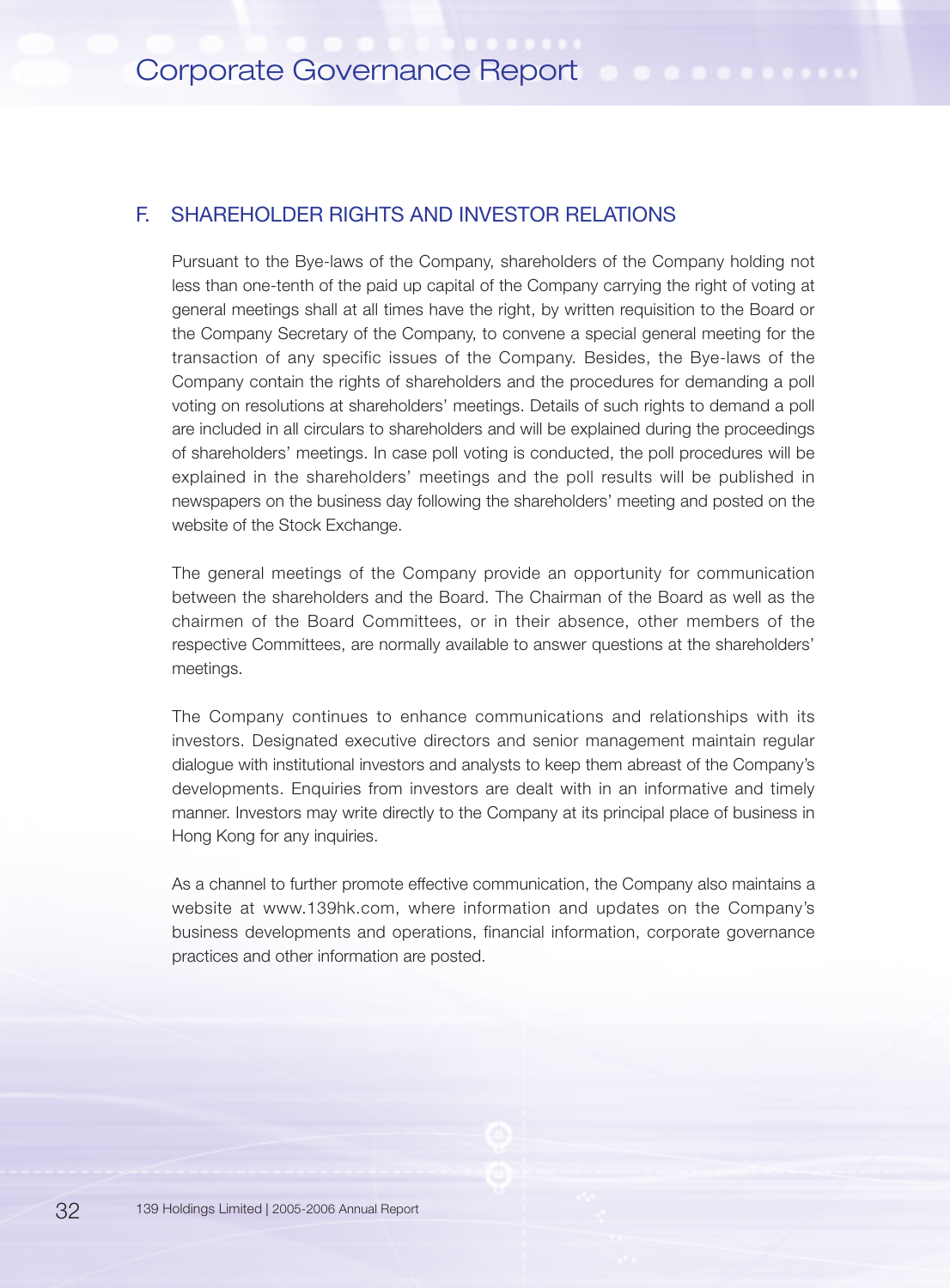## F. SHAREHOLDER RIGHTS AND INVESTOR RELATIONS

Pursuant to the Bye-laws of the Company, shareholders of the Company holding not less than one-tenth of the paid up capital of the Company carrying the right of voting at general meetings shall at all times have the right, by written requisition to the Board or the Company Secretary of the Company, to convene a special general meeting for the transaction of any specific issues of the Company. Besides, the Bye-laws of the Company contain the rights of shareholders and the procedures for demanding a poll voting on resolutions at shareholders' meetings. Details of such rights to demand a poll are included in all circulars to shareholders and will be explained during the proceedings of shareholders' meetings. In case poll voting is conducted, the poll procedures will be explained in the shareholders' meetings and the poll results will be published in newspapers on the business day following the shareholders' meeting and posted on the website of the Stock Exchange.

The general meetings of the Company provide an opportunity for communication between the shareholders and the Board. The Chairman of the Board as well as the chairmen of the Board Committees, or in their absence, other members of the respective Committees, are normally available to answer questions at the shareholders' meetings.

The Company continues to enhance communications and relationships with its investors. Designated executive directors and senior management maintain regular dialogue with institutional investors and analysts to keep them abreast of the Company's developments. Enquiries from investors are dealt with in an informative and timely manner. Investors may write directly to the Company at its principal place of business in Hong Kong for any inquiries.

As a channel to further promote effective communication, the Company also maintains a website at www.139hk.com, where information and updates on the Company's business developments and operations, financial information, corporate governance practices and other information are posted.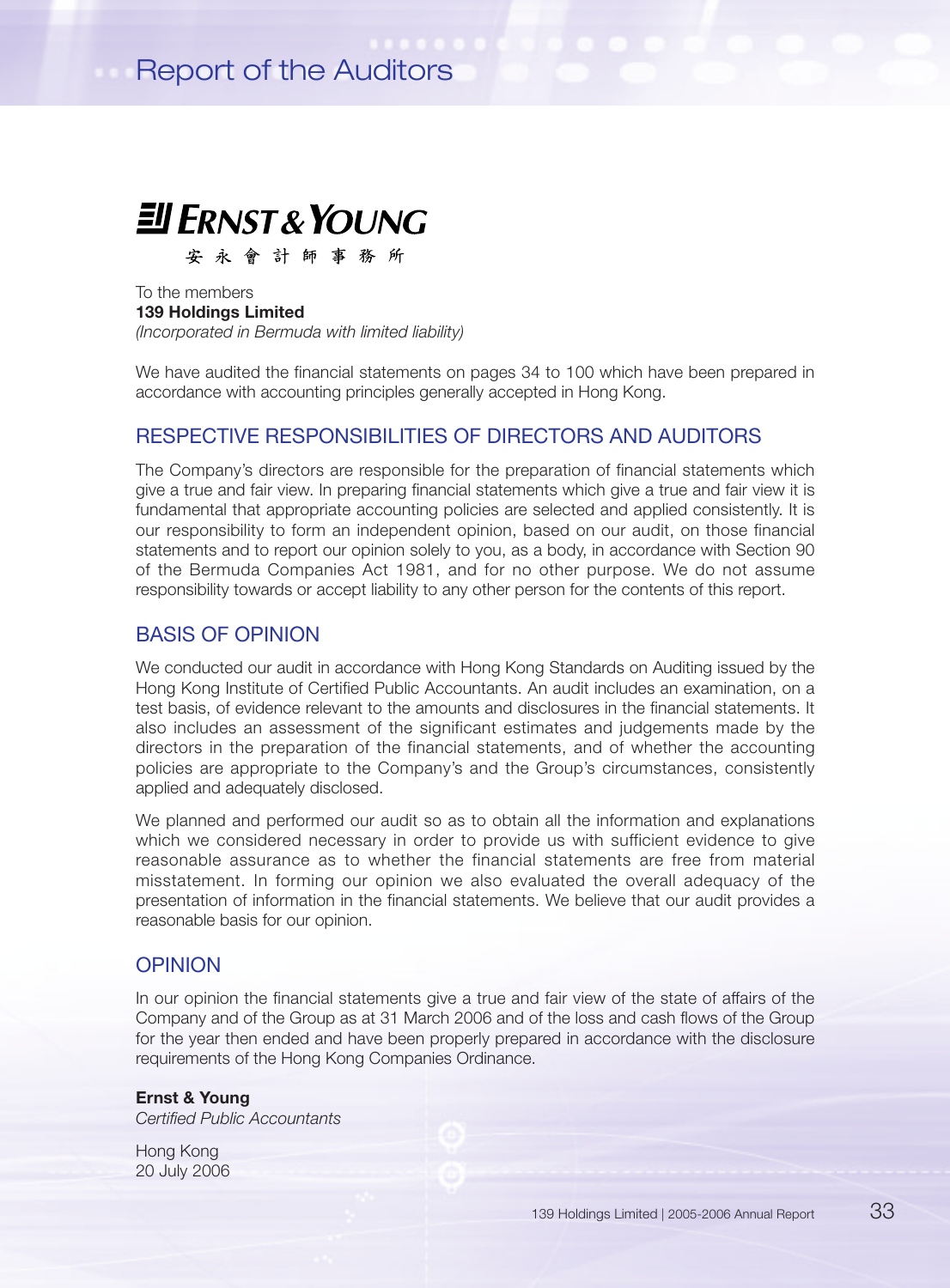# Report of the Auditors

**ERNST & YOUNG**

安 永 會 計 師 事 務 所

To the members
**139 Holdings Limited**
*(Incorporated in Bermuda with limited liability)*

We have audited the financial statements on pages 34 to 100 which have been prepared in accordance with accounting principles generally accepted in Hong Kong.

## RESPECTIVE RESPONSIBILITIES OF DIRECTORS AND AUDITORS

The Company's directors are responsible for the preparation of financial statements which give a true and fair view. In preparing financial statements which give a true and fair view it is fundamental that appropriate accounting policies are selected and applied consistently. It is our responsibility to form an independent opinion, based on our audit, on those financial statements and to report our opinion solely to you, as a body, in accordance with Section 90 of the Bermuda Companies Act 1981, and for no other purpose. We do not assume responsibility towards or accept liability to any other person for the contents of this report.

## BASIS OF OPINION

We conducted our audit in accordance with Hong Kong Standards on Auditing issued by the Hong Kong Institute of Certified Public Accountants. An audit includes an examination, on a test basis, of evidence relevant to the amounts and disclosures in the financial statements. It also includes an assessment of the significant estimates and judgements made by the directors in the preparation of the financial statements, and of whether the accounting policies are appropriate to the Company's and the Group's circumstances, consistently applied and adequately disclosed.

We planned and performed our audit so as to obtain all the information and explanations which we considered necessary in order to provide us with sufficient evidence to give reasonable assurance as to whether the financial statements are free from material misstatement. In forming our opinion we also evaluated the overall adequacy of the presentation of information in the financial statements. We believe that our audit provides a reasonable basis for our opinion.

## OPINION

In our opinion the financial statements give a true and fair view of the state of affairs of the Company and of the Group as at 31 March 2006 and of the loss and cash flows of the Group for the year then ended and have been properly prepared in accordance with the disclosure requirements of the Hong Kong Companies Ordinance.

**Ernst & Young**
*Certified Public Accountants*

Hong Kong
20 July 2006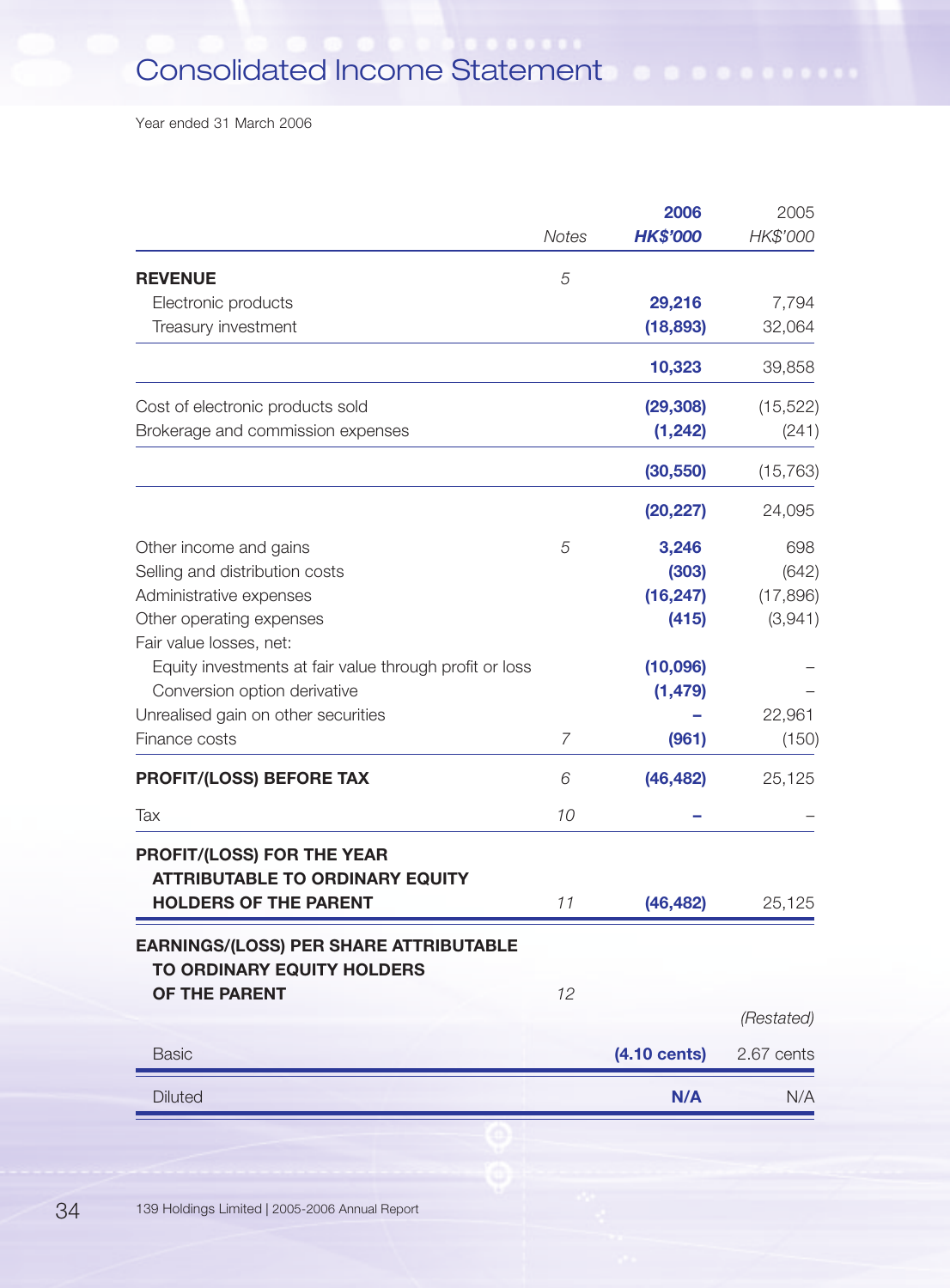# Consolidated Income Statement

Year ended 31 March 2006

| | Notes | 2006 HK$'000 | 2005 HK$'000 |
|---|---|---|---|
| **REVENUE** | 5 | | |
| Electronic products | | **29,216** | 7,794 |
| Treasury investment | | **(18,893)** | 32,064 |
| | | **10,323** | 39,858 |
| Cost of electronic products sold | | **(29,308)** | (15,522) |
| Brokerage and commission expenses | | **(1,242)** | (241) |
| | | **(30,550)** | (15,763) |
| | | **(20,227)** | 24,095 |
| Other income and gains | 5 | **3,246** | 698 |
| Selling and distribution costs | | **(303)** | (642) |
| Administrative expenses | | **(16,247)** | (17,896) |
| Other operating expenses | | **(415)** | (3,941) |
| Fair value losses, net: | | | |
| Equity investments at fair value through profit or loss | | **(10,096)** | – |
| Conversion option derivative | | **(1,479)** | – |
| Unrealised gain on other securities | | **–** | 22,961 |
| Finance costs | 7 | **(961)** | (150) |
| **PROFIT/(LOSS) BEFORE TAX** | 6 | **(46,482)** | 25,125 |
| Tax | 10 | **–** | – |
| **PROFIT/(LOSS) FOR THE YEAR ATTRIBUTABLE TO ORDINARY EQUITY HOLDERS OF THE PARENT** | 11 | **(46,482)** | 25,125 |
| **EARNINGS/(LOSS) PER SHARE ATTRIBUTABLE TO ORDINARY EQUITY HOLDERS OF THE PARENT** | 12 | | *(Restated)* |
| Basic | | **(4.10 cents)** | 2.67 cents |
| Diluted | | **N/A** | N/A |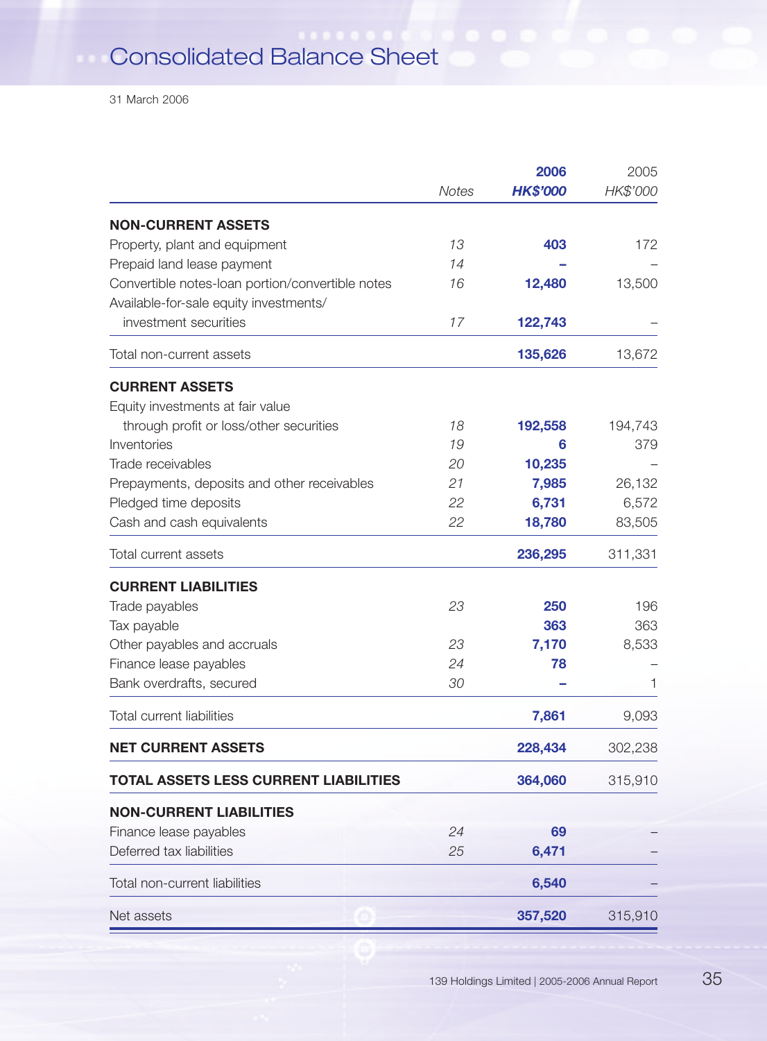# Consolidated Balance Sheet

31 March 2006

| | Notes | 2006 HK$'000 | 2005 HK$'000 |
|---|---|---|---|
| **NON-CURRENT ASSETS** | | | |
| Property, plant and equipment | 13 | 403 | 172 |
| Prepaid land lease payment | 14 | – | – |
| Convertible notes-loan portion/convertible notes | 16 | 12,480 | 13,500 |
| Available-for-sale equity investments/ investment securities | 17 | 122,743 | – |
| Total non-current assets | | 135,626 | 13,672 |
| **CURRENT ASSETS** | | | |
| Equity investments at fair value through profit or loss/other securities | 18 | 192,558 | 194,743 |
| Inventories | 19 | 6 | 379 |
| Trade receivables | 20 | 10,235 | – |
| Prepayments, deposits and other receivables | 21 | 7,985 | 26,132 |
| Pledged time deposits | 22 | 6,731 | 6,572 |
| Cash and cash equivalents | 22 | 18,780 | 83,505 |
| Total current assets | | 236,295 | 311,331 |
| **CURRENT LIABILITIES** | | | |
| Trade payables | 23 | 250 | 196 |
| Tax payable | | 363 | 363 |
| Other payables and accruals | 23 | 7,170 | 8,533 |
| Finance lease payables | 24 | 78 | – |
| Bank overdrafts, secured | 30 | – | 1 |
| Total current liabilities | | 7,861 | 9,093 |
| **NET CURRENT ASSETS** | | 228,434 | 302,238 |
| **TOTAL ASSETS LESS CURRENT LIABILITIES** | | 364,060 | 315,910 |
| **NON-CURRENT LIABILITIES** | | | |
| Finance lease payables | 24 | 69 | – |
| Deferred tax liabilities | 25 | 6,471 | – |
| Total non-current liabilities | | 6,540 | – |
| Net assets | | 357,520 | 315,910 |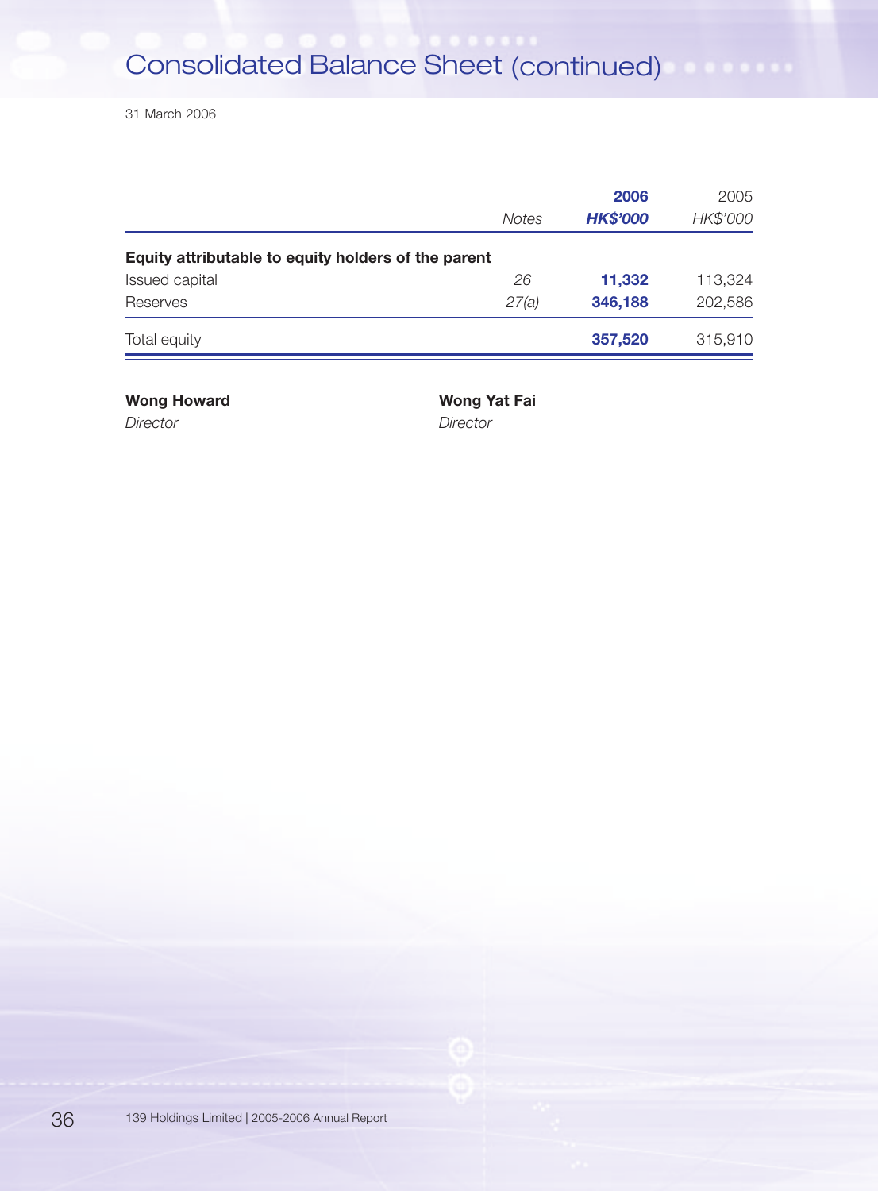# Consolidated Balance Sheet (continued)

31 March 2006

| | Notes | 2006 HK$'000 | 2005 HK$'000 |
|---|---|---|---|
| **Equity attributable to equity holders of the parent** | | | |
| Issued capital | *26* | **11,332** | 113,324 |
| Reserves | *27(a)* | **346,188** | 202,586 |
| Total equity | | **357,520** | 315,910 |

**Wong Howard**
*Director*

**Wong Yat Fai**
*Director*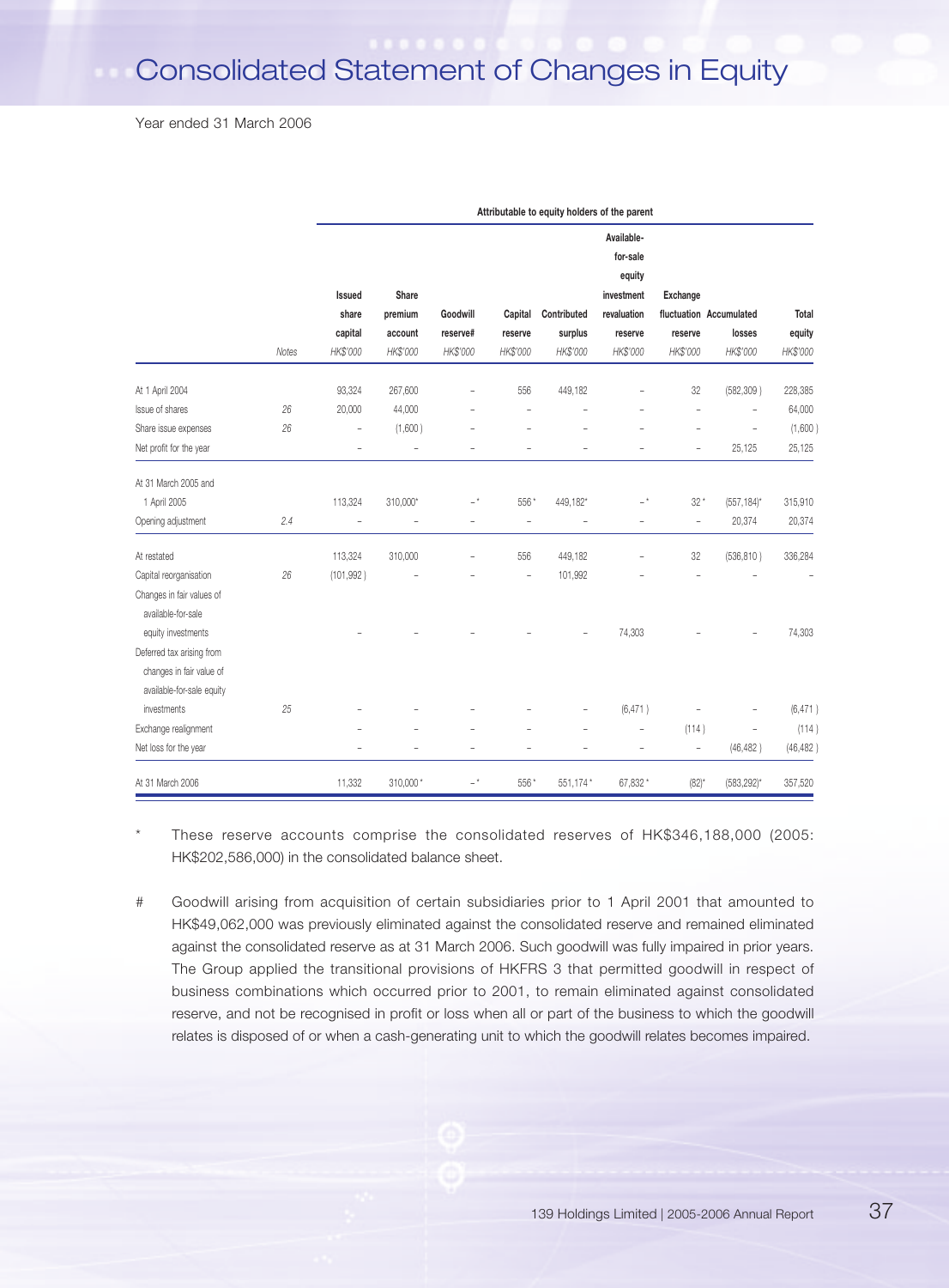# Consolidated Statement of Changes in Equity

Year ended 31 March 2006

| | | Attributable to equity holders of the parent | | | | | | | | |
|---|---|---|---|---|---|---|---|---|---|---|
| | Notes | Issued share capital HK$'000 | Share premium account HK$'000 | Goodwill reserve# HK$'000 | Capital reserve HK$'000 | Contributed surplus HK$'000 | Available-for-sale equity investment revaluation reserve HK$'000 | Exchange fluctuation reserve HK$'000 | Accumulated losses HK$'000 | Total equity HK$'000 |
| At 1 April 2004 | | 93,324 | 267,600 | – | 556 | 449,182 | – | 32 | (582,309) | 228,385 |
| Issue of shares | 26 | 20,000 | 44,000 | – | – | – | – | – | – | 64,000 |
| Share issue expenses | 26 | – | (1,600) | – | – | – | – | – | – | (1,600) |
| Net profit for the year | | – | – | – | – | – | – | – | 25,125 | 25,125 |
| At 31 March 2005 and 1 April 2005 | | 113,324 | 310,000* | –* | 556* | 449,182* | –* | 32* | (557,184)* | 315,910 |
| Opening adjustment | 2.4 | – | – | – | – | – | – | – | 20,374 | 20,374 |
| At restated | | 113,324 | 310,000 | – | 556 | 449,182 | – | 32 | (536,810) | 336,284 |
| Capital reorganisation | 26 | (101,992) | – | – | – | 101,992 | – | – | – | – |
| Changes in fair values of available-for-sale equity investments | | – | – | – | – | – | 74,303 | – | – | 74,303 |
| Deferred tax arising from changes in fair value of available-for-sale equity investments | 25 | – | – | – | – | – | (6,471) | – | – | (6,471) |
| Exchange realignment | | – | – | – | – | – | – | (114) | – | (114) |
| Net loss for the year | | – | – | – | – | – | – | – | (46,482) | (46,482) |
| At 31 March 2006 | | 11,332 | 310,000* | –* | 556* | 551,174* | 67,832* | (82)* | (583,292)* | 357,520 |

\* These reserve accounts comprise the consolidated reserves of HK$346,188,000 (2005: HK$202,586,000) in the consolidated balance sheet.

\# Goodwill arising from acquisition of certain subsidiaries prior to 1 April 2001 that amounted to HK$49,062,000 was previously eliminated against the consolidated reserve and remained eliminated against the consolidated reserve as at 31 March 2006. Such goodwill was fully impaired in prior years. The Group applied the transitional provisions of HKFRS 3 that permitted goodwill in respect of business combinations which occurred prior to 2001, to remain eliminated against consolidated reserve, and not be recognised in profit or loss when all or part of the business to which the goodwill relates is disposed of or when a cash-generating unit to which the goodwill relates becomes impaired.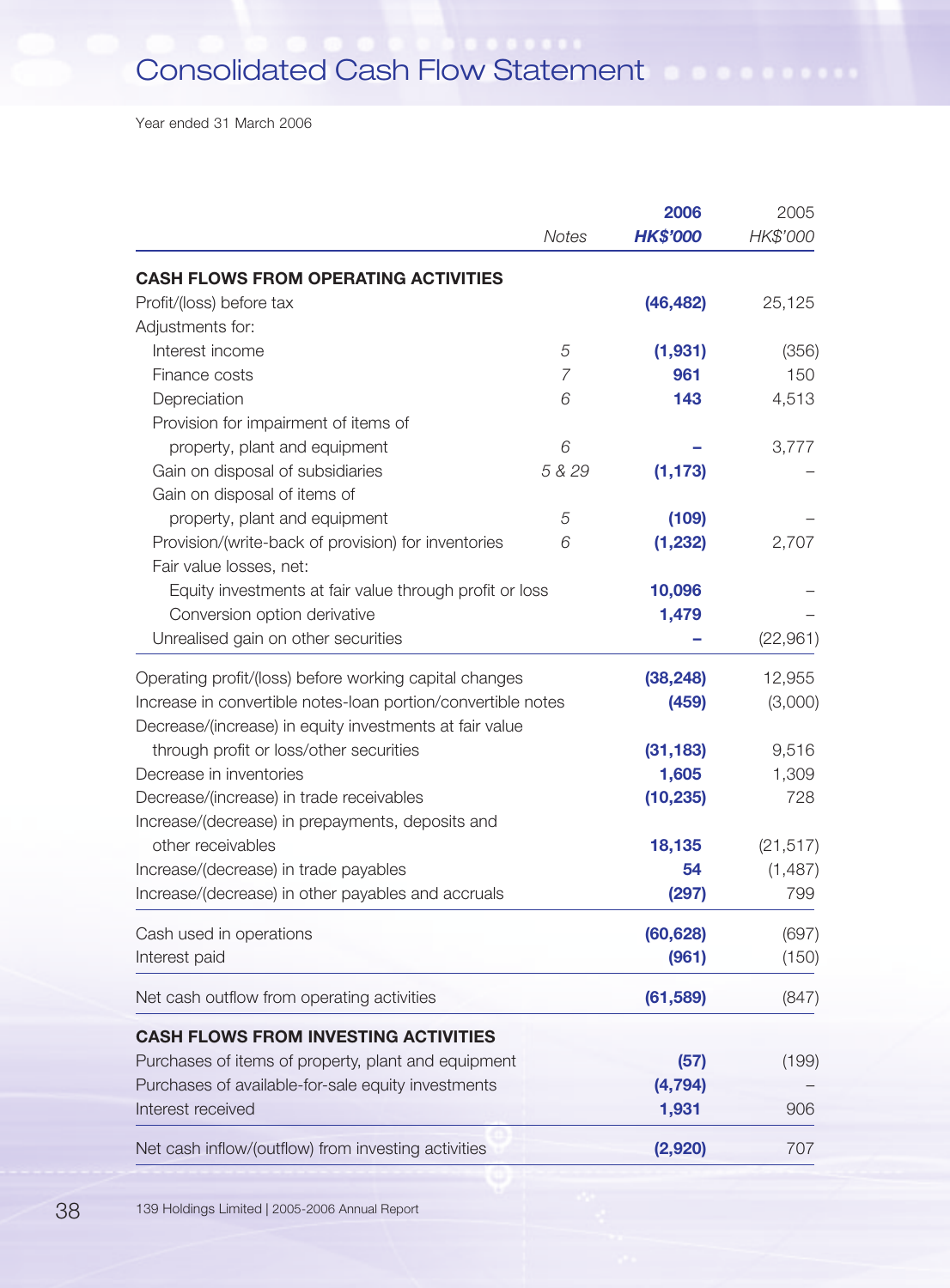# Consolidated Cash Flow Statement

Year ended 31 March 2006

| | Notes | 2006 HK$'000 | 2005 HK$'000 |
|---|---|---|---|
| **CASH FLOWS FROM OPERATING ACTIVITIES** | | | |
| Profit/(loss) before tax | | **(46,482)** | 25,125 |
| Adjustments for: | | | |
| Interest income | 5 | **(1,931)** | (356) |
| Finance costs | 7 | **961** | 150 |
| Depreciation | 6 | **143** | 4,513 |
| Provision for impairment of items of property, plant and equipment | 6 | **–** | 3,777 |
| Gain on disposal of subsidiaries | 5 & 29 | **(1,173)** | – |
| Gain on disposal of items of property, plant and equipment | 5 | **(109)** | – |
| Provision/(write-back of provision) for inventories | 6 | **(1,232)** | 2,707 |
| Fair value losses, net: | | | |
| Equity investments at fair value through profit or loss | | **10,096** | – |
| Conversion option derivative | | **1,479** | – |
| Unrealised gain on other securities | | **–** | (22,961) |
| Operating profit/(loss) before working capital changes | | **(38,248)** | 12,955 |
| Increase in convertible notes-loan portion/convertible notes | | **(459)** | (3,000) |
| Decrease/(increase) in equity investments at fair value through profit or loss/other securities | | **(31,183)** | 9,516 |
| Decrease in inventories | | **1,605** | 1,309 |
| Decrease/(increase) in trade receivables | | **(10,235)** | 728 |
| Increase/(decrease) in prepayments, deposits and other receivables | | **18,135** | (21,517) |
| Increase/(decrease) in trade payables | | **54** | (1,487) |
| Increase/(decrease) in other payables and accruals | | **(297)** | 799 |
| Cash used in operations | | **(60,628)** | (697) |
| Interest paid | | **(961)** | (150) |
| Net cash outflow from operating activities | | **(61,589)** | (847) |
| **CASH FLOWS FROM INVESTING ACTIVITIES** | | | |
| Purchases of items of property, plant and equipment | | **(57)** | (199) |
| Purchases of available-for-sale equity investments | | **(4,794)** | – |
| Interest received | | **1,931** | 906 |
| Net cash inflow/(outflow) from investing activities | | **(2,920)** | 707 |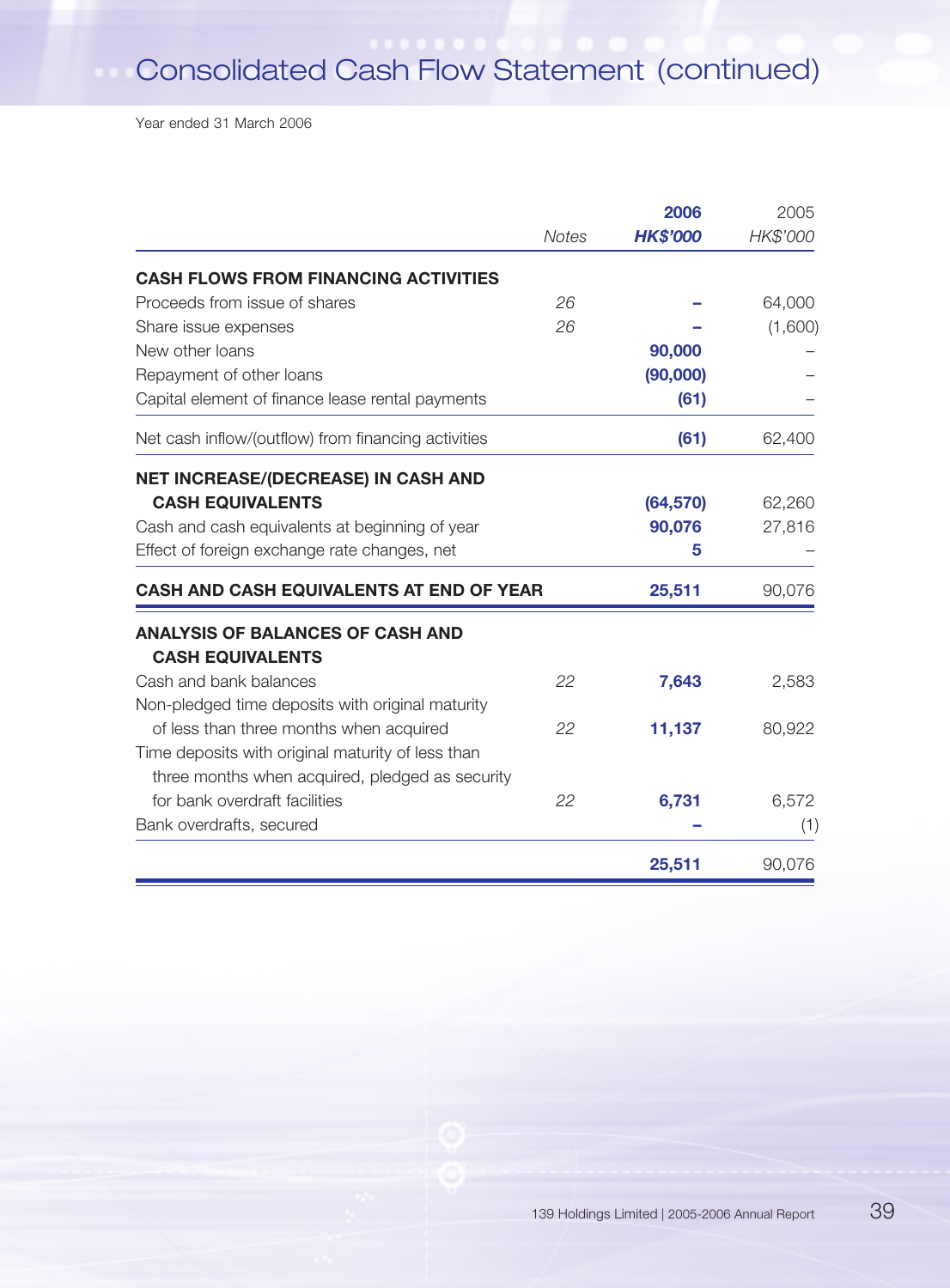# Consolidated Cash Flow Statement (continued)

Year ended 31 March 2006

| | Notes | 2006 HK$'000 | 2005 HK$'000 |
|---|---|---|---|
| **CASH FLOWS FROM FINANCING ACTIVITIES** | | | |
| Proceeds from issue of shares | 26 | – | 64,000 |
| Share issue expenses | 26 | – | (1,600) |
| New other loans | | 90,000 | – |
| Repayment of other loans | | (90,000) | – |
| Capital element of finance lease rental payments | | (61) | – |
| Net cash inflow/(outflow) from financing activities | | (61) | 62,400 |
| **NET INCREASE/(DECREASE) IN CASH AND CASH EQUIVALENTS** | | (64,570) | 62,260 |
| Cash and cash equivalents at beginning of year | | 90,076 | 27,816 |
| Effect of foreign exchange rate changes, net | | 5 | – |
| **CASH AND CASH EQUIVALENTS AT END OF YEAR** | | 25,511 | 90,076 |
| **ANALYSIS OF BALANCES OF CASH AND CASH EQUIVALENTS** | | | |
| Cash and bank balances | 22 | 7,643 | 2,583 |
| Non-pledged time deposits with original maturity of less than three months when acquired | 22 | 11,137 | 80,922 |
| Time deposits with original maturity of less than three months when acquired, pledged as security for bank overdraft facilities | 22 | 6,731 | 6,572 |
| Bank overdrafts, secured | | – | (1) |
| | | 25,511 | 90,076 |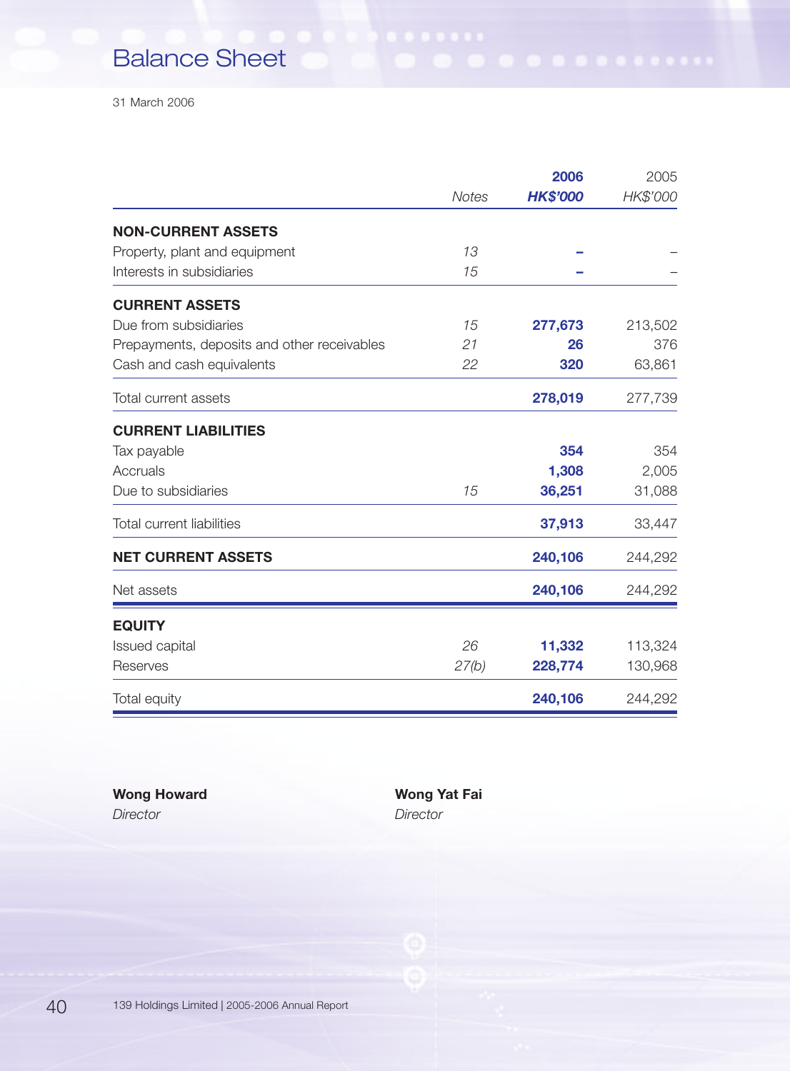# Balance Sheet

31 March 2006

| | Notes | 2006 HK$'000 | 2005 HK$'000 |
|---|---|---|---|
| **NON-CURRENT ASSETS** | | | |
| Property, plant and equipment | 13 | – | – |
| Interests in subsidiaries | 15 | – | – |
| **CURRENT ASSETS** | | | |
| Due from subsidiaries | 15 | 277,673 | 213,502 |
| Prepayments, deposits and other receivables | 21 | 26 | 376 |
| Cash and cash equivalents | 22 | 320 | 63,861 |
| Total current assets | | 278,019 | 277,739 |
| **CURRENT LIABILITIES** | | | |
| Tax payable | | 354 | 354 |
| Accruals | | 1,308 | 2,005 |
| Due to subsidiaries | 15 | 36,251 | 31,088 |
| Total current liabilities | | 37,913 | 33,447 |
| **NET CURRENT ASSETS** | | 240,106 | 244,292 |
| Net assets | | 240,106 | 244,292 |
| **EQUITY** | | | |
| Issued capital | 26 | 11,332 | 113,324 |
| Reserves | 27(b) | 228,774 | 130,968 |
| Total equity | | 240,106 | 244,292 |

**Wong Howard**
*Director*

**Wong Yat Fai**
*Director*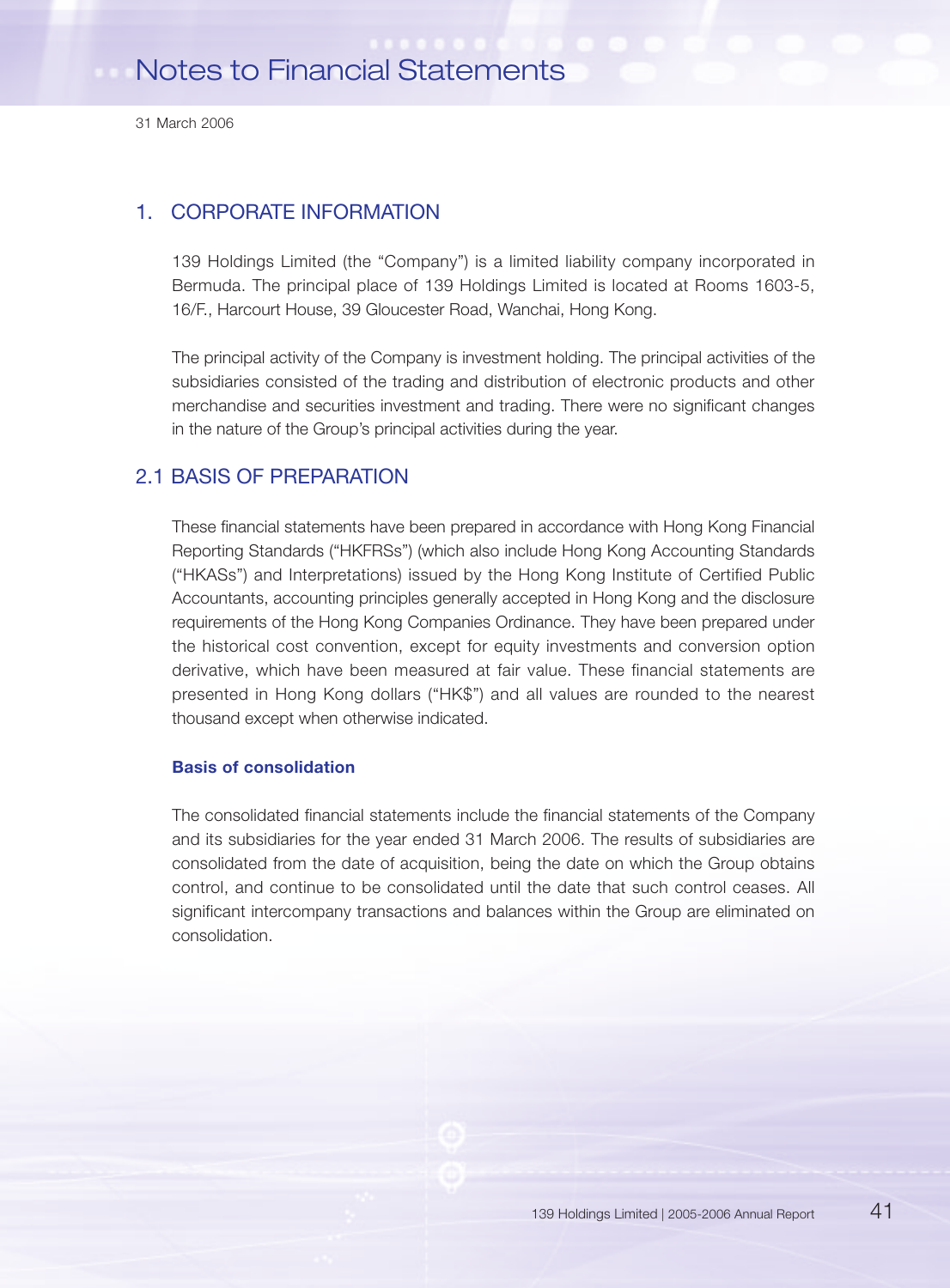# Notes to Financial Statements

31 March 2006

## 1. CORPORATE INFORMATION

139 Holdings Limited (the "Company") is a limited liability company incorporated in Bermuda. The principal place of 139 Holdings Limited is located at Rooms 1603-5, 16/F., Harcourt House, 39 Gloucester Road, Wanchai, Hong Kong.

The principal activity of the Company is investment holding. The principal activities of the subsidiaries consisted of the trading and distribution of electronic products and other merchandise and securities investment and trading. There were no significant changes in the nature of the Group's principal activities during the year.

## 2.1 BASIS OF PREPARATION

These financial statements have been prepared in accordance with Hong Kong Financial Reporting Standards ("HKFRSs") (which also include Hong Kong Accounting Standards ("HKASs") and Interpretations) issued by the Hong Kong Institute of Certified Public Accountants, accounting principles generally accepted in Hong Kong and the disclosure requirements of the Hong Kong Companies Ordinance. They have been prepared under the historical cost convention, except for equity investments and conversion option derivative, which have been measured at fair value. These financial statements are presented in Hong Kong dollars ("HK$") and all values are rounded to the nearest thousand except when otherwise indicated.

### Basis of consolidation

The consolidated financial statements include the financial statements of the Company and its subsidiaries for the year ended 31 March 2006. The results of subsidiaries are consolidated from the date of acquisition, being the date on which the Group obtains control, and continue to be consolidated until the date that such control ceases. All significant intercompany transactions and balances within the Group are eliminated on consolidation.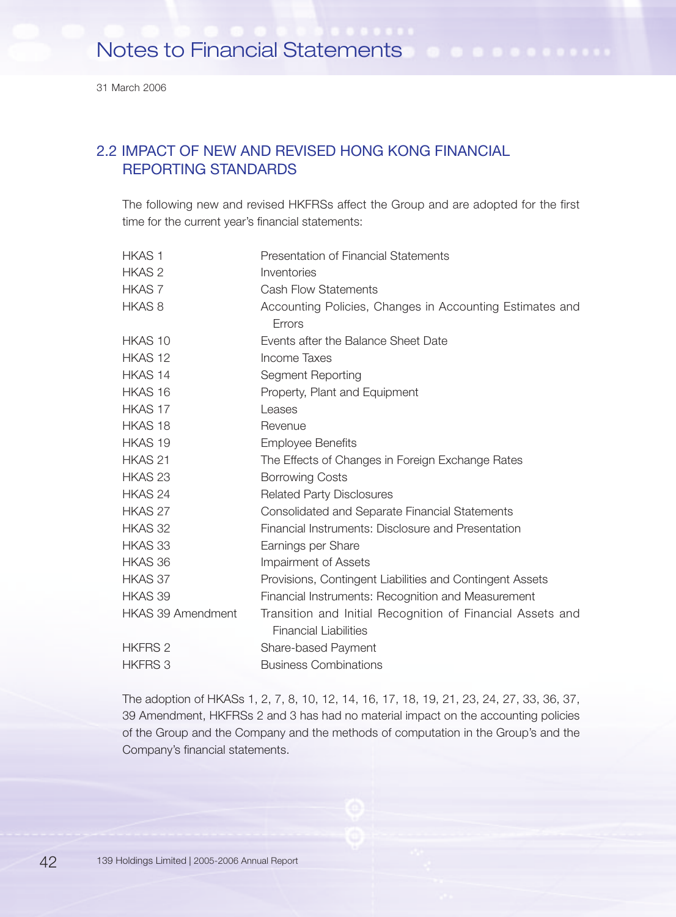## 2.2 IMPACT OF NEW AND REVISED HONG KONG FINANCIAL REPORTING STANDARDS

The following new and revised HKFRSs affect the Group and are adopted for the first time for the current year's financial statements:

| | |
|---|---|
| HKAS 1 | Presentation of Financial Statements |
| HKAS 2 | Inventories |
| HKAS 7 | Cash Flow Statements |
| HKAS 8 | Accounting Policies, Changes in Accounting Estimates and Errors |
| HKAS 10 | Events after the Balance Sheet Date |
| HKAS 12 | Income Taxes |
| HKAS 14 | Segment Reporting |
| HKAS 16 | Property, Plant and Equipment |
| HKAS 17 | Leases |
| HKAS 18 | Revenue |
| HKAS 19 | Employee Benefits |
| HKAS 21 | The Effects of Changes in Foreign Exchange Rates |
| HKAS 23 | Borrowing Costs |
| HKAS 24 | Related Party Disclosures |
| HKAS 27 | Consolidated and Separate Financial Statements |
| HKAS 32 | Financial Instruments: Disclosure and Presentation |
| HKAS 33 | Earnings per Share |
| HKAS 36 | Impairment of Assets |
| HKAS 37 | Provisions, Contingent Liabilities and Contingent Assets |
| HKAS 39 | Financial Instruments: Recognition and Measurement |
| HKAS 39 Amendment | Transition and Initial Recognition of Financial Assets and Financial Liabilities |
| HKFRS 2 | Share-based Payment |
| HKFRS 3 | Business Combinations |

The adoption of HKASs 1, 2, 7, 8, 10, 12, 14, 16, 17, 18, 19, 21, 23, 24, 27, 33, 36, 37, 39 Amendment, HKFRSs 2 and 3 has had no material impact on the accounting policies of the Group and the Company and the methods of computation in the Group's and the Company's financial statements.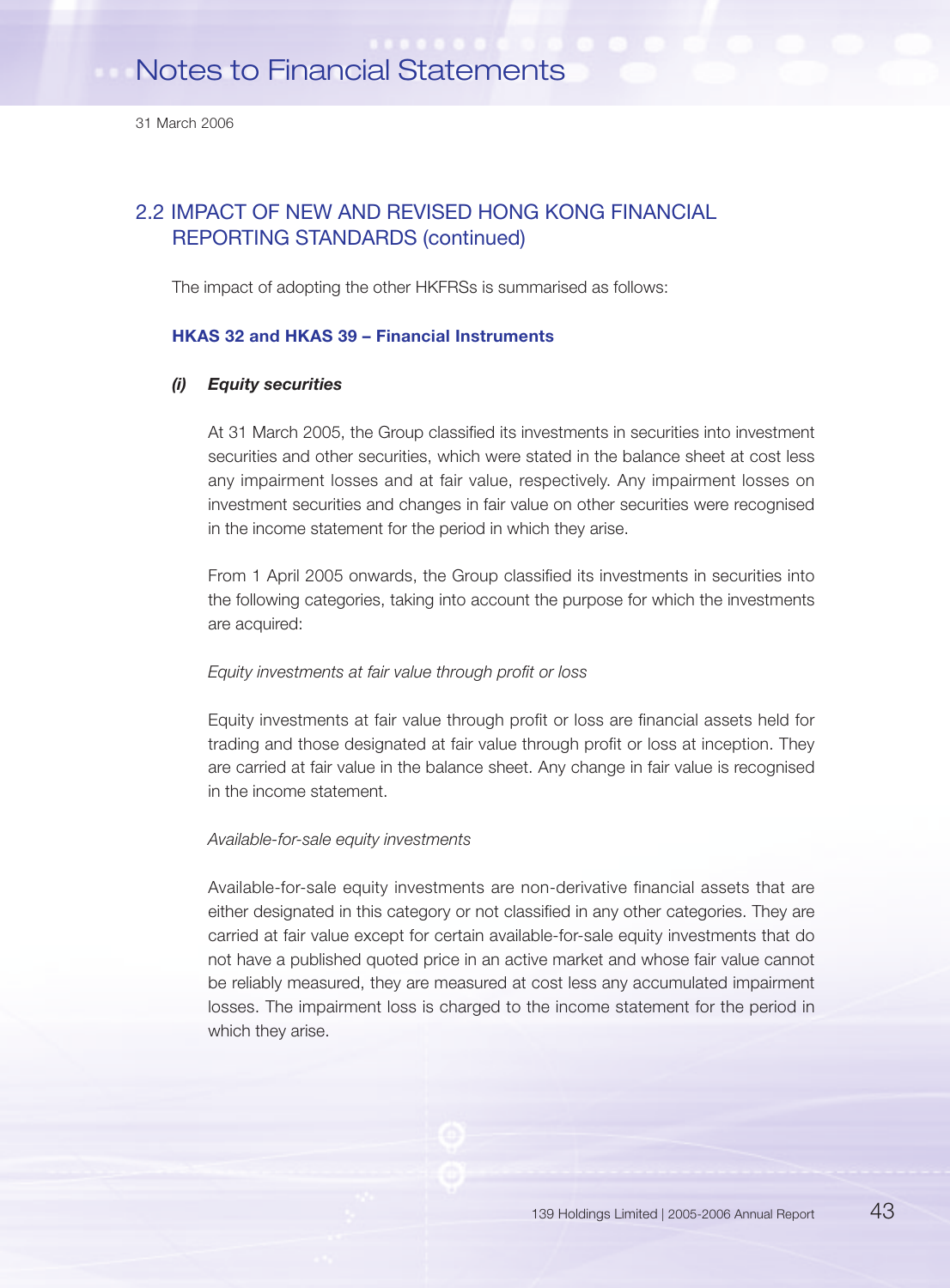## 2.2 IMPACT OF NEW AND REVISED HONG KONG FINANCIAL REPORTING STANDARDS (continued)

The impact of adopting the other HKFRSs is summarised as follows:

### HKAS 32 and HKAS 39 – Financial Instruments

***(i) Equity securities***

At 31 March 2005, the Group classified its investments in securities into investment securities and other securities, which were stated in the balance sheet at cost less any impairment losses and at fair value, respectively. Any impairment losses on investment securities and changes in fair value on other securities were recognised in the income statement for the period in which they arise.

From 1 April 2005 onwards, the Group classified its investments in securities into the following categories, taking into account the purpose for which the investments are acquired:

*Equity investments at fair value through profit or loss*

Equity investments at fair value through profit or loss are financial assets held for trading and those designated at fair value through profit or loss at inception. They are carried at fair value in the balance sheet. Any change in fair value is recognised in the income statement.

*Available-for-sale equity investments*

Available-for-sale equity investments are non-derivative financial assets that are either designated in this category or not classified in any other categories. They are carried at fair value except for certain available-for-sale equity investments that do not have a published quoted price in an active market and whose fair value cannot be reliably measured, they are measured at cost less any accumulated impairment losses. The impairment loss is charged to the income statement for the period in which they arise.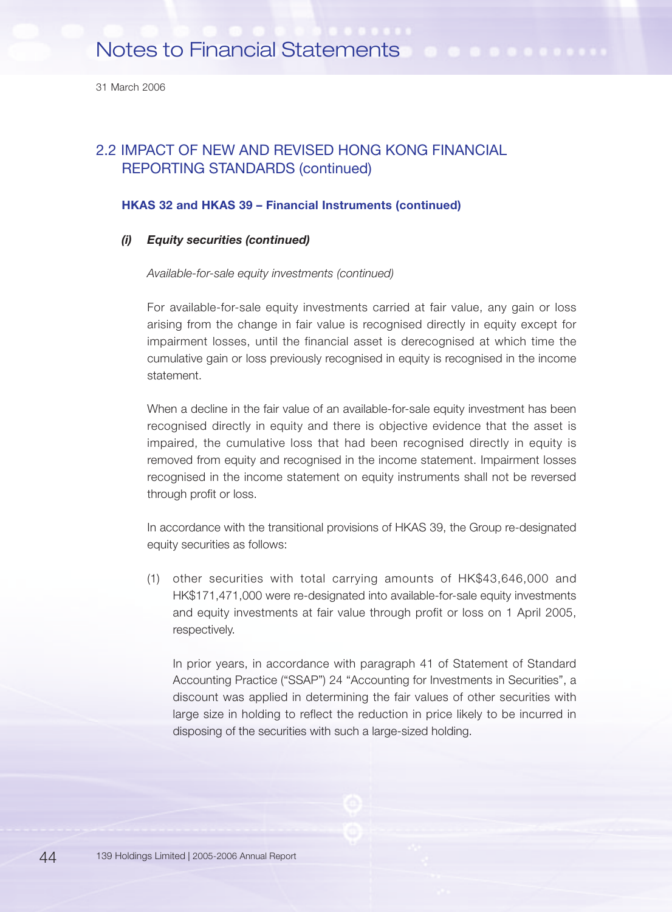## 2.2 IMPACT OF NEW AND REVISED HONG KONG FINANCIAL REPORTING STANDARDS (continued)

### HKAS 32 and HKAS 39 – Financial Instruments (continued)

#### *(i) Equity securities (continued)*

*Available-for-sale equity investments (continued)*

For available-for-sale equity investments carried at fair value, any gain or loss arising from the change in fair value is recognised directly in equity except for impairment losses, until the financial asset is derecognised at which time the cumulative gain or loss previously recognised in equity is recognised in the income statement.

When a decline in the fair value of an available-for-sale equity investment has been recognised directly in equity and there is objective evidence that the asset is impaired, the cumulative loss that had been recognised directly in equity is removed from equity and recognised in the income statement. Impairment losses recognised in the income statement on equity instruments shall not be reversed through profit or loss.

In accordance with the transitional provisions of HKAS 39, the Group re-designated equity securities as follows:

(1) other securities with total carrying amounts of HK$43,646,000 and HK$171,471,000 were re-designated into available-for-sale equity investments and equity investments at fair value through profit or loss on 1 April 2005, respectively.

In prior years, in accordance with paragraph 41 of Statement of Standard Accounting Practice ("SSAP") 24 "Accounting for Investments in Securities", a discount was applied in determining the fair values of other securities with large size in holding to reflect the reduction in price likely to be incurred in disposing of the securities with such a large-sized holding.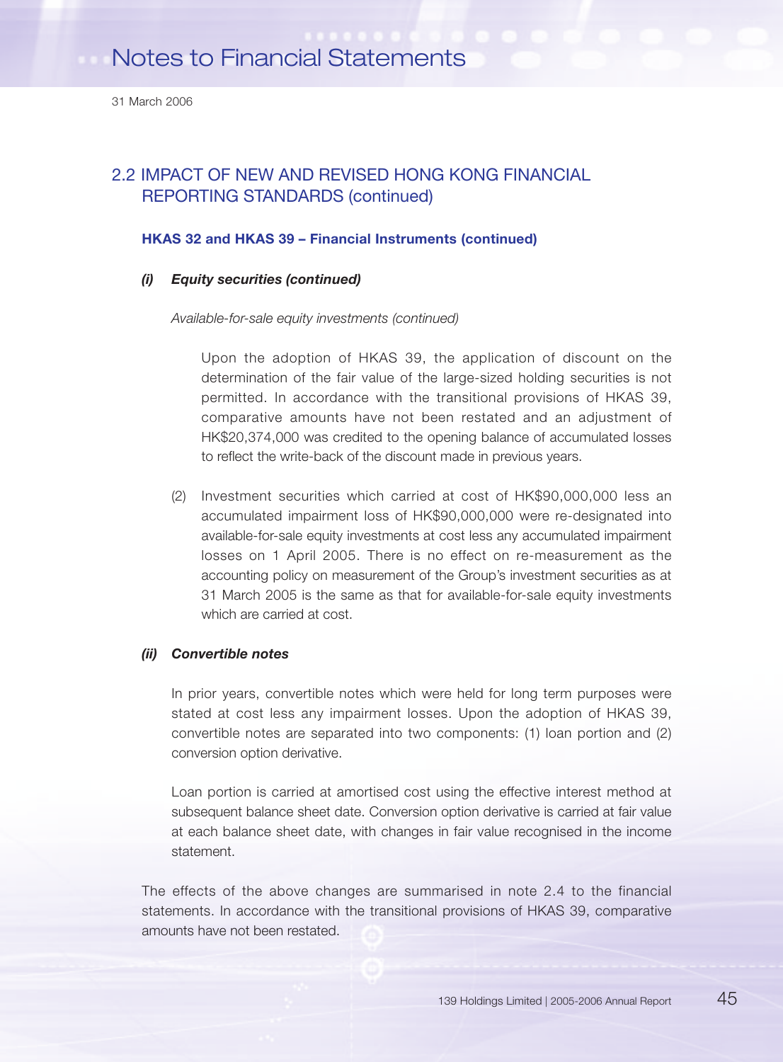## 2.2 IMPACT OF NEW AND REVISED HONG KONG FINANCIAL REPORTING STANDARDS (continued)

### HKAS 32 and HKAS 39 – Financial Instruments (continued)

***(i) Equity securities (continued)***

*Available-for-sale equity investments (continued)*

Upon the adoption of HKAS 39, the application of discount on the determination of the fair value of the large-sized holding securities is not permitted. In accordance with the transitional provisions of HKAS 39, comparative amounts have not been restated and an adjustment of HK$20,374,000 was credited to the opening balance of accumulated losses to reflect the write-back of the discount made in previous years.

(2) Investment securities which carried at cost of HK$90,000,000 less an accumulated impairment loss of HK$90,000,000 were re-designated into available-for-sale equity investments at cost less any accumulated impairment losses on 1 April 2005. There is no effect on re-measurement as the accounting policy on measurement of the Group's investment securities as at 31 March 2005 is the same as that for available-for-sale equity investments which are carried at cost.

***(ii) Convertible notes***

In prior years, convertible notes which were held for long term purposes were stated at cost less any impairment losses. Upon the adoption of HKAS 39, convertible notes are separated into two components: (1) loan portion and (2) conversion option derivative.

Loan portion is carried at amortised cost using the effective interest method at subsequent balance sheet date. Conversion option derivative is carried at fair value at each balance sheet date, with changes in fair value recognised in the income statement.

The effects of the above changes are summarised in note 2.4 to the financial statements. In accordance with the transitional provisions of HKAS 39, comparative amounts have not been restated.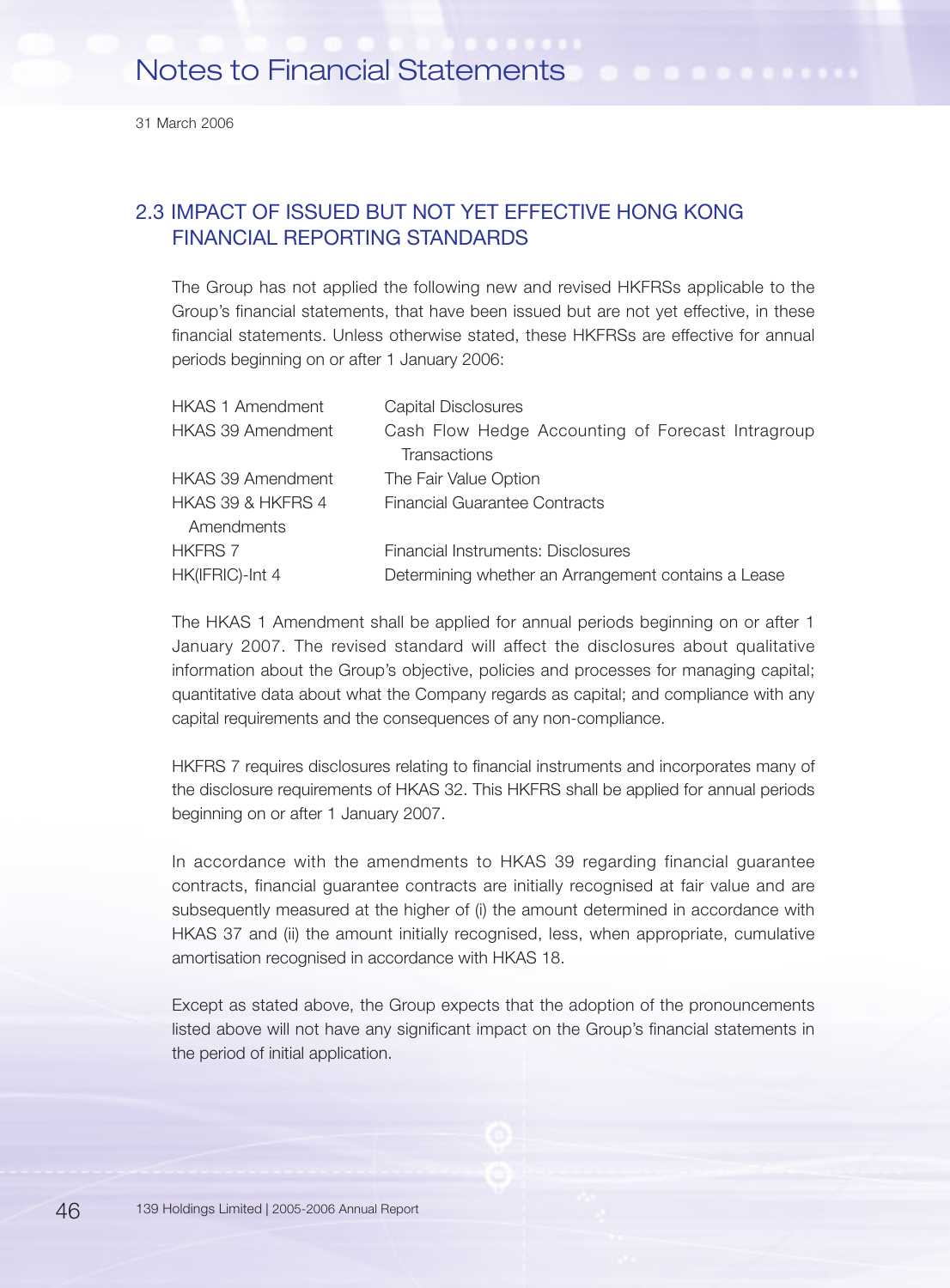## 2.3 IMPACT OF ISSUED BUT NOT YET EFFECTIVE HONG KONG FINANCIAL REPORTING STANDARDS

The Group has not applied the following new and revised HKFRSs applicable to the Group's financial statements, that have been issued but are not yet effective, in these financial statements. Unless otherwise stated, these HKFRSs are effective for annual periods beginning on or after 1 January 2006:

| | |
|---|---|
| HKAS 1 Amendment | Capital Disclosures |
| HKAS 39 Amendment | Cash Flow Hedge Accounting of Forecast Intragroup Transactions |
| HKAS 39 Amendment | The Fair Value Option |
| HKAS 39 & HKFRS 4 Amendments | Financial Guarantee Contracts |
| HKFRS 7 | Financial Instruments: Disclosures |
| HK(IFRIC)-Int 4 | Determining whether an Arrangement contains a Lease |

The HKAS 1 Amendment shall be applied for annual periods beginning on or after 1 January 2007. The revised standard will affect the disclosures about qualitative information about the Group's objective, policies and processes for managing capital; quantitative data about what the Company regards as capital; and compliance with any capital requirements and the consequences of any non-compliance.

HKFRS 7 requires disclosures relating to financial instruments and incorporates many of the disclosure requirements of HKAS 32. This HKFRS shall be applied for annual periods beginning on or after 1 January 2007.

In accordance with the amendments to HKAS 39 regarding financial guarantee contracts, financial guarantee contracts are initially recognised at fair value and are subsequently measured at the higher of (i) the amount determined in accordance with HKAS 37 and (ii) the amount initially recognised, less, when appropriate, cumulative amortisation recognised in accordance with HKAS 18.

Except as stated above, the Group expects that the adoption of the pronouncements listed above will not have any significant impact on the Group's financial statements in the period of initial application.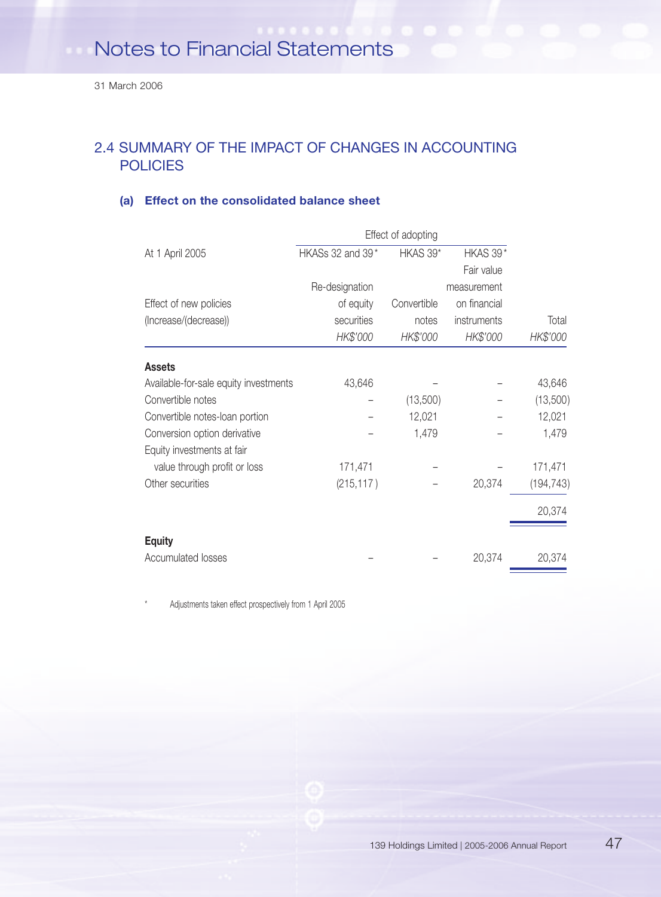## 2.4 SUMMARY OF THE IMPACT OF CHANGES IN ACCOUNTING POLICIES

### (a) Effect on the consolidated balance sheet

| At 1 April 2005 | Effect of adopting | | | |
|---|---|---|---|---|
| | HKASs 32 and 39* | HKAS 39* | HKAS 39* | |
| Effect of new policies (Increase/(decrease)) | Re-designation of equity securities | Convertible notes | Fair value measurement on financial instruments | Total |
| | *HK$'000* | *HK$'000* | *HK$'000* | *HK$'000* |
| **Assets** | | | | |
| Available-for-sale equity investments | 43,646 | – | – | 43,646 |
| Convertible notes | – | (13,500) | – | (13,500) |
| Convertible notes-loan portion | – | 12,021 | – | 12,021 |
| Conversion option derivative | – | 1,479 | – | 1,479 |
| Equity investments at fair value through profit or loss | 171,471 | – | – | 171,471 |
| Other securities | (215,117) | – | 20,374 | (194,743) |
| | | | | 20,374 |
| **Equity** | | | | |
| Accumulated losses | – | – | 20,374 | 20,374 |

\* Adjustments taken effect prospectively from 1 April 2005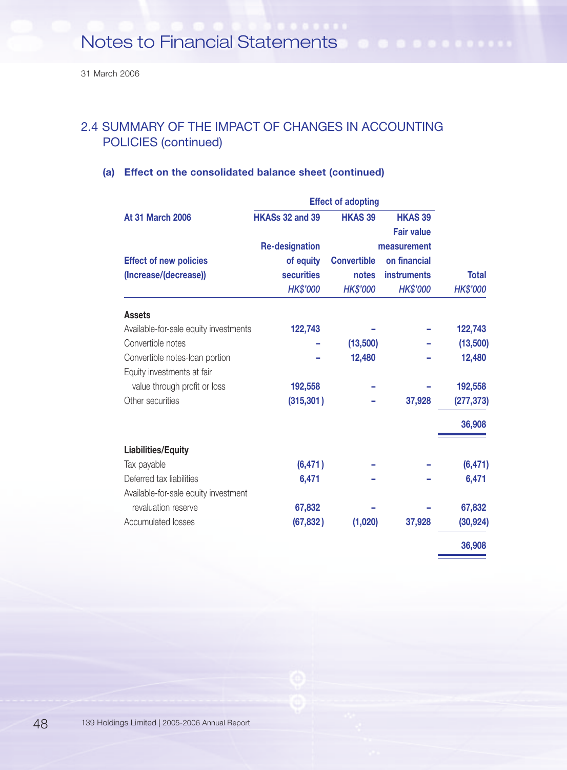31 March 2006

## 2.4 SUMMARY OF THE IMPACT OF CHANGES IN ACCOUNTING POLICIES (continued)

### (a) Effect on the consolidated balance sheet (continued)

| At 31 March 2006 | Effect of adopting | | | |
|---|---|---|---|---|
| | HKASs 32 and 39 | HKAS 39 | HKAS 39 | |
| Effect of new policies (Increase/(decrease)) | Re-designation of equity securities | Convertible notes | Fair value measurement on financial instruments | Total |
| | *HK$'000* | *HK$'000* | *HK$'000* | *HK$'000* |
| **Assets** | | | | |
| Available-for-sale equity investments | 122,743 | – | – | 122,743 |
| Convertible notes | – | (13,500) | – | (13,500) |
| Convertible notes-loan portion | – | 12,480 | – | 12,480 |
| Equity investments at fair value through profit or loss | 192,558 | – | – | 192,558 |
| Other securities | (315,301) | – | 37,928 | (277,373) |
| | | | | 36,908 |
| **Liabilities/Equity** | | | | |
| Tax payable | (6,471) | – | – | (6,471) |
| Deferred tax liabilities | 6,471 | – | – | 6,471 |
| Available-for-sale equity investment revaluation reserve | 67,832 | – | – | 67,832 |
| Accumulated losses | (67,832) | (1,020) | 37,928 | (30,924) |
| | | | | 36,908 |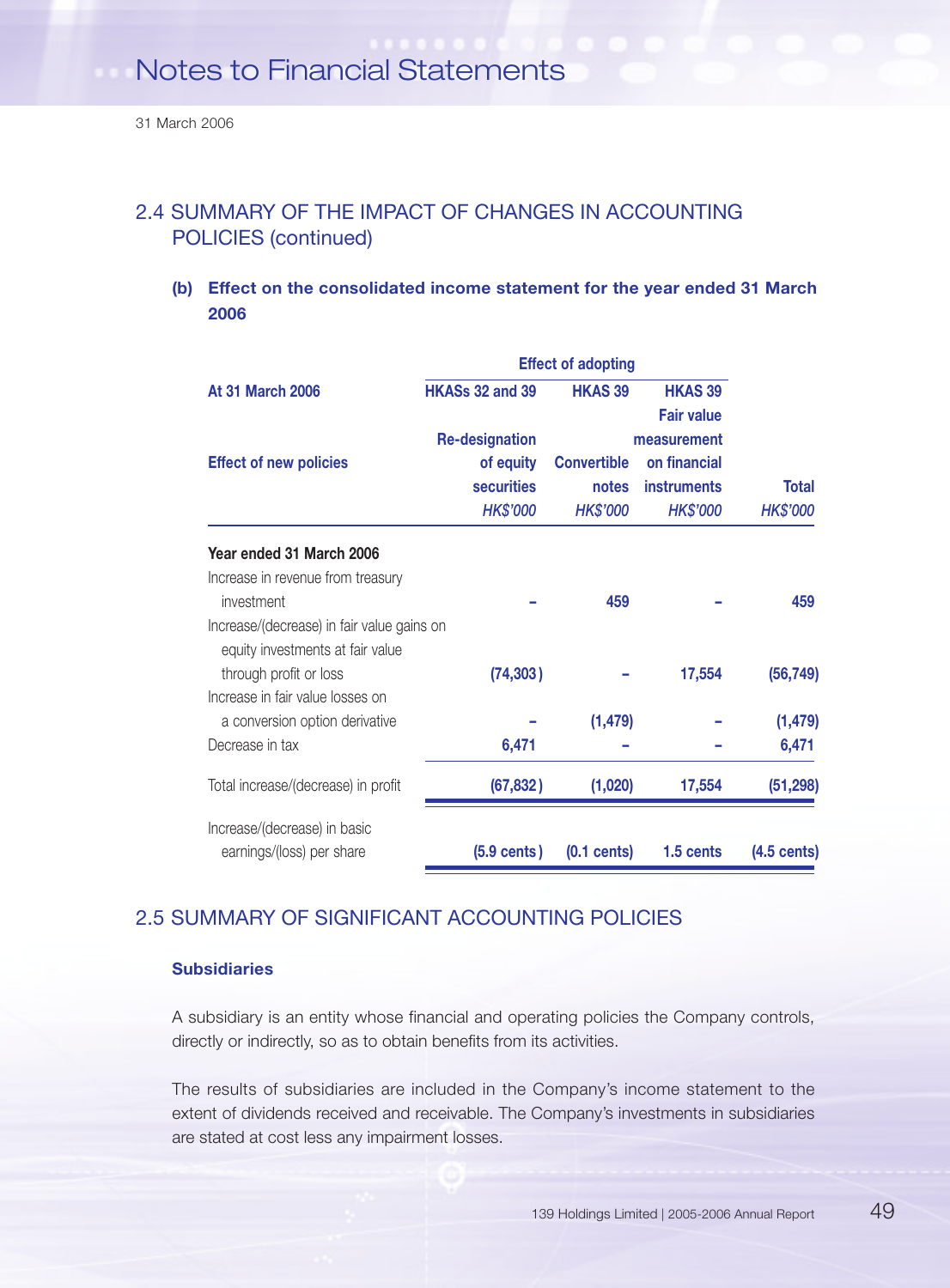## 2.4 SUMMARY OF THE IMPACT OF CHANGES IN ACCOUNTING POLICIES (continued)

### (b) Effect on the consolidated income statement for the year ended 31 March 2006

| At 31 March 2006 | Effect of adopting | | | |
|---|---|---|---|---|
| | HKASs 32 and 39 | HKAS 39 | HKAS 39 | |
| Effect of new policies | Re-designation of equity securities | Convertible notes | Fair value measurement on financial instruments | Total |
| | *HK$'000* | *HK$'000* | *HK$'000* | *HK$'000* |
| **Year ended 31 March 2006** | | | | |
| Increase in revenue from treasury investment | – | 459 | – | 459 |
| Increase/(decrease) in fair value gains on equity investments at fair value through profit or loss | (74,303) | – | 17,554 | (56,749) |
| Increase in fair value losses on a conversion option derivative | – | (1,479) | – | (1,479) |
| Decrease in tax | 6,471 | – | – | 6,471 |
| Total increase/(decrease) in profit | (67,832) | (1,020) | 17,554 | (51,298) |
| Increase/(decrease) in basic earnings/(loss) per share | (5.9 cents) | (0.1 cents) | 1.5 cents | (4.5 cents) |

## 2.5 SUMMARY OF SIGNIFICANT ACCOUNTING POLICIES

### Subsidiaries

A subsidiary is an entity whose financial and operating policies the Company controls, directly or indirectly, so as to obtain benefits from its activities.

The results of subsidiaries are included in the Company's income statement to the extent of dividends received and receivable. The Company's investments in subsidiaries are stated at cost less any impairment losses.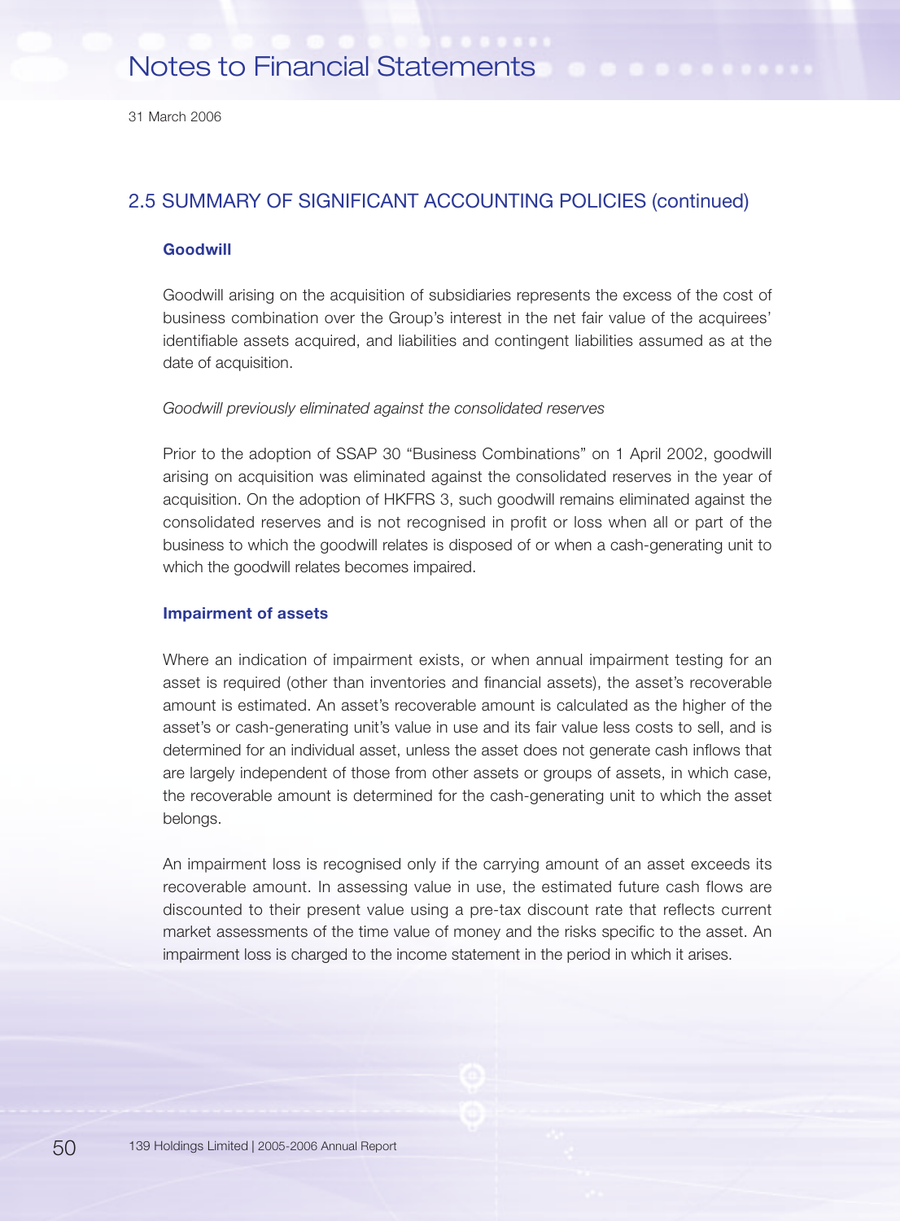## 2.5 SUMMARY OF SIGNIFICANT ACCOUNTING POLICIES (continued)

### Goodwill

Goodwill arising on the acquisition of subsidiaries represents the excess of the cost of business combination over the Group's interest in the net fair value of the acquirees' identifiable assets acquired, and liabilities and contingent liabilities assumed as at the date of acquisition.

*Goodwill previously eliminated against the consolidated reserves*

Prior to the adoption of SSAP 30 "Business Combinations" on 1 April 2002, goodwill arising on acquisition was eliminated against the consolidated reserves in the year of acquisition. On the adoption of HKFRS 3, such goodwill remains eliminated against the consolidated reserves and is not recognised in profit or loss when all or part of the business to which the goodwill relates is disposed of or when a cash-generating unit to which the goodwill relates becomes impaired.

### Impairment of assets

Where an indication of impairment exists, or when annual impairment testing for an asset is required (other than inventories and financial assets), the asset's recoverable amount is estimated. An asset's recoverable amount is calculated as the higher of the asset's or cash-generating unit's value in use and its fair value less costs to sell, and is determined for an individual asset, unless the asset does not generate cash inflows that are largely independent of those from other assets or groups of assets, in which case, the recoverable amount is determined for the cash-generating unit to which the asset belongs.

An impairment loss is recognised only if the carrying amount of an asset exceeds its recoverable amount. In assessing value in use, the estimated future cash flows are discounted to their present value using a pre-tax discount rate that reflects current market assessments of the time value of money and the risks specific to the asset. An impairment loss is charged to the income statement in the period in which it arises.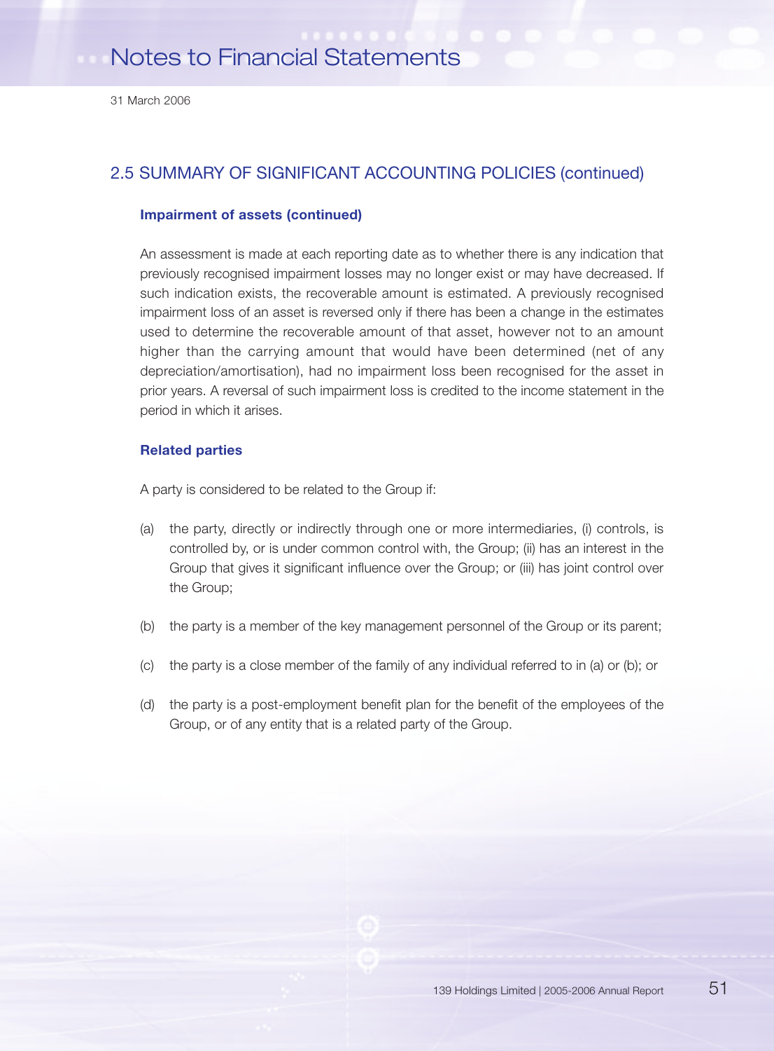## 2.5 SUMMARY OF SIGNIFICANT ACCOUNTING POLICIES (continued)

### Impairment of assets (continued)

An assessment is made at each reporting date as to whether there is any indication that previously recognised impairment losses may no longer exist or may have decreased. If such indication exists, the recoverable amount is estimated. A previously recognised impairment loss of an asset is reversed only if there has been a change in the estimates used to determine the recoverable amount of that asset, however not to an amount higher than the carrying amount that would have been determined (net of any depreciation/amortisation), had no impairment loss been recognised for the asset in prior years. A reversal of such impairment loss is credited to the income statement in the period in which it arises.

### Related parties

A party is considered to be related to the Group if:

(a) the party, directly or indirectly through one or more intermediaries, (i) controls, is controlled by, or is under common control with, the Group; (ii) has an interest in the Group that gives it significant influence over the Group; or (iii) has joint control over the Group;

(b) the party is a member of the key management personnel of the Group or its parent;

(c) the party is a close member of the family of any individual referred to in (a) or (b); or

(d) the party is a post-employment benefit plan for the benefit of the employees of the Group, or of any entity that is a related party of the Group.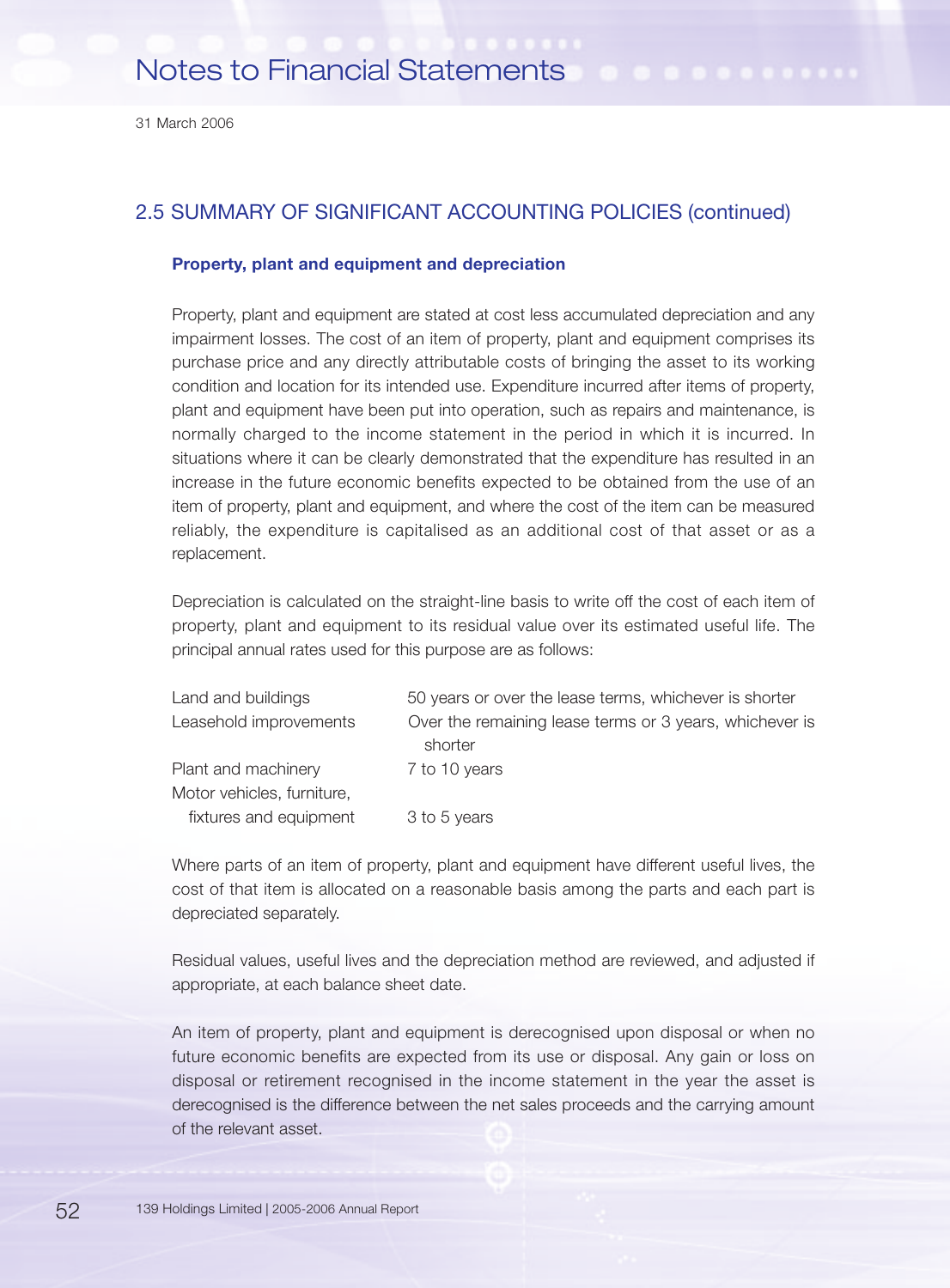## 2.5 SUMMARY OF SIGNIFICANT ACCOUNTING POLICIES (continued)

### Property, plant and equipment and depreciation

Property, plant and equipment are stated at cost less accumulated depreciation and any impairment losses. The cost of an item of property, plant and equipment comprises its purchase price and any directly attributable costs of bringing the asset to its working condition and location for its intended use. Expenditure incurred after items of property, plant and equipment have been put into operation, such as repairs and maintenance, is normally charged to the income statement in the period in which it is incurred. In situations where it can be clearly demonstrated that the expenditure has resulted in an increase in the future economic benefits expected to be obtained from the use of an item of property, plant and equipment, and where the cost of the item can be measured reliably, the expenditure is capitalised as an additional cost of that asset or as a replacement.

Depreciation is calculated on the straight-line basis to write off the cost of each item of property, plant and equipment to its residual value over its estimated useful life. The principal annual rates used for this purpose are as follows:

| | |
|---|---|
| Land and buildings | 50 years or over the lease terms, whichever is shorter |
| Leasehold improvements | Over the remaining lease terms or 3 years, whichever is shorter |
| Plant and machinery | 7 to 10 years |
| Motor vehicles, furniture, fixtures and equipment | 3 to 5 years |

Where parts of an item of property, plant and equipment have different useful lives, the cost of that item is allocated on a reasonable basis among the parts and each part is depreciated separately.

Residual values, useful lives and the depreciation method are reviewed, and adjusted if appropriate, at each balance sheet date.

An item of property, plant and equipment is derecognised upon disposal or when no future economic benefits are expected from its use or disposal. Any gain or loss on disposal or retirement recognised in the income statement in the year the asset is derecognised is the difference between the net sales proceeds and the carrying amount of the relevant asset.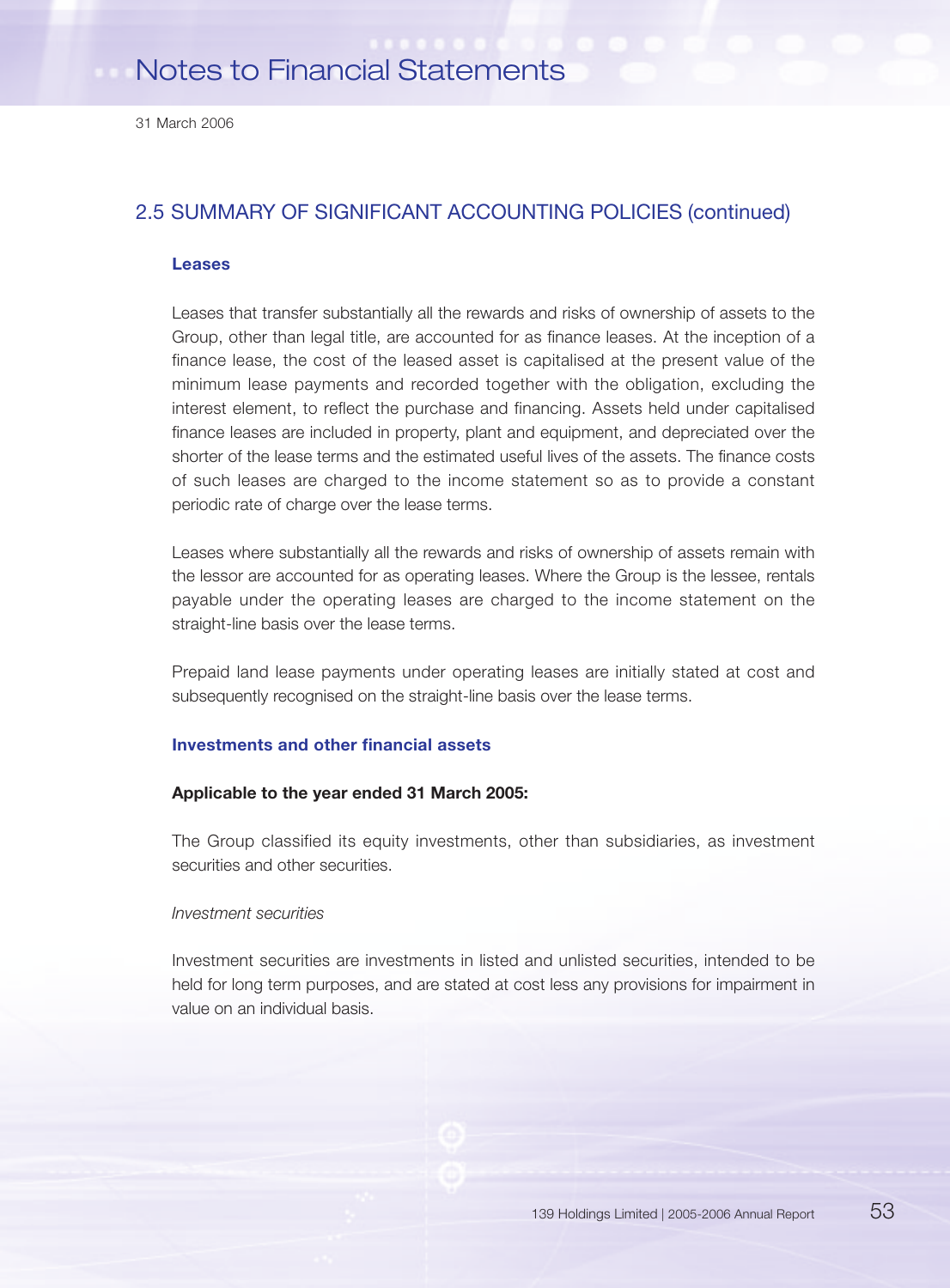## 2.5 SUMMARY OF SIGNIFICANT ACCOUNTING POLICIES (continued)

### Leases

Leases that transfer substantially all the rewards and risks of ownership of assets to the Group, other than legal title, are accounted for as finance leases. At the inception of a finance lease, the cost of the leased asset is capitalised at the present value of the minimum lease payments and recorded together with the obligation, excluding the interest element, to reflect the purchase and financing. Assets held under capitalised finance leases are included in property, plant and equipment, and depreciated over the shorter of the lease terms and the estimated useful lives of the assets. The finance costs of such leases are charged to the income statement so as to provide a constant periodic rate of charge over the lease terms.

Leases where substantially all the rewards and risks of ownership of assets remain with the lessor are accounted for as operating leases. Where the Group is the lessee, rentals payable under the operating leases are charged to the income statement on the straight-line basis over the lease terms.

Prepaid land lease payments under operating leases are initially stated at cost and subsequently recognised on the straight-line basis over the lease terms.

### Investments and other financial assets

**Applicable to the year ended 31 March 2005:**

The Group classified its equity investments, other than subsidiaries, as investment securities and other securities.

*Investment securities*

Investment securities are investments in listed and unlisted securities, intended to be held for long term purposes, and are stated at cost less any provisions for impairment in value on an individual basis.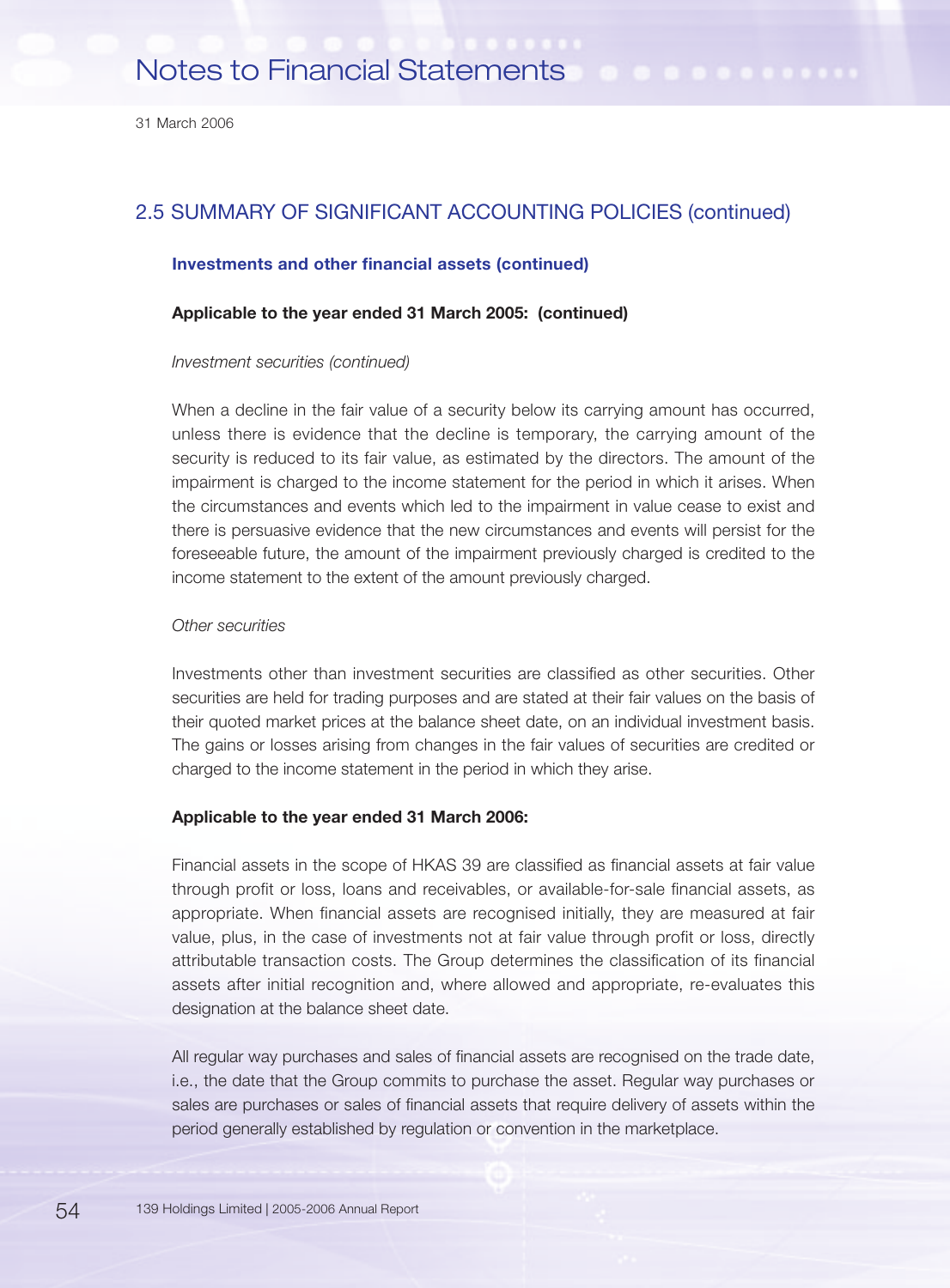## 2.5 SUMMARY OF SIGNIFICANT ACCOUNTING POLICIES (continued)

### Investments and other financial assets (continued)

**Applicable to the year ended 31 March 2005: (continued)**

*Investment securities (continued)*

When a decline in the fair value of a security below its carrying amount has occurred, unless there is evidence that the decline is temporary, the carrying amount of the security is reduced to its fair value, as estimated by the directors. The amount of the impairment is charged to the income statement for the period in which it arises. When the circumstances and events which led to the impairment in value cease to exist and there is persuasive evidence that the new circumstances and events will persist for the foreseeable future, the amount of the impairment previously charged is credited to the income statement to the extent of the amount previously charged.

*Other securities*

Investments other than investment securities are classified as other securities. Other securities are held for trading purposes and are stated at their fair values on the basis of their quoted market prices at the balance sheet date, on an individual investment basis. The gains or losses arising from changes in the fair values of securities are credited or charged to the income statement in the period in which they arise.

**Applicable to the year ended 31 March 2006:**

Financial assets in the scope of HKAS 39 are classified as financial assets at fair value through profit or loss, loans and receivables, or available-for-sale financial assets, as appropriate. When financial assets are recognised initially, they are measured at fair value, plus, in the case of investments not at fair value through profit or loss, directly attributable transaction costs. The Group determines the classification of its financial assets after initial recognition and, where allowed and appropriate, re-evaluates this designation at the balance sheet date.

All regular way purchases and sales of financial assets are recognised on the trade date, i.e., the date that the Group commits to purchase the asset. Regular way purchases or sales are purchases or sales of financial assets that require delivery of assets within the period generally established by regulation or convention in the marketplace.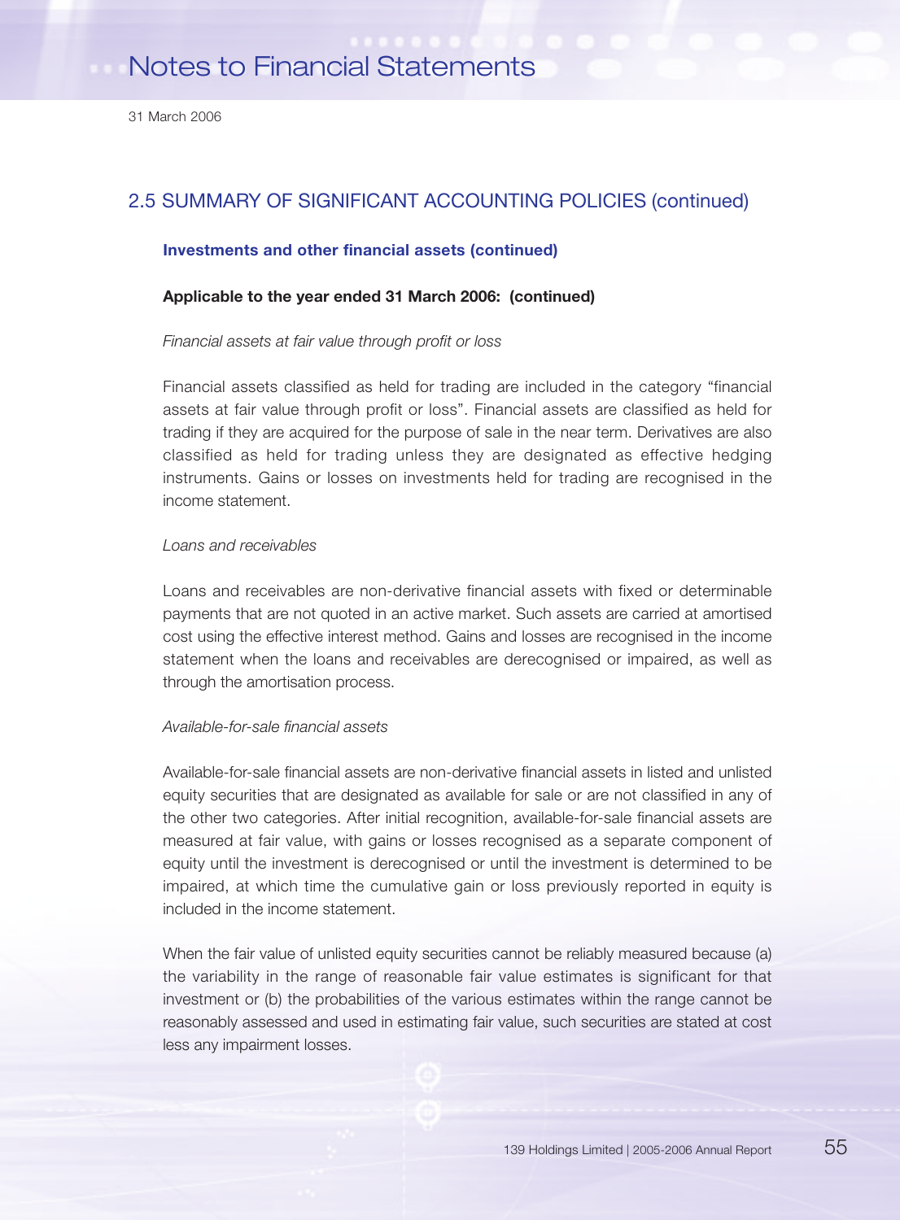## 2.5 SUMMARY OF SIGNIFICANT ACCOUNTING POLICIES (continued)

### Investments and other financial assets (continued)

**Applicable to the year ended 31 March 2006: (continued)**

*Financial assets at fair value through profit or loss*

Financial assets classified as held for trading are included in the category "financial assets at fair value through profit or loss". Financial assets are classified as held for trading if they are acquired for the purpose of sale in the near term. Derivatives are also classified as held for trading unless they are designated as effective hedging instruments. Gains or losses on investments held for trading are recognised in the income statement.

*Loans and receivables*

Loans and receivables are non-derivative financial assets with fixed or determinable payments that are not quoted in an active market. Such assets are carried at amortised cost using the effective interest method. Gains and losses are recognised in the income statement when the loans and receivables are derecognised or impaired, as well as through the amortisation process.

*Available-for-sale financial assets*

Available-for-sale financial assets are non-derivative financial assets in listed and unlisted equity securities that are designated as available for sale or are not classified in any of the other two categories. After initial recognition, available-for-sale financial assets are measured at fair value, with gains or losses recognised as a separate component of equity until the investment is derecognised or until the investment is determined to be impaired, at which time the cumulative gain or loss previously reported in equity is included in the income statement.

When the fair value of unlisted equity securities cannot be reliably measured because (a) the variability in the range of reasonable fair value estimates is significant for that investment or (b) the probabilities of the various estimates within the range cannot be reasonably assessed and used in estimating fair value, such securities are stated at cost less any impairment losses.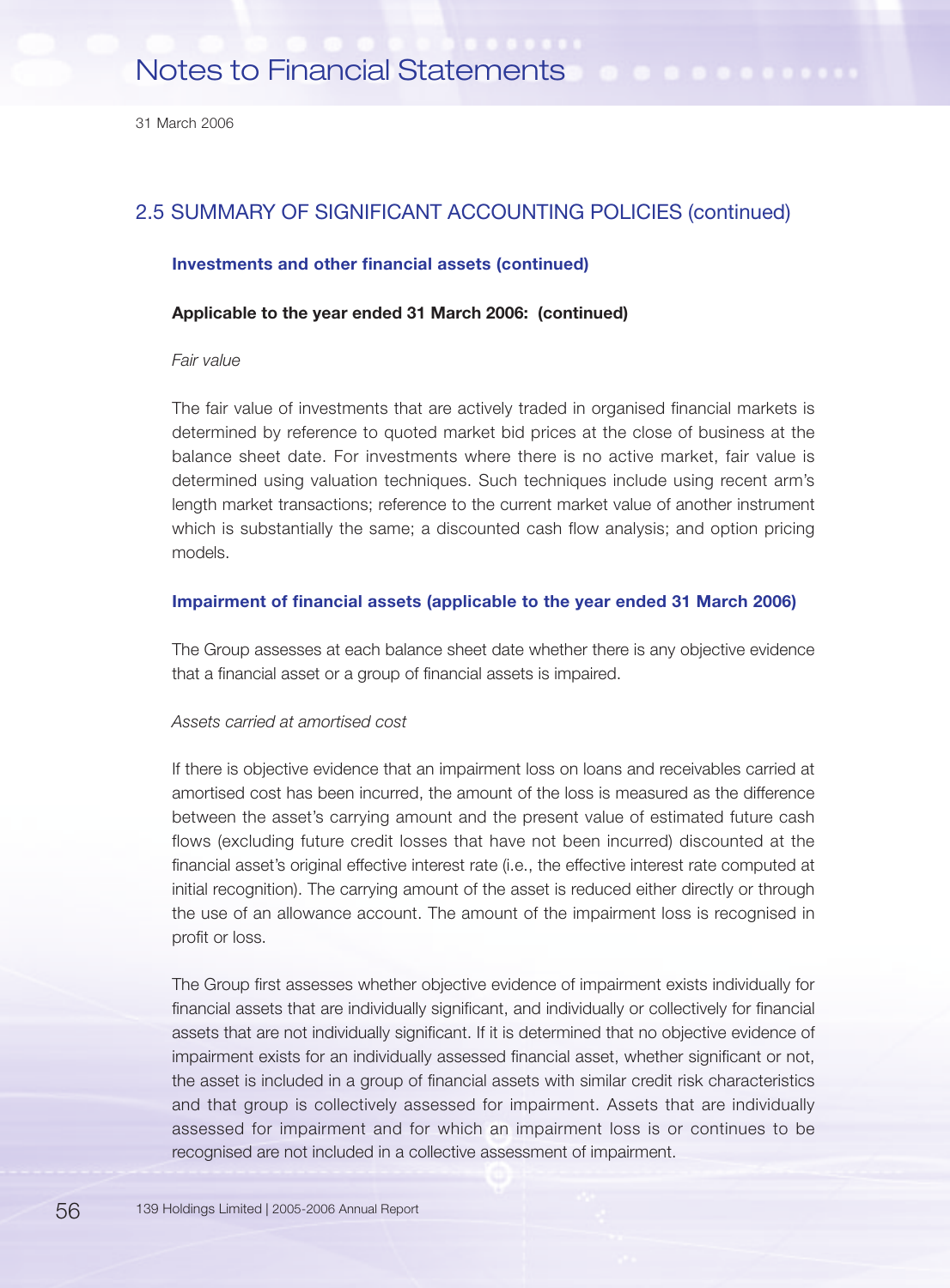## 2.5 SUMMARY OF SIGNIFICANT ACCOUNTING POLICIES (continued)

### Investments and other financial assets (continued)

**Applicable to the year ended 31 March 2006: (continued)**

*Fair value*

The fair value of investments that are actively traded in organised financial markets is determined by reference to quoted market bid prices at the close of business at the balance sheet date. For investments where there is no active market, fair value is determined using valuation techniques. Such techniques include using recent arm's length market transactions; reference to the current market value of another instrument which is substantially the same; a discounted cash flow analysis; and option pricing models.

### Impairment of financial assets (applicable to the year ended 31 March 2006)

The Group assesses at each balance sheet date whether there is any objective evidence that a financial asset or a group of financial assets is impaired.

*Assets carried at amortised cost*

If there is objective evidence that an impairment loss on loans and receivables carried at amortised cost has been incurred, the amount of the loss is measured as the difference between the asset's carrying amount and the present value of estimated future cash flows (excluding future credit losses that have not been incurred) discounted at the financial asset's original effective interest rate (i.e., the effective interest rate computed at initial recognition). The carrying amount of the asset is reduced either directly or through the use of an allowance account. The amount of the impairment loss is recognised in profit or loss.

The Group first assesses whether objective evidence of impairment exists individually for financial assets that are individually significant, and individually or collectively for financial assets that are not individually significant. If it is determined that no objective evidence of impairment exists for an individually assessed financial asset, whether significant or not, the asset is included in a group of financial assets with similar credit risk characteristics and that group is collectively assessed for impairment. Assets that are individually assessed for impairment and for which an impairment loss is or continues to be recognised are not included in a collective assessment of impairment.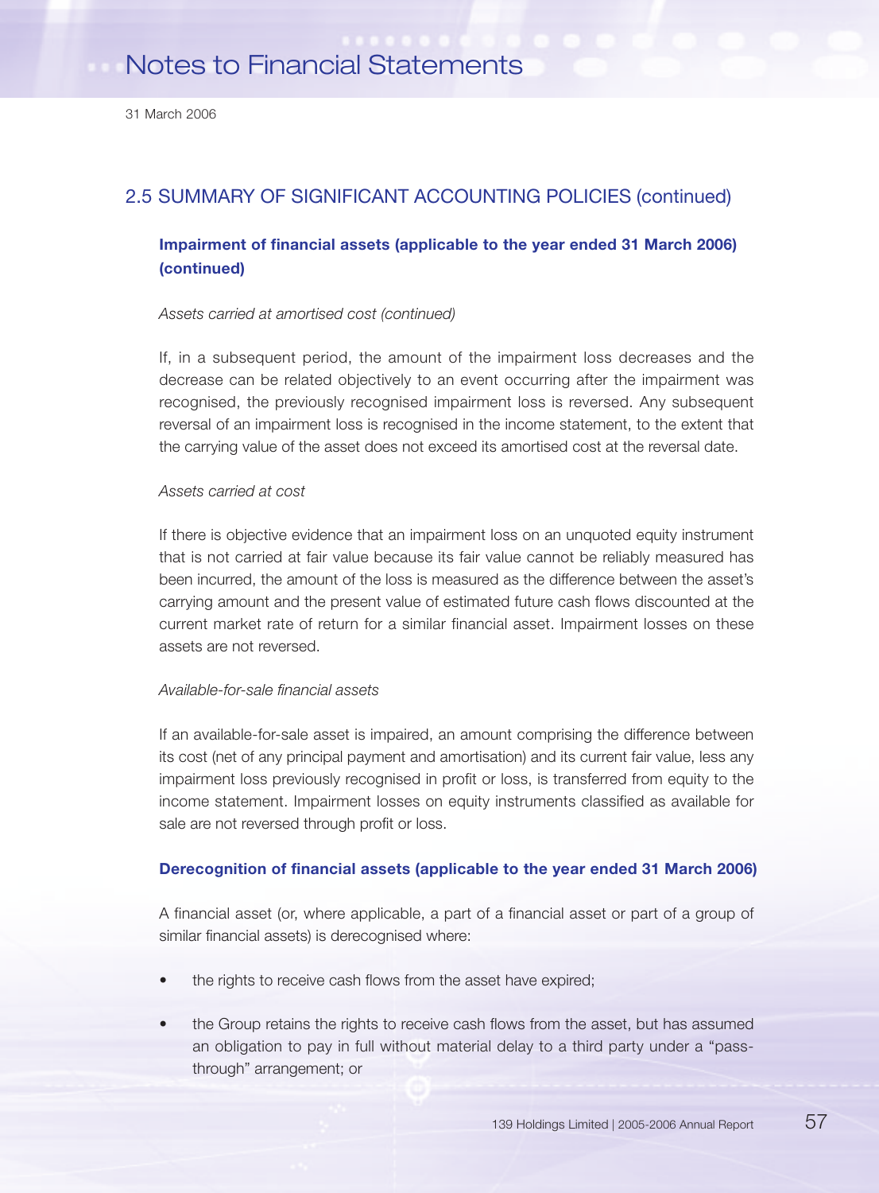## 2.5 SUMMARY OF SIGNIFICANT ACCOUNTING POLICIES (continued)

### Impairment of financial assets (applicable to the year ended 31 March 2006) (continued)

*Assets carried at amortised cost (continued)*

If, in a subsequent period, the amount of the impairment loss decreases and the decrease can be related objectively to an event occurring after the impairment was recognised, the previously recognised impairment loss is reversed. Any subsequent reversal of an impairment loss is recognised in the income statement, to the extent that the carrying value of the asset does not exceed its amortised cost at the reversal date.

*Assets carried at cost*

If there is objective evidence that an impairment loss on an unquoted equity instrument that is not carried at fair value because its fair value cannot be reliably measured has been incurred, the amount of the loss is measured as the difference between the asset's carrying amount and the present value of estimated future cash flows discounted at the current market rate of return for a similar financial asset. Impairment losses on these assets are not reversed.

*Available-for-sale financial assets*

If an available-for-sale asset is impaired, an amount comprising the difference between its cost (net of any principal payment and amortisation) and its current fair value, less any impairment loss previously recognised in profit or loss, is transferred from equity to the income statement. Impairment losses on equity instruments classified as available for sale are not reversed through profit or loss.

### Derecognition of financial assets (applicable to the year ended 31 March 2006)

A financial asset (or, where applicable, a part of a financial asset or part of a group of similar financial assets) is derecognised where:

- the rights to receive cash flows from the asset have expired;
- the Group retains the rights to receive cash flows from the asset, but has assumed an obligation to pay in full without material delay to a third party under a "pass-through" arrangement; or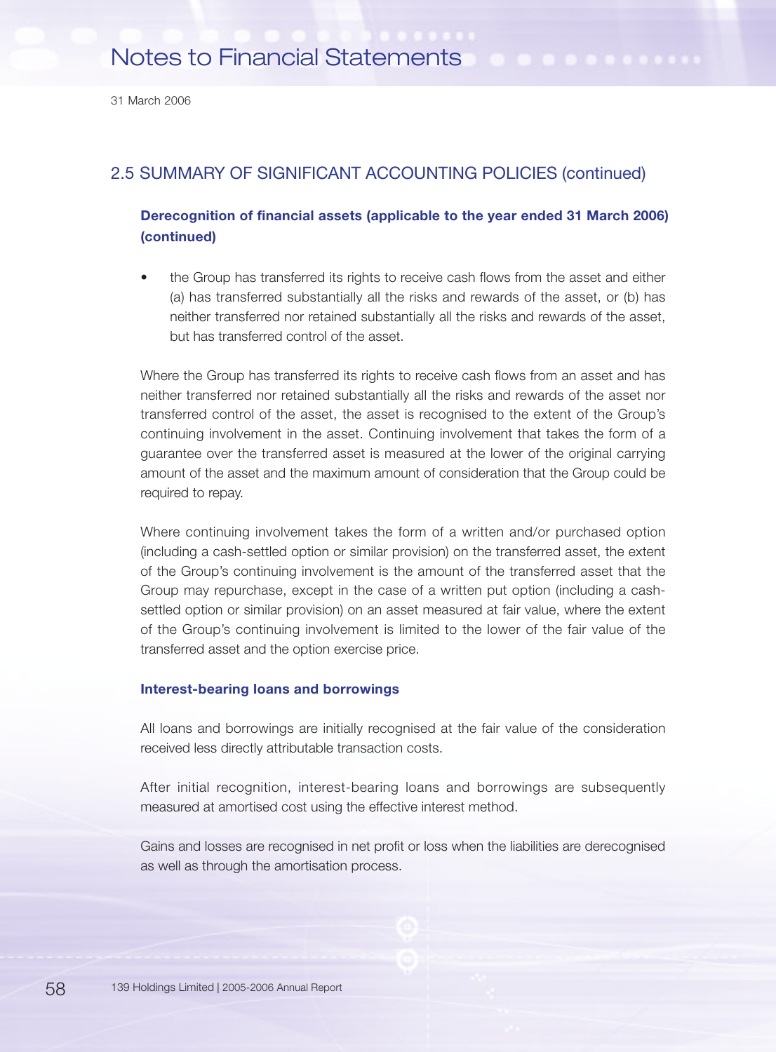## 2.5 SUMMARY OF SIGNIFICANT ACCOUNTING POLICIES (continued)

### Derecognition of financial assets (applicable to the year ended 31 March 2006) (continued)

- the Group has transferred its rights to receive cash flows from the asset and either (a) has transferred substantially all the risks and rewards of the asset, or (b) has neither transferred nor retained substantially all the risks and rewards of the asset, but has transferred control of the asset.

Where the Group has transferred its rights to receive cash flows from an asset and has neither transferred nor retained substantially all the risks and rewards of the asset nor transferred control of the asset, the asset is recognised to the extent of the Group's continuing involvement in the asset. Continuing involvement that takes the form of a guarantee over the transferred asset is measured at the lower of the original carrying amount of the asset and the maximum amount of consideration that the Group could be required to repay.

Where continuing involvement takes the form of a written and/or purchased option (including a cash-settled option or similar provision) on the transferred asset, the extent of the Group's continuing involvement is the amount of the transferred asset that the Group may repurchase, except in the case of a written put option (including a cash-settled option or similar provision) on an asset measured at fair value, where the extent of the Group's continuing involvement is limited to the lower of the fair value of the transferred asset and the option exercise price.

### Interest-bearing loans and borrowings

All loans and borrowings are initially recognised at the fair value of the consideration received less directly attributable transaction costs.

After initial recognition, interest-bearing loans and borrowings are subsequently measured at amortised cost using the effective interest method.

Gains and losses are recognised in net profit or loss when the liabilities are derecognised as well as through the amortisation process.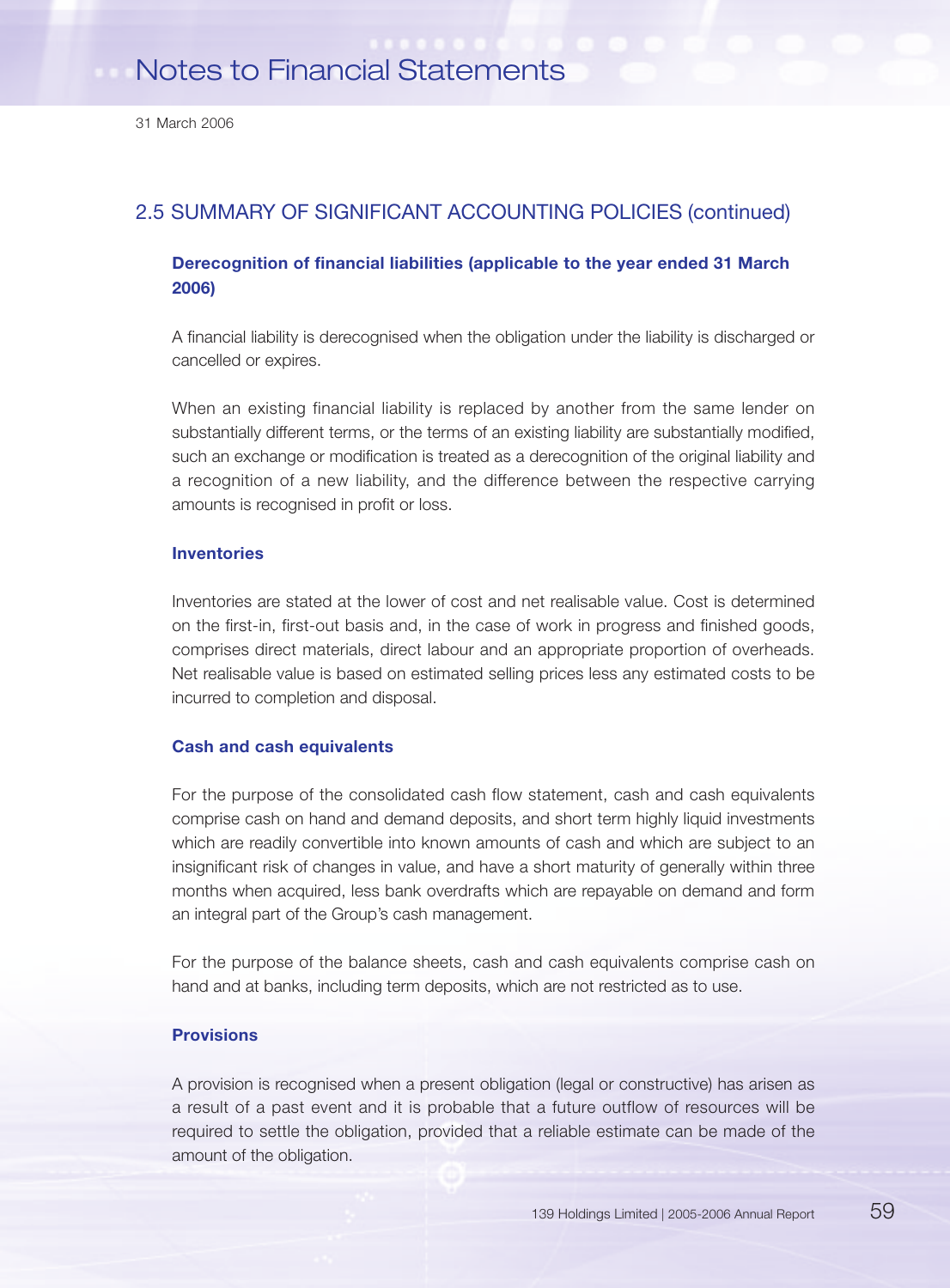## 2.5 SUMMARY OF SIGNIFICANT ACCOUNTING POLICIES (continued)

### Derecognition of financial liabilities (applicable to the year ended 31 March 2006)

A financial liability is derecognised when the obligation under the liability is discharged or cancelled or expires.

When an existing financial liability is replaced by another from the same lender on substantially different terms, or the terms of an existing liability are substantially modified, such an exchange or modification is treated as a derecognition of the original liability and a recognition of a new liability, and the difference between the respective carrying amounts is recognised in profit or loss.

### Inventories

Inventories are stated at the lower of cost and net realisable value. Cost is determined on the first-in, first-out basis and, in the case of work in progress and finished goods, comprises direct materials, direct labour and an appropriate proportion of overheads. Net realisable value is based on estimated selling prices less any estimated costs to be incurred to completion and disposal.

### Cash and cash equivalents

For the purpose of the consolidated cash flow statement, cash and cash equivalents comprise cash on hand and demand deposits, and short term highly liquid investments which are readily convertible into known amounts of cash and which are subject to an insignificant risk of changes in value, and have a short maturity of generally within three months when acquired, less bank overdrafts which are repayable on demand and form an integral part of the Group's cash management.

For the purpose of the balance sheets, cash and cash equivalents comprise cash on hand and at banks, including term deposits, which are not restricted as to use.

### Provisions

A provision is recognised when a present obligation (legal or constructive) has arisen as a result of a past event and it is probable that a future outflow of resources will be required to settle the obligation, provided that a reliable estimate can be made of the amount of the obligation.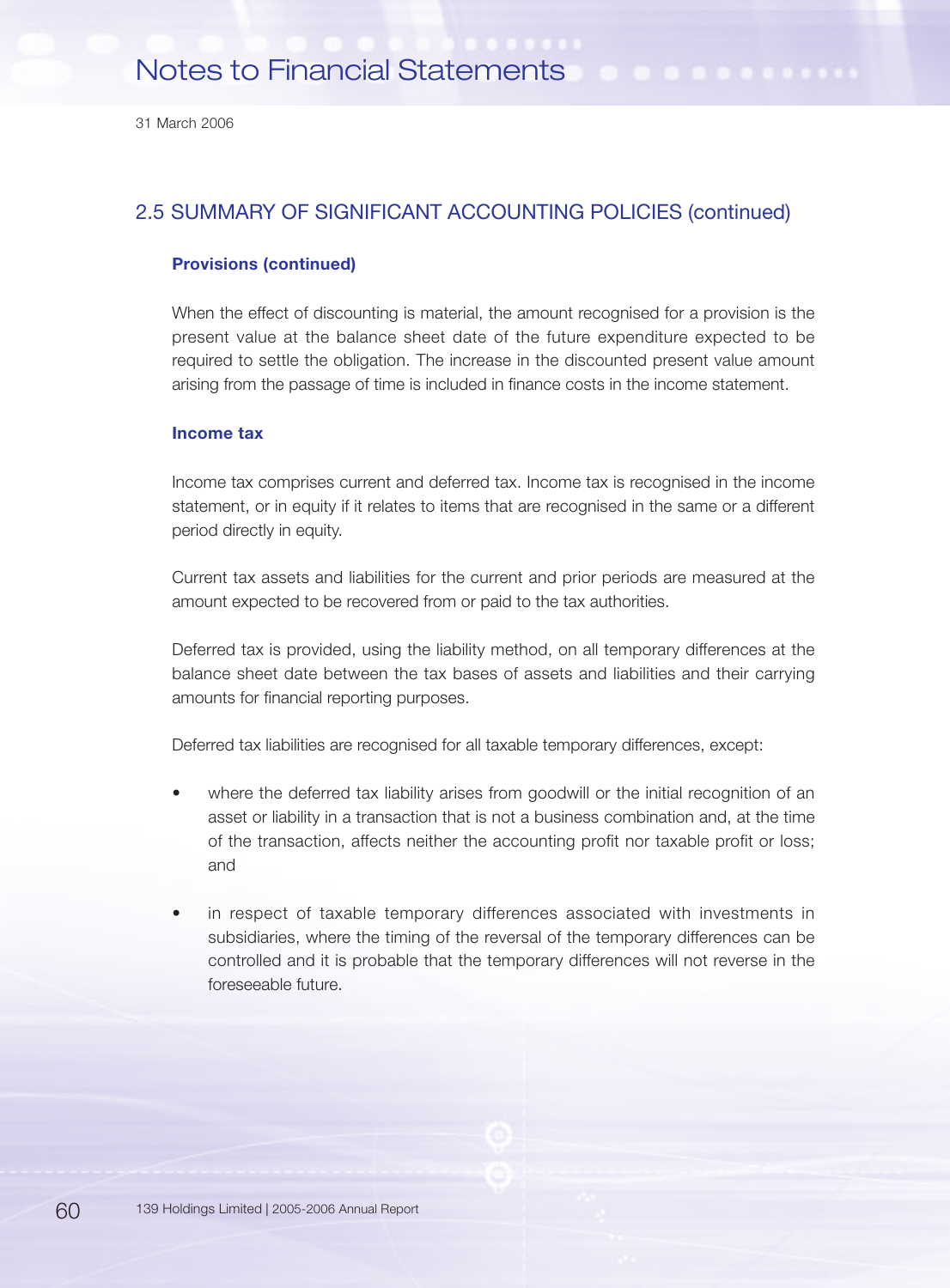## 2.5 SUMMARY OF SIGNIFICANT ACCOUNTING POLICIES (continued)

### Provisions (continued)

When the effect of discounting is material, the amount recognised for a provision is the present value at the balance sheet date of the future expenditure expected to be required to settle the obligation. The increase in the discounted present value amount arising from the passage of time is included in finance costs in the income statement.

### Income tax

Income tax comprises current and deferred tax. Income tax is recognised in the income statement, or in equity if it relates to items that are recognised in the same or a different period directly in equity.

Current tax assets and liabilities for the current and prior periods are measured at the amount expected to be recovered from or paid to the tax authorities.

Deferred tax is provided, using the liability method, on all temporary differences at the balance sheet date between the tax bases of assets and liabilities and their carrying amounts for financial reporting purposes.

Deferred tax liabilities are recognised for all taxable temporary differences, except:

- where the deferred tax liability arises from goodwill or the initial recognition of an asset or liability in a transaction that is not a business combination and, at the time of the transaction, affects neither the accounting profit nor taxable profit or loss; and
- in respect of taxable temporary differences associated with investments in subsidiaries, where the timing of the reversal of the temporary differences can be controlled and it is probable that the temporary differences will not reverse in the foreseeable future.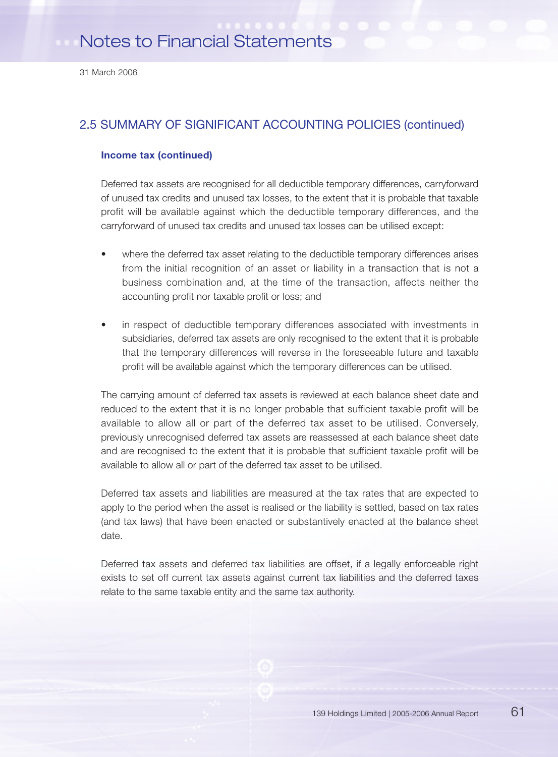## 2.5 SUMMARY OF SIGNIFICANT ACCOUNTING POLICIES (continued)

### Income tax (continued)

Deferred tax assets are recognised for all deductible temporary differences, carryforward of unused tax credits and unused tax losses, to the extent that it is probable that taxable profit will be available against which the deductible temporary differences, and the carryforward of unused tax credits and unused tax losses can be utilised except:

- where the deferred tax asset relating to the deductible temporary differences arises from the initial recognition of an asset or liability in a transaction that is not a business combination and, at the time of the transaction, affects neither the accounting profit nor taxable profit or loss; and

- in respect of deductible temporary differences associated with investments in subsidiaries, deferred tax assets are only recognised to the extent that it is probable that the temporary differences will reverse in the foreseeable future and taxable profit will be available against which the temporary differences can be utilised.

The carrying amount of deferred tax assets is reviewed at each balance sheet date and reduced to the extent that it is no longer probable that sufficient taxable profit will be available to allow all or part of the deferred tax asset to be utilised. Conversely, previously unrecognised deferred tax assets are reassessed at each balance sheet date and are recognised to the extent that it is probable that sufficient taxable profit will be available to allow all or part of the deferred tax asset to be utilised.

Deferred tax assets and liabilities are measured at the tax rates that are expected to apply to the period when the asset is realised or the liability is settled, based on tax rates (and tax laws) that have been enacted or substantively enacted at the balance sheet date.

Deferred tax assets and deferred tax liabilities are offset, if a legally enforceable right exists to set off current tax assets against current tax liabilities and the deferred taxes relate to the same taxable entity and the same tax authority.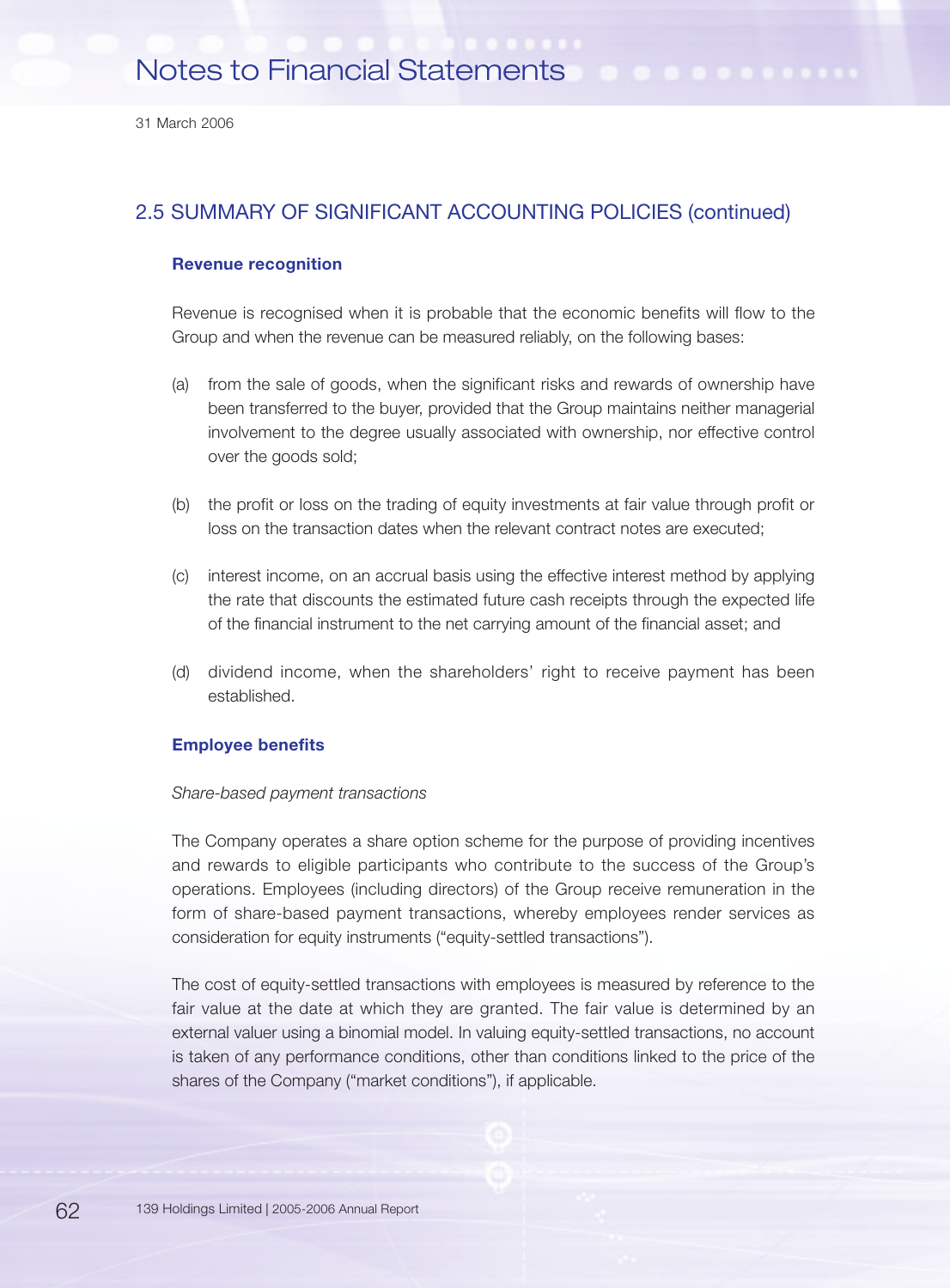## 2.5 SUMMARY OF SIGNIFICANT ACCOUNTING POLICIES (continued)

### Revenue recognition

Revenue is recognised when it is probable that the economic benefits will flow to the Group and when the revenue can be measured reliably, on the following bases:

(a) from the sale of goods, when the significant risks and rewards of ownership have been transferred to the buyer, provided that the Group maintains neither managerial involvement to the degree usually associated with ownership, nor effective control over the goods sold;

(b) the profit or loss on the trading of equity investments at fair value through profit or loss on the transaction dates when the relevant contract notes are executed;

(c) interest income, on an accrual basis using the effective interest method by applying the rate that discounts the estimated future cash receipts through the expected life of the financial instrument to the net carrying amount of the financial asset; and

(d) dividend income, when the shareholders' right to receive payment has been established.

### Employee benefits

*Share-based payment transactions*

The Company operates a share option scheme for the purpose of providing incentives and rewards to eligible participants who contribute to the success of the Group's operations. Employees (including directors) of the Group receive remuneration in the form of share-based payment transactions, whereby employees render services as consideration for equity instruments ("equity-settled transactions").

The cost of equity-settled transactions with employees is measured by reference to the fair value at the date at which they are granted. The fair value is determined by an external valuer using a binomial model. In valuing equity-settled transactions, no account is taken of any performance conditions, other than conditions linked to the price of the shares of the Company ("market conditions"), if applicable.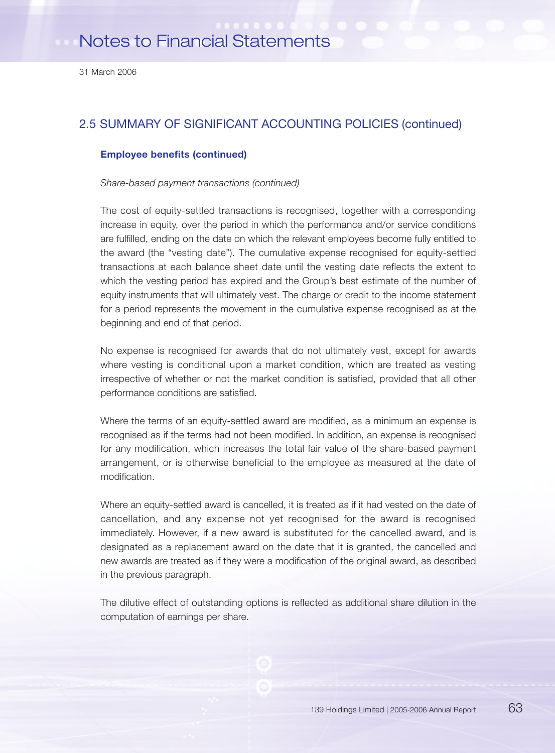## 2.5 SUMMARY OF SIGNIFICANT ACCOUNTING POLICIES (continued)

### Employee benefits (continued)

*Share-based payment transactions (continued)*

The cost of equity-settled transactions is recognised, together with a corresponding increase in equity, over the period in which the performance and/or service conditions are fulfilled, ending on the date on which the relevant employees become fully entitled to the award (the "vesting date"). The cumulative expense recognised for equity-settled transactions at each balance sheet date until the vesting date reflects the extent to which the vesting period has expired and the Group's best estimate of the number of equity instruments that will ultimately vest. The charge or credit to the income statement for a period represents the movement in the cumulative expense recognised as at the beginning and end of that period.

No expense is recognised for awards that do not ultimately vest, except for awards where vesting is conditional upon a market condition, which are treated as vesting irrespective of whether or not the market condition is satisfied, provided that all other performance conditions are satisfied.

Where the terms of an equity-settled award are modified, as a minimum an expense is recognised as if the terms had not been modified. In addition, an expense is recognised for any modification, which increases the total fair value of the share-based payment arrangement, or is otherwise beneficial to the employee as measured at the date of modification.

Where an equity-settled award is cancelled, it is treated as if it had vested on the date of cancellation, and any expense not yet recognised for the award is recognised immediately. However, if a new award is substituted for the cancelled award, and is designated as a replacement award on the date that it is granted, the cancelled and new awards are treated as if they were a modification of the original award, as described in the previous paragraph.

The dilutive effect of outstanding options is reflected as additional share dilution in the computation of earnings per share.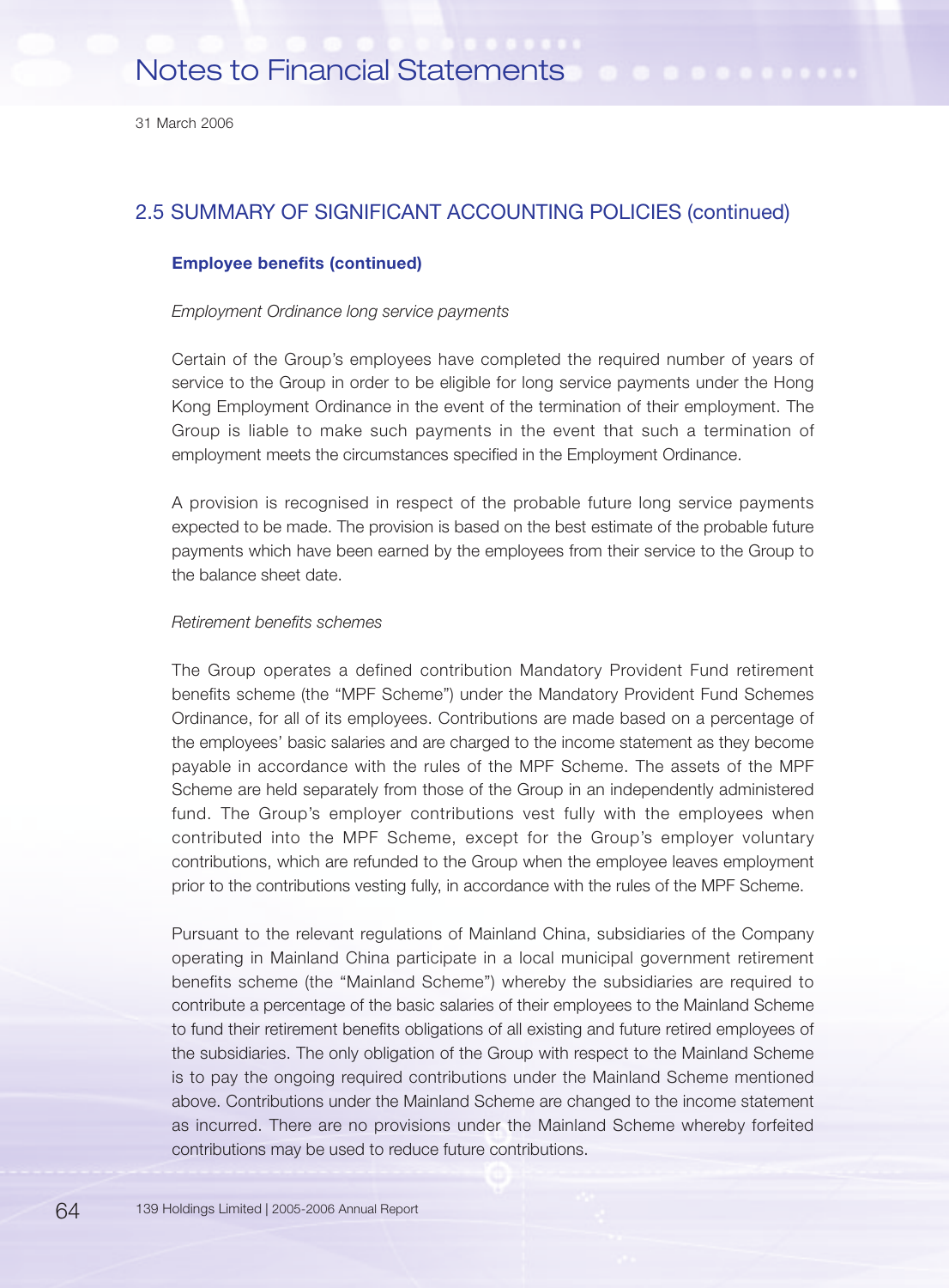## 2.5 SUMMARY OF SIGNIFICANT ACCOUNTING POLICIES (continued)

### Employee benefits (continued)

*Employment Ordinance long service payments*

Certain of the Group's employees have completed the required number of years of service to the Group in order to be eligible for long service payments under the Hong Kong Employment Ordinance in the event of the termination of their employment. The Group is liable to make such payments in the event that such a termination of employment meets the circumstances specified in the Employment Ordinance.

A provision is recognised in respect of the probable future long service payments expected to be made. The provision is based on the best estimate of the probable future payments which have been earned by the employees from their service to the Group to the balance sheet date.

*Retirement benefits schemes*

The Group operates a defined contribution Mandatory Provident Fund retirement benefits scheme (the "MPF Scheme") under the Mandatory Provident Fund Schemes Ordinance, for all of its employees. Contributions are made based on a percentage of the employees' basic salaries and are charged to the income statement as they become payable in accordance with the rules of the MPF Scheme. The assets of the MPF Scheme are held separately from those of the Group in an independently administered fund. The Group's employer contributions vest fully with the employees when contributed into the MPF Scheme, except for the Group's employer voluntary contributions, which are refunded to the Group when the employee leaves employment prior to the contributions vesting fully, in accordance with the rules of the MPF Scheme.

Pursuant to the relevant regulations of Mainland China, subsidiaries of the Company operating in Mainland China participate in a local municipal government retirement benefits scheme (the "Mainland Scheme") whereby the subsidiaries are required to contribute a percentage of the basic salaries of their employees to the Mainland Scheme to fund their retirement benefits obligations of all existing and future retired employees of the subsidiaries. The only obligation of the Group with respect to the Mainland Scheme is to pay the ongoing required contributions under the Mainland Scheme mentioned above. Contributions under the Mainland Scheme are changed to the income statement as incurred. There are no provisions under the Mainland Scheme whereby forfeited contributions may be used to reduce future contributions.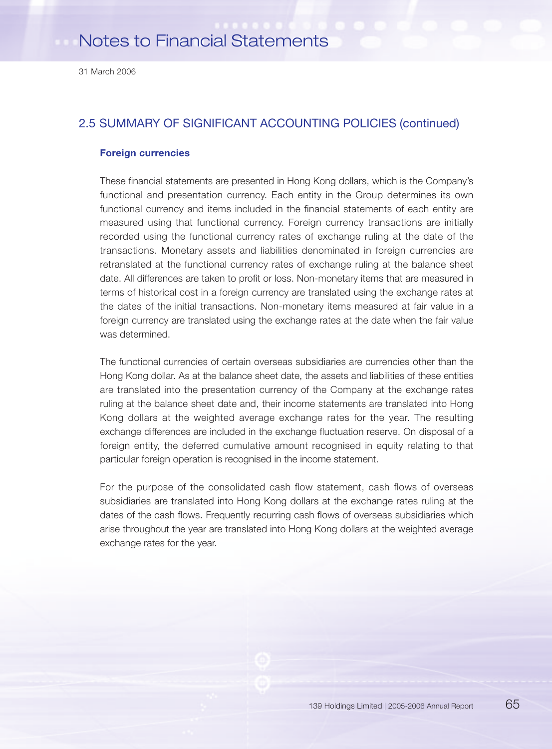## 2.5 SUMMARY OF SIGNIFICANT ACCOUNTING POLICIES (continued)

### Foreign currencies

These financial statements are presented in Hong Kong dollars, which is the Company's functional and presentation currency. Each entity in the Group determines its own functional currency and items included in the financial statements of each entity are measured using that functional currency. Foreign currency transactions are initially recorded using the functional currency rates of exchange ruling at the date of the transactions. Monetary assets and liabilities denominated in foreign currencies are retranslated at the functional currency rates of exchange ruling at the balance sheet date. All differences are taken to profit or loss. Non-monetary items that are measured in terms of historical cost in a foreign currency are translated using the exchange rates at the dates of the initial transactions. Non-monetary items measured at fair value in a foreign currency are translated using the exchange rates at the date when the fair value was determined.

The functional currencies of certain overseas subsidiaries are currencies other than the Hong Kong dollar. As at the balance sheet date, the assets and liabilities of these entities are translated into the presentation currency of the Company at the exchange rates ruling at the balance sheet date and, their income statements are translated into Hong Kong dollars at the weighted average exchange rates for the year. The resulting exchange differences are included in the exchange fluctuation reserve. On disposal of a foreign entity, the deferred cumulative amount recognised in equity relating to that particular foreign operation is recognised in the income statement.

For the purpose of the consolidated cash flow statement, cash flows of overseas subsidiaries are translated into Hong Kong dollars at the exchange rates ruling at the dates of the cash flows. Frequently recurring cash flows of overseas subsidiaries which arise throughout the year are translated into Hong Kong dollars at the weighted average exchange rates for the year.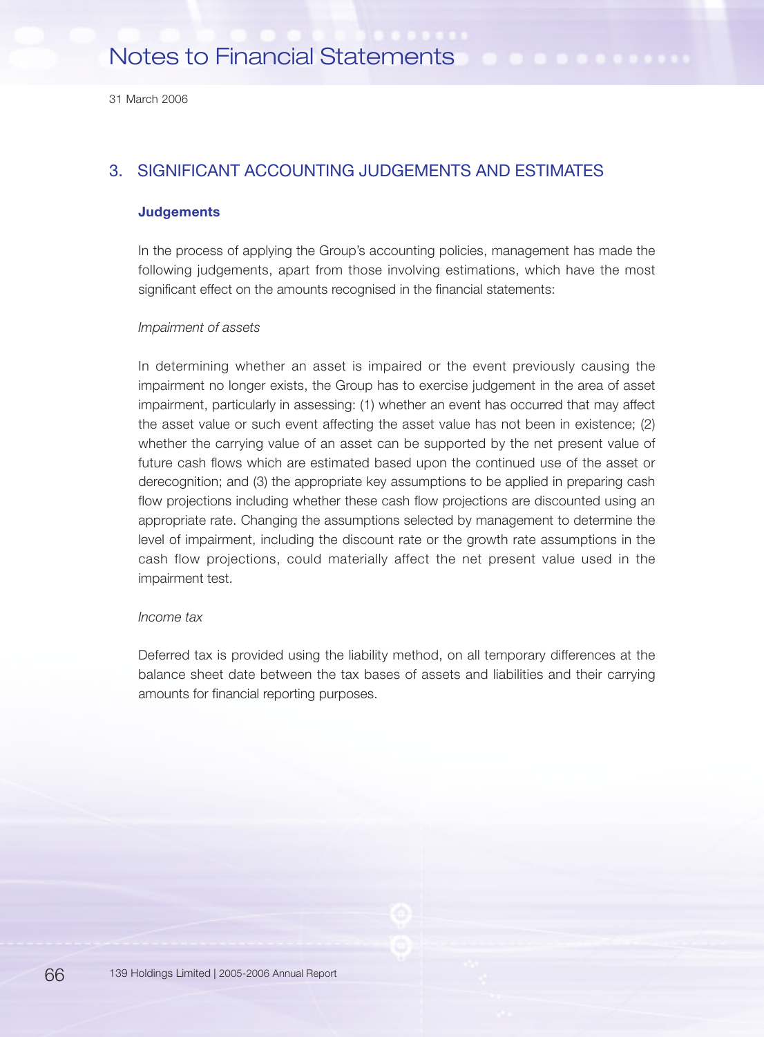## 3. SIGNIFICANT ACCOUNTING JUDGEMENTS AND ESTIMATES

### Judgements

In the process of applying the Group's accounting policies, management has made the following judgements, apart from those involving estimations, which have the most significant effect on the amounts recognised in the financial statements:

*Impairment of assets*

In determining whether an asset is impaired or the event previously causing the impairment no longer exists, the Group has to exercise judgement in the area of asset impairment, particularly in assessing: (1) whether an event has occurred that may affect the asset value or such event affecting the asset value has not been in existence; (2) whether the carrying value of an asset can be supported by the net present value of future cash flows which are estimated based upon the continued use of the asset or derecognition; and (3) the appropriate key assumptions to be applied in preparing cash flow projections including whether these cash flow projections are discounted using an appropriate rate. Changing the assumptions selected by management to determine the level of impairment, including the discount rate or the growth rate assumptions in the cash flow projections, could materially affect the net present value used in the impairment test.

*Income tax*

Deferred tax is provided using the liability method, on all temporary differences at the balance sheet date between the tax bases of assets and liabilities and their carrying amounts for financial reporting purposes.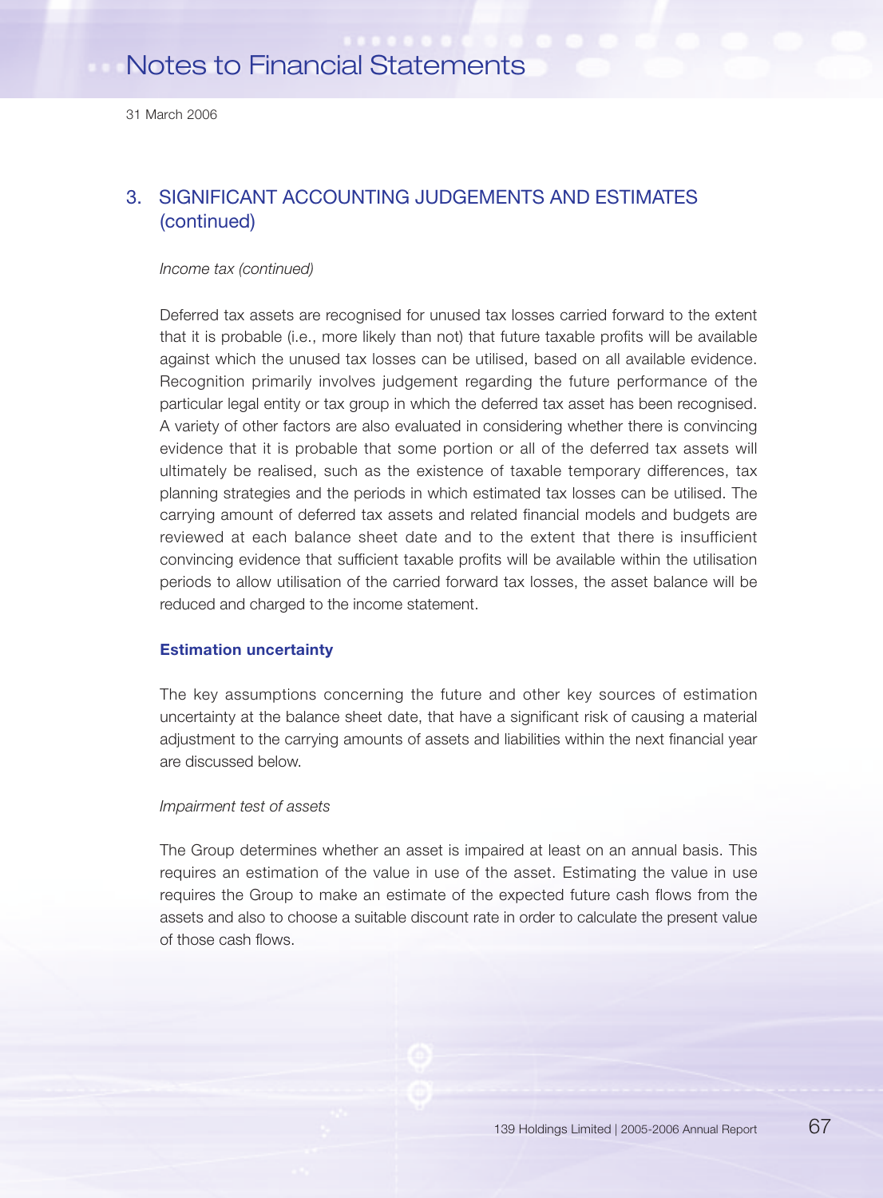## 3. SIGNIFICANT ACCOUNTING JUDGEMENTS AND ESTIMATES (continued)

*Income tax (continued)*

Deferred tax assets are recognised for unused tax losses carried forward to the extent that it is probable (i.e., more likely than not) that future taxable profits will be available against which the unused tax losses can be utilised, based on all available evidence. Recognition primarily involves judgement regarding the future performance of the particular legal entity or tax group in which the deferred tax asset has been recognised. A variety of other factors are also evaluated in considering whether there is convincing evidence that it is probable that some portion or all of the deferred tax assets will ultimately be realised, such as the existence of taxable temporary differences, tax planning strategies and the periods in which estimated tax losses can be utilised. The carrying amount of deferred tax assets and related financial models and budgets are reviewed at each balance sheet date and to the extent that there is insufficient convincing evidence that sufficient taxable profits will be available within the utilisation periods to allow utilisation of the carried forward tax losses, the asset balance will be reduced and charged to the income statement.

**Estimation uncertainty**

The key assumptions concerning the future and other key sources of estimation uncertainty at the balance sheet date, that have a significant risk of causing a material adjustment to the carrying amounts of assets and liabilities within the next financial year are discussed below.

*Impairment test of assets*

The Group determines whether an asset is impaired at least on an annual basis. This requires an estimation of the value in use of the asset. Estimating the value in use requires the Group to make an estimate of the expected future cash flows from the assets and also to choose a suitable discount rate in order to calculate the present value of those cash flows.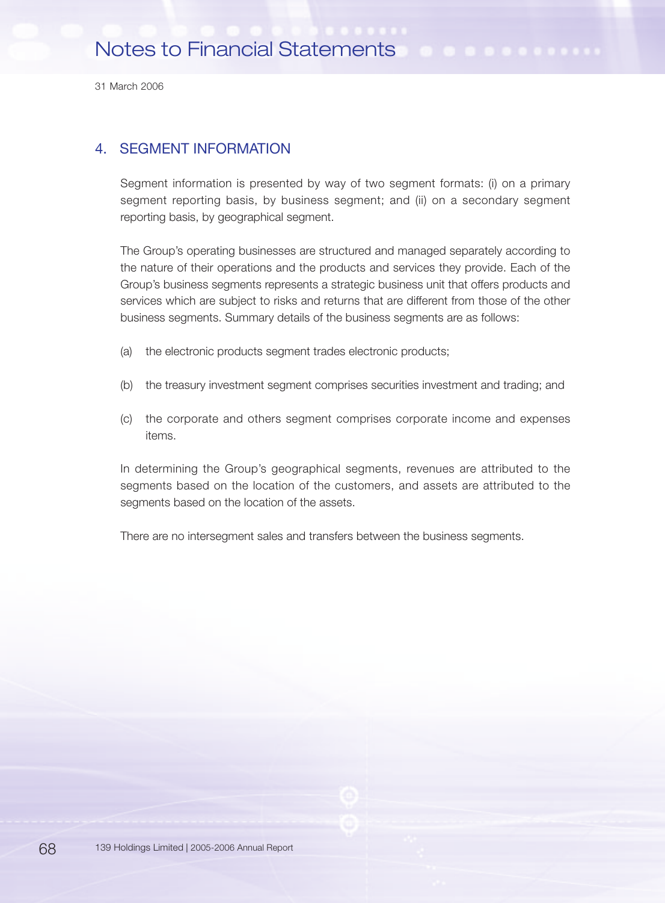# 4. SEGMENT INFORMATION

Segment information is presented by way of two segment formats: (i) on a primary segment reporting basis, by business segment; and (ii) on a secondary segment reporting basis, by geographical segment.

The Group's operating businesses are structured and managed separately according to the nature of their operations and the products and services they provide. Each of the Group's business segments represents a strategic business unit that offers products and services which are subject to risks and returns that are different from those of the other business segments. Summary details of the business segments are as follows:

(a) the electronic products segment trades electronic products;

(b) the treasury investment segment comprises securities investment and trading; and

(c) the corporate and others segment comprises corporate income and expenses items.

In determining the Group's geographical segments, revenues are attributed to the segments based on the location of the customers, and assets are attributed to the segments based on the location of the assets.

There are no intersegment sales and transfers between the business segments.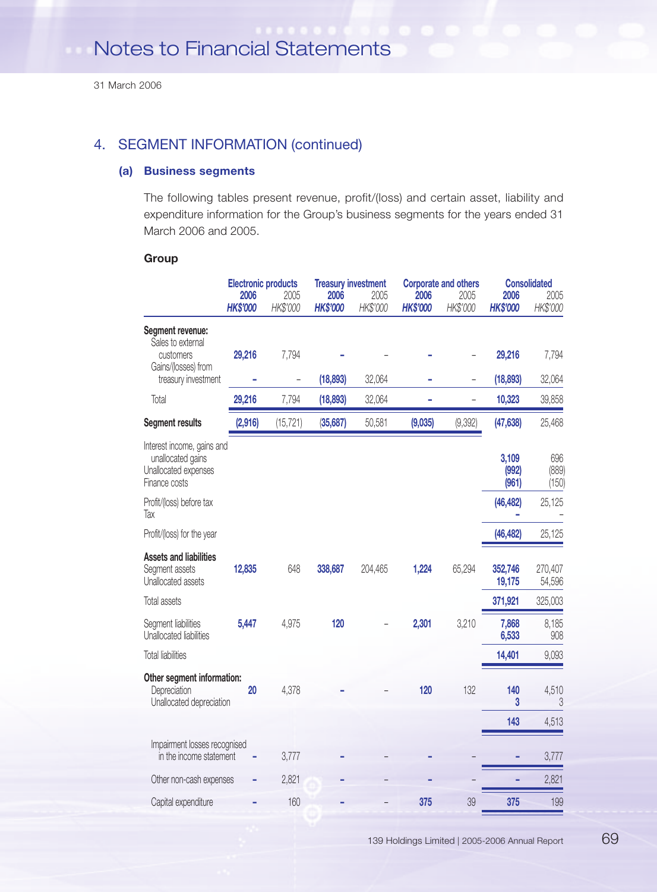## 4. SEGMENT INFORMATION (continued)

### (a) Business segments

The following tables present revenue, profit/(loss) and certain asset, liability and expenditure information for the Group's business segments for the years ended 31 March 2006 and 2005.

**Group**

| | Electronic products | | Treasury investment | | Corporate and others | | Consolidated | |
|---|---|---|---|---|---|---|---|---|
| | **2006** | 2005 | **2006** | 2005 | **2006** | 2005 | **2006** | 2005 |
| | ***HK$'000*** | *HK$'000* | ***HK$'000*** | *HK$'000* | ***HK$'000*** | *HK$'000* | ***HK$'000*** | *HK$'000* |
| **Segment revenue:** | | | | | | | | |
| Sales to external customers | **29,216** | 7,794 | **–** | – | **–** | – | **29,216** | 7,794 |
| Gains/(losses) from treasury investment | **–** | – | **(18,893)** | 32,064 | **–** | – | **(18,893)** | 32,064 |
| Total | **29,216** | 7,794 | **(18,893)** | 32,064 | **–** | – | **10,323** | 39,858 |
| **Segment results** | **(2,916)** | (15,721) | **(35,687)** | 50,581 | **(9,035)** | (9,392) | **(47,638)** | 25,468 |
| Interest income, gains and unallocated gains | | | | | | | **3,109** | 696 |
| Unallocated expenses | | | | | | | **(992)** | (889) |
| Finance costs | | | | | | | **(961)** | (150) |
| Profit/(loss) before tax | | | | | | | **(46,482)** | 25,125 |
| Tax | | | | | | | **–** | – |
| Profit/(loss) for the year | | | | | | | **(46,482)** | 25,125 |
| **Assets and liabilities** | | | | | | | | |
| Segment assets | **12,835** | 648 | **338,687** | 204,465 | **1,224** | 65,294 | **352,746** | 270,407 |
| Unallocated assets | | | | | | | **19,175** | 54,596 |
| Total assets | | | | | | | **371,921** | 325,003 |
| Segment liabilities | **5,447** | 4,975 | **120** | – | **2,301** | 3,210 | **7,868** | 8,185 |
| Unallocated liabilities | | | | | | | **6,533** | 908 |
| Total liabilities | | | | | | | **14,401** | 9,093 |
| **Other segment information:** | | | | | | | | |
| Depreciation | **20** | 4,378 | **–** | – | **120** | 132 | **140** | 4,510 |
| Unallocated depreciation | | | | | | | **3** | 3 |
| | | | | | | | **143** | 4,513 |
| Impairment losses recognised in the income statement | **–** | 3,777 | **–** | – | **–** | – | **–** | 3,777 |
| Other non-cash expenses | **–** | 2,821 | **–** | – | **–** | – | **–** | 2,821 |
| Capital expenditure | **–** | 160 | **–** | – | **375** | 39 | **375** | 199 |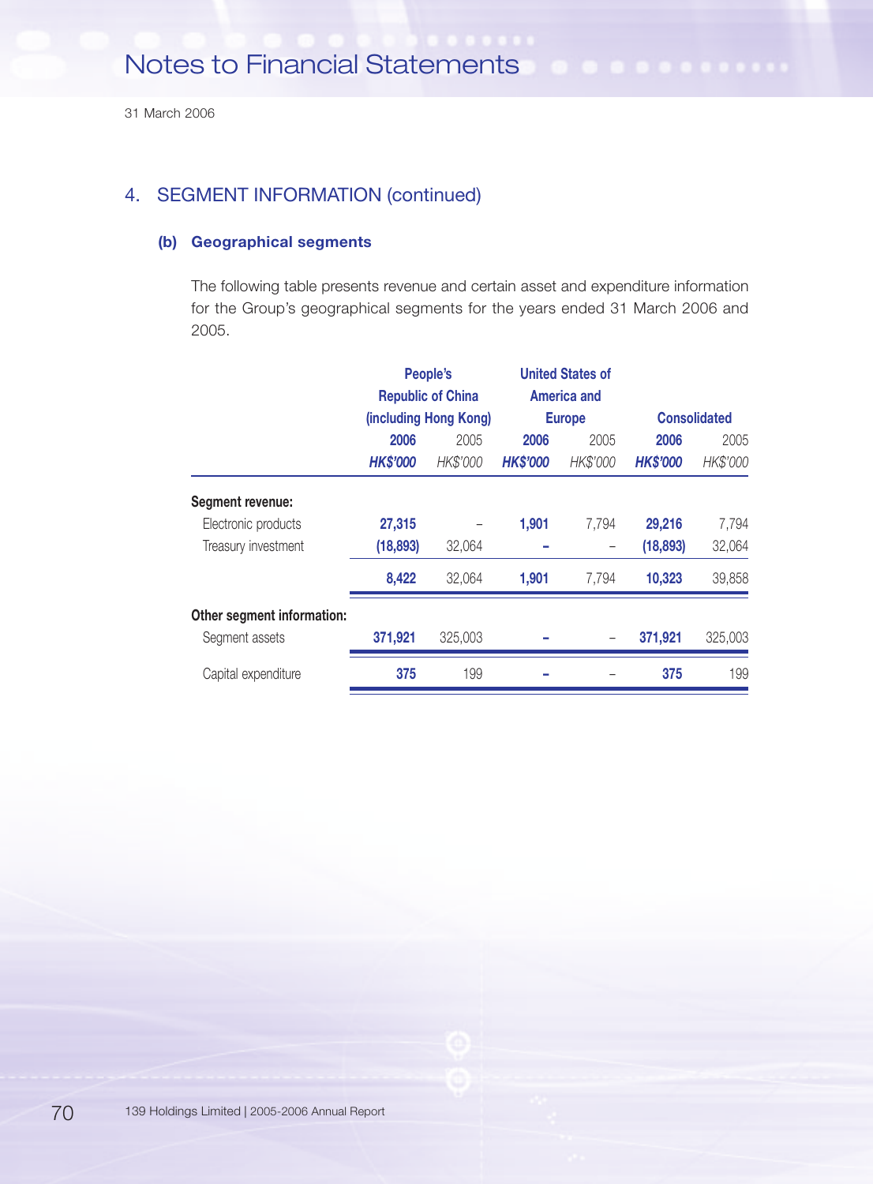31 March 2006

## 4. SEGMENT INFORMATION (continued)

### (b) Geographical segments

The following table presents revenue and certain asset and expenditure information for the Group's geographical segments for the years ended 31 March 2006 and 2005.

| | People's Republic of China (including Hong Kong) | | United States of America and Europe | | Consolidated | |
|---|---|---|---|---|---|---|
| | **2006** | 2005 | **2006** | 2005 | **2006** | 2005 |
| | ***HK$'000*** | *HK$'000* | ***HK$'000*** | *HK$'000* | ***HK$'000*** | *HK$'000* |
| **Segment revenue:** | | | | | | |
| Electronic products | **27,315** | – | **1,901** | 7,794 | **29,216** | 7,794 |
| Treasury investment | **(18,893)** | 32,064 | **–** | – | **(18,893)** | 32,064 |
| | **8,422** | 32,064 | **1,901** | 7,794 | **10,323** | 39,858 |
| **Other segment information:** | | | | | | |
| Segment assets | **371,921** | 325,003 | **–** | – | **371,921** | 325,003 |
| Capital expenditure | **375** | 199 | **–** | – | **375** | 199 |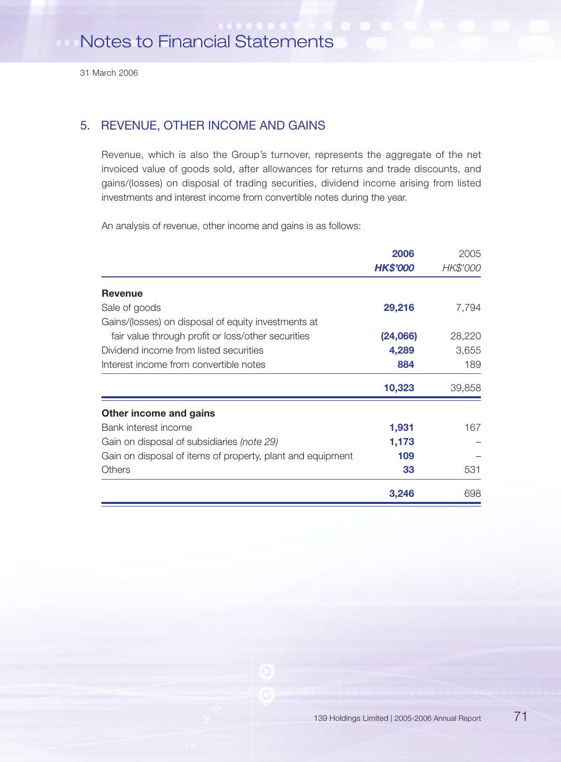## 5. REVENUE, OTHER INCOME AND GAINS

Revenue, which is also the Group's turnover, represents the aggregate of the net invoiced value of goods sold, after allowances for returns and trade discounts, and gains/(losses) on disposal of trading securities, dividend income arising from listed investments and interest income from convertible notes during the year.

An analysis of revenue, other income and gains is as follows:

| | **2006** | 2005 |
|---|---|---|
| | ***HK$'000*** | *HK$'000* |
| **Revenue** | | |
| Sale of goods | **29,216** | 7,794 |
| Gains/(losses) on disposal of equity investments at fair value through profit or loss/other securities | **(24,066)** | 28,220 |
| Dividend income from listed securities | **4,289** | 3,655 |
| Interest income from convertible notes | **884** | 189 |
| | **10,323** | 39,858 |
| **Other income and gains** | | |
| Bank interest income | **1,931** | 167 |
| Gain on disposal of subsidiaries *(note 29)* | **1,173** | – |
| Gain on disposal of items of property, plant and equipment | **109** | – |
| Others | **33** | 531 |
| | **3,246** | 698 |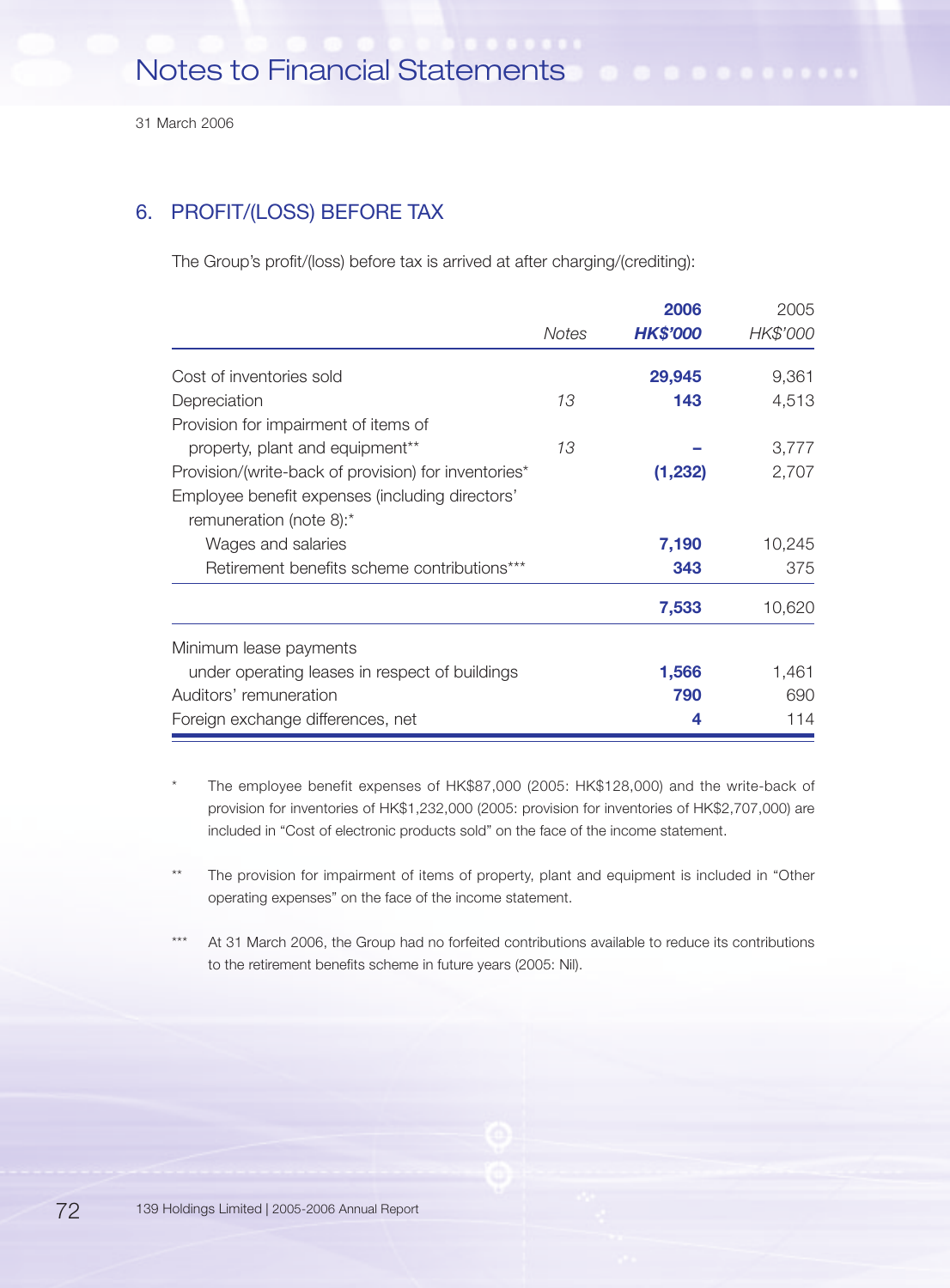Notes to Financial Statements

31 March 2006

## 6. PROFIT/(LOSS) BEFORE TAX

The Group's profit/(loss) before tax is arrived at after charging/(crediting):

| | Notes | 2006 HK$'000 | 2005 HK$'000 |
|---|---|---|---|
| Cost of inventories sold | | **29,945** | 9,361 |
| Depreciation | 13 | **143** | 4,513 |
| Provision for impairment of items of property, plant and equipment** | 13 | **–** | 3,777 |
| Provision/(write-back of provision) for inventories* | | **(1,232)** | 2,707 |
| Employee benefit expenses (including directors' remuneration (note 8):* | | | |
| Wages and salaries | | **7,190** | 10,245 |
| Retirement benefits scheme contributions*** | | **343** | 375 |
| | | **7,533** | 10,620 |
| Minimum lease payments under operating leases in respect of buildings | | **1,566** | 1,461 |
| Auditors' remuneration | | **790** | 690 |
| Foreign exchange differences, net | | **4** | 114 |

\* The employee benefit expenses of HK$87,000 (2005: HK$128,000) and the write-back of provision for inventories of HK$1,232,000 (2005: provision for inventories of HK$2,707,000) are included in "Cost of electronic products sold" on the face of the income statement.

\** The provision for impairment of items of property, plant and equipment is included in "Other operating expenses" on the face of the income statement.

\*** At 31 March 2006, the Group had no forfeited contributions available to reduce its contributions to the retirement benefits scheme in future years (2005: Nil).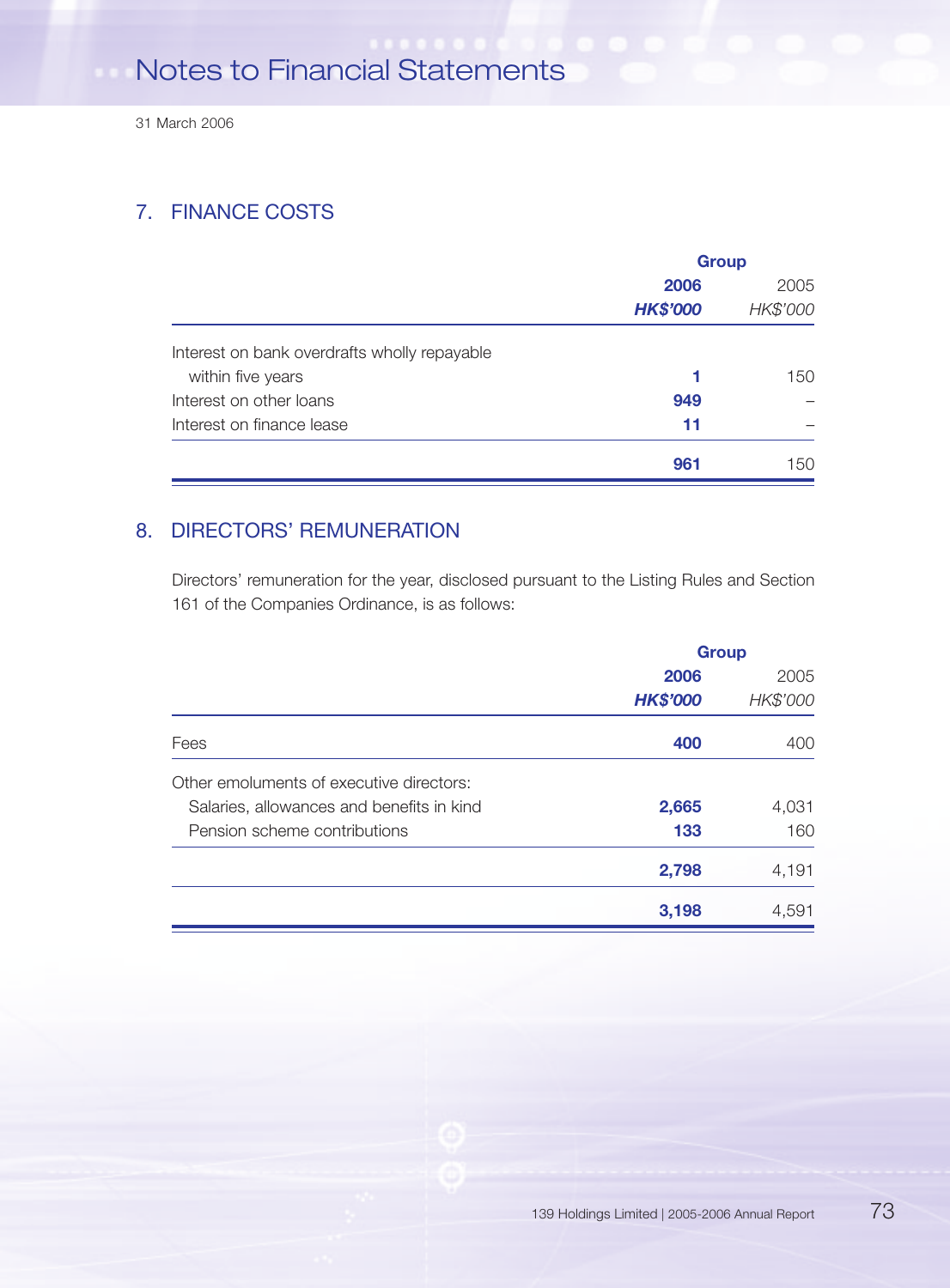Notes to Financial Statements

31 March 2006

## 7. FINANCE COSTS

| | Group | |
|---|---|---|
| | **2006** | 2005 |
| | ***HK$'000*** | *HK$'000* |
| Interest on bank overdrafts wholly repayable within five years | **1** | 150 |
| Interest on other loans | **949** | – |
| Interest on finance lease | **11** | – |
| | **961** | 150 |

## 8. DIRECTORS' REMUNERATION

Directors' remuneration for the year, disclosed pursuant to the Listing Rules and Section 161 of the Companies Ordinance, is as follows:

| | Group | |
|---|---|---|
| | **2006** | 2005 |
| | ***HK$'000*** | *HK$'000* |
| Fees | **400** | 400 |
| Other emoluments of executive directors: | | |
| Salaries, allowances and benefits in kind | **2,665** | 4,031 |
| Pension scheme contributions | **133** | 160 |
| | **2,798** | 4,191 |
| | **3,198** | 4,591 |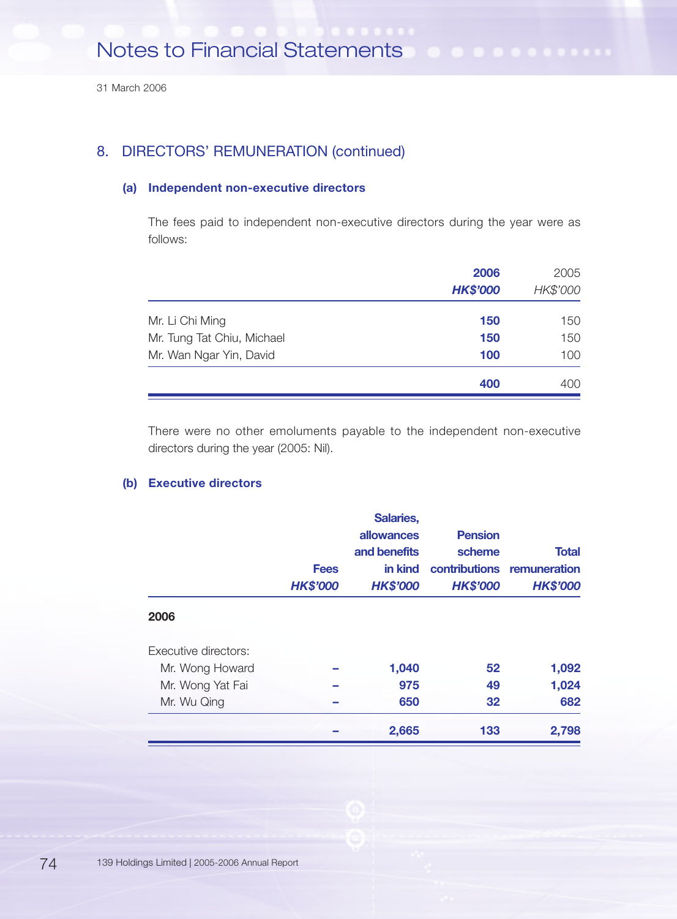## 8. DIRECTORS' REMUNERATION (continued)

### (a) Independent non-executive directors

The fees paid to independent non-executive directors during the year were as follows:

| | **2006** | 2005 |
|---|---|---|
| | ***HK$'000*** | *HK$'000* |
| Mr. Li Chi Ming | **150** | 150 |
| Mr. Tung Tat Chiu, Michael | **150** | 150 |
| Mr. Wan Ngar Yin, David | **100** | 100 |
| | **400** | 400 |

There were no other emoluments payable to the independent non-executive directors during the year (2005: Nil).

### (b) Executive directors

| | **Fees** | **Salaries, allowances and benefits in kind** | **Pension scheme contributions** | **Total remuneration** |
|---|---|---|---|---|
| | ***HK$'000*** | ***HK$'000*** | ***HK$'000*** | ***HK$'000*** |
| **2006** | | | | |
| Executive directors: | | | | |
| Mr. Wong Howard | **–** | **1,040** | **52** | **1,092** |
| Mr. Wong Yat Fai | **–** | **975** | **49** | **1,024** |
| Mr. Wu Qing | **–** | **650** | **32** | **682** |
| | **–** | **2,665** | **133** | **2,798** |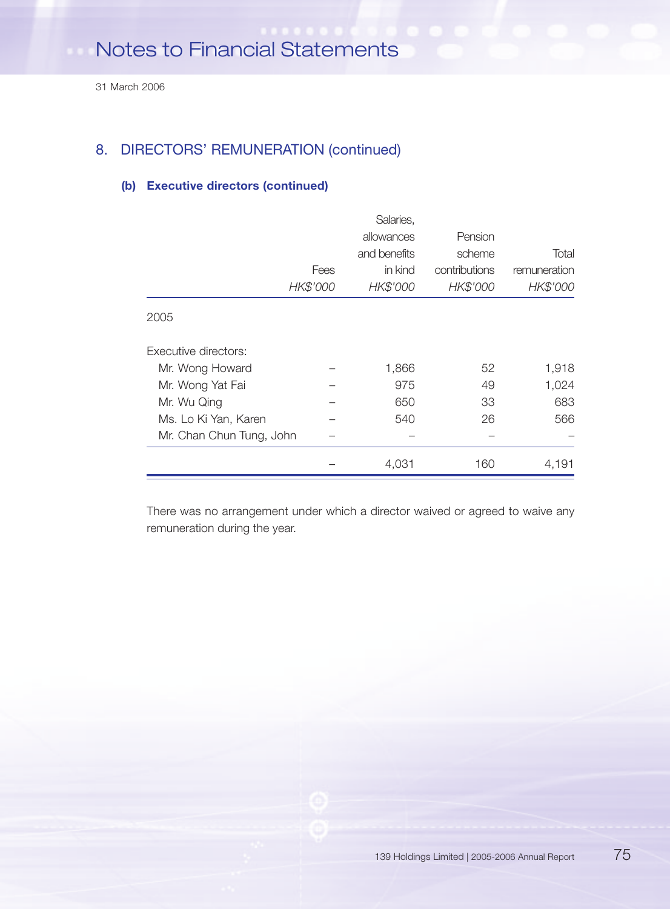# Notes to Financial Statements

31 March 2006

## 8. DIRECTORS' REMUNERATION (continued)

### (b) Executive directors (continued)

| | Fees *HK$'000* | Salaries, allowances and benefits in kind *HK$'000* | Pension scheme contributions *HK$'000* | Total remuneration *HK$'000* |
|---|---|---|---|---|
| 2005 | | | | |
| Executive directors: | | | | |
| Mr. Wong Howard | – | 1,866 | 52 | 1,918 |
| Mr. Wong Yat Fai | – | 975 | 49 | 1,024 |
| Mr. Wu Qing | – | 650 | 33 | 683 |
| Ms. Lo Ki Yan, Karen | – | 540 | 26 | 566 |
| Mr. Chan Chun Tung, John | – | – | – | – |
| | – | 4,031 | 160 | 4,191 |

There was no arrangement under which a director waived or agreed to waive any remuneration during the year.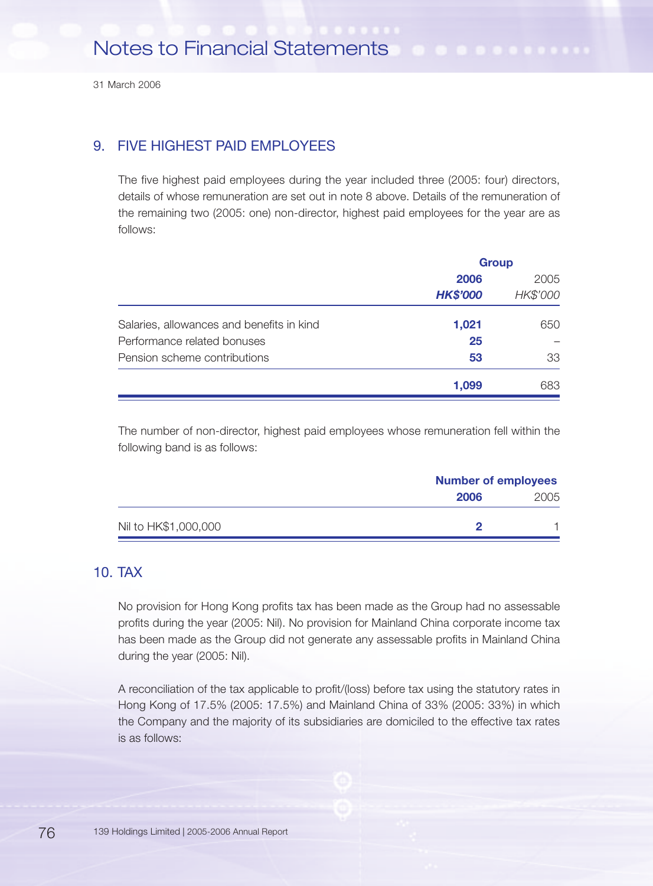## 9. FIVE HIGHEST PAID EMPLOYEES

The five highest paid employees during the year included three (2005: four) directors, details of whose remuneration are set out in note 8 above. Details of the remuneration of the remaining two (2005: one) non-director, highest paid employees for the year are as follows:

| | Group | |
|---|---|---|
| | **2006** | 2005 |
| | ***HK$'000*** | *HK$'000* |
| Salaries, allowances and benefits in kind | **1,021** | 650 |
| Performance related bonuses | **25** | – |
| Pension scheme contributions | **53** | 33 |
| | **1,099** | 683 |

The number of non-director, highest paid employees whose remuneration fell within the following band is as follows:

| | Number of employees | |
|---|---|---|
| | **2006** | 2005 |
| Nil to HK$1,000,000 | **2** | 1 |

## 10. TAX

No provision for Hong Kong profits tax has been made as the Group had no assessable profits during the year (2005: Nil). No provision for Mainland China corporate income tax has been made as the Group did not generate any assessable profits in Mainland China during the year (2005: Nil).

A reconciliation of the tax applicable to profit/(loss) before tax using the statutory rates in Hong Kong of 17.5% (2005: 17.5%) and Mainland China of 33% (2005: 33%) in which the Company and the majority of its subsidiaries are domiciled to the effective tax rates is as follows: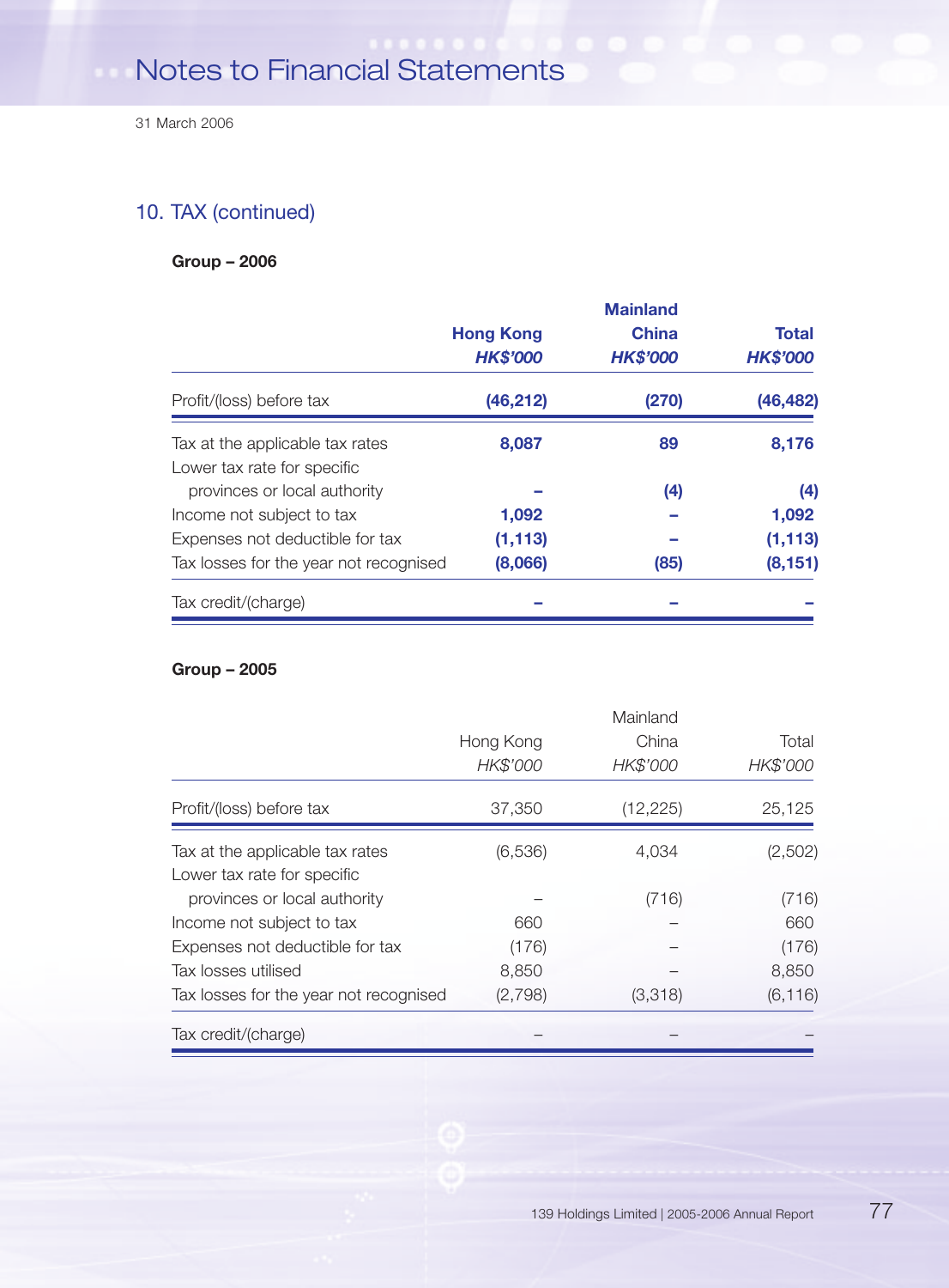## 10. TAX (continued)

**Group – 2006**

| | Hong Kong<br>*HK$'000* | Mainland China<br>*HK$'000* | Total<br>*HK$'000* |
|---|---|---|---|
| Profit/(loss) before tax | (46,212) | (270) | (46,482) |
| Tax at the applicable tax rates | 8,087 | 89 | 8,176 |
| Lower tax rate for specific provinces or local authority | – | (4) | (4) |
| Income not subject to tax | 1,092 | – | 1,092 |
| Expenses not deductible for tax | (1,113) | – | (1,113) |
| Tax losses for the year not recognised | (8,066) | (85) | (8,151) |
| Tax credit/(charge) | – | – | – |

**Group – 2005**

| | Hong Kong<br>*HK$'000* | Mainland China<br>*HK$'000* | Total<br>*HK$'000* |
|---|---|---|---|
| Profit/(loss) before tax | 37,350 | (12,225) | 25,125 |
| Tax at the applicable tax rates | (6,536) | 4,034 | (2,502) |
| Lower tax rate for specific provinces or local authority | – | (716) | (716) |
| Income not subject to tax | 660 | – | 660 |
| Expenses not deductible for tax | (176) | – | (176) |
| Tax losses utilised | 8,850 | – | 8,850 |
| Tax losses for the year not recognised | (2,798) | (3,318) | (6,116) |
| Tax credit/(charge) | – | – | – |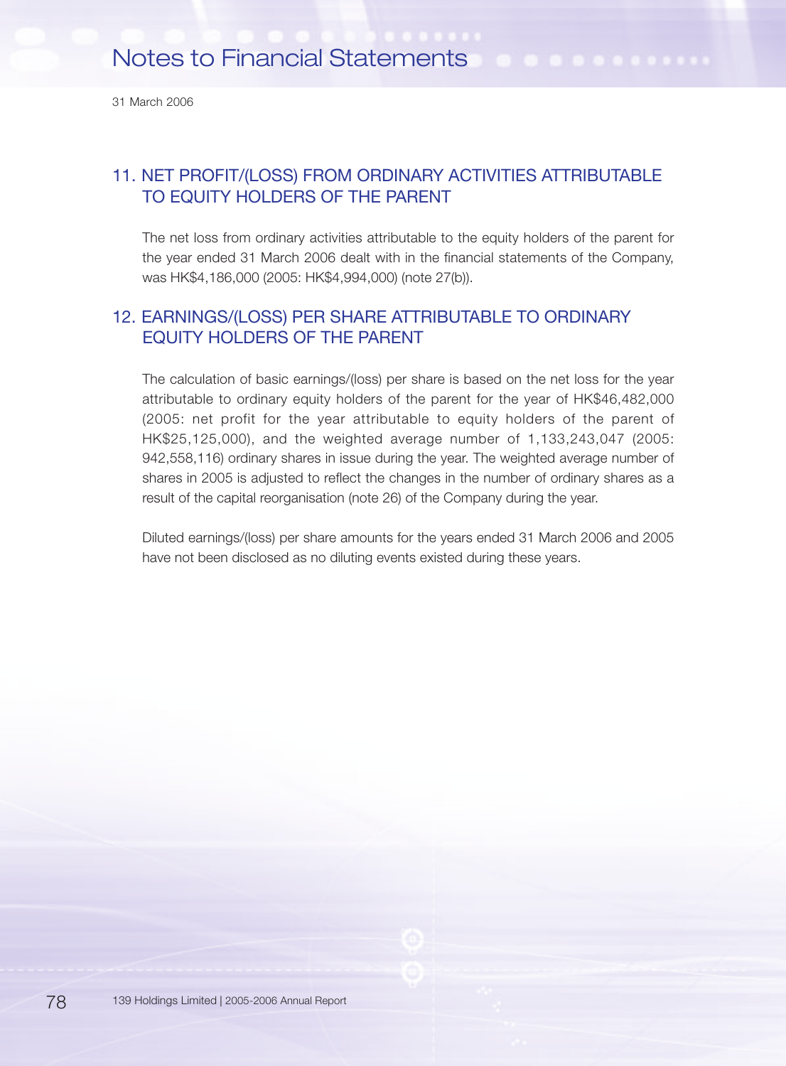## 11. NET PROFIT/(LOSS) FROM ORDINARY ACTIVITIES ATTRIBUTABLE TO EQUITY HOLDERS OF THE PARENT

The net loss from ordinary activities attributable to the equity holders of the parent for the year ended 31 March 2006 dealt with in the financial statements of the Company, was HK$4,186,000 (2005: HK$4,994,000) (note 27(b)).

## 12. EARNINGS/(LOSS) PER SHARE ATTRIBUTABLE TO ORDINARY EQUITY HOLDERS OF THE PARENT

The calculation of basic earnings/(loss) per share is based on the net loss for the year attributable to ordinary equity holders of the parent for the year of HK$46,482,000 (2005: net profit for the year attributable to equity holders of the parent of HK$25,125,000), and the weighted average number of 1,133,243,047 (2005: 942,558,116) ordinary shares in issue during the year. The weighted average number of shares in 2005 is adjusted to reflect the changes in the number of ordinary shares as a result of the capital reorganisation (note 26) of the Company during the year.

Diluted earnings/(loss) per share amounts for the years ended 31 March 2006 and 2005 have not been disclosed as no diluting events existed during these years.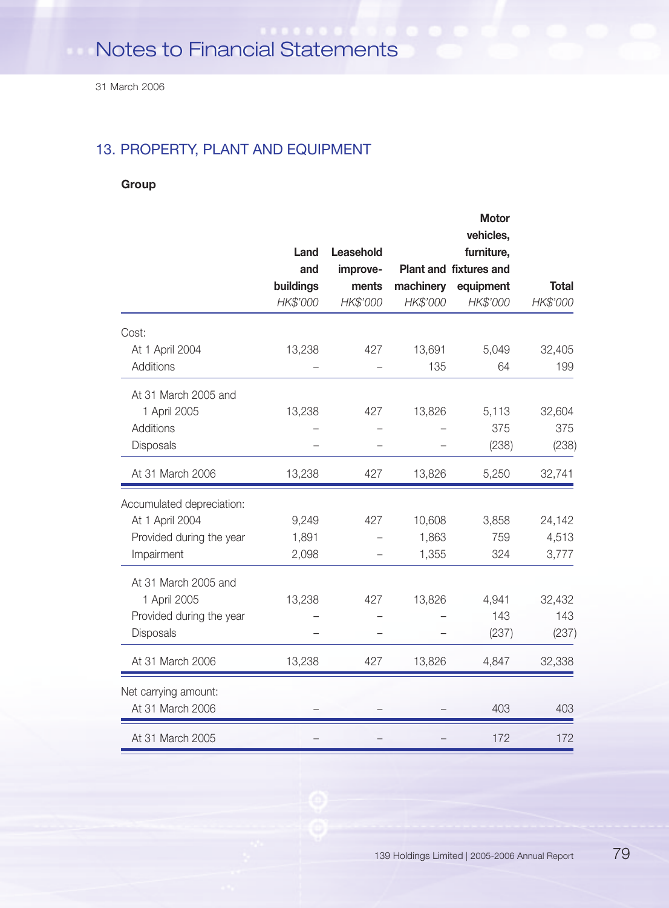## 13. PROPERTY, PLANT AND EQUIPMENT

**Group**

| | Land and buildings HK$'000 | Leasehold improve-ments HK$'000 | Plant and machinery HK$'000 | Motor vehicles, furniture, fixtures and equipment HK$'000 | Total HK$'000 |
|---|---|---|---|---|---|
| Cost: | | | | | |
| At 1 April 2004 | 13,238 | 427 | 13,691 | 5,049 | 32,405 |
| Additions | – | – | 135 | 64 | 199 |
| At 31 March 2005 and 1 April 2005 | 13,238 | 427 | 13,826 | 5,113 | 32,604 |
| Additions | – | – | – | 375 | 375 |
| Disposals | – | – | – | (238) | (238) |
| At 31 March 2006 | 13,238 | 427 | 13,826 | 5,250 | 32,741 |
| Accumulated depreciation: | | | | | |
| At 1 April 2004 | 9,249 | 427 | 10,608 | 3,858 | 24,142 |
| Provided during the year | 1,891 | – | 1,863 | 759 | 4,513 |
| Impairment | 2,098 | – | 1,355 | 324 | 3,777 |
| At 31 March 2005 and 1 April 2005 | 13,238 | 427 | 13,826 | 4,941 | 32,432 |
| Provided during the year | – | – | – | 143 | 143 |
| Disposals | – | – | – | (237) | (237) |
| At 31 March 2006 | 13,238 | 427 | 13,826 | 4,847 | 32,338 |
| Net carrying amount: | | | | | |
| At 31 March 2006 | – | – | – | 403 | 403 |
| At 31 March 2005 | – | – | – | 172 | 172 |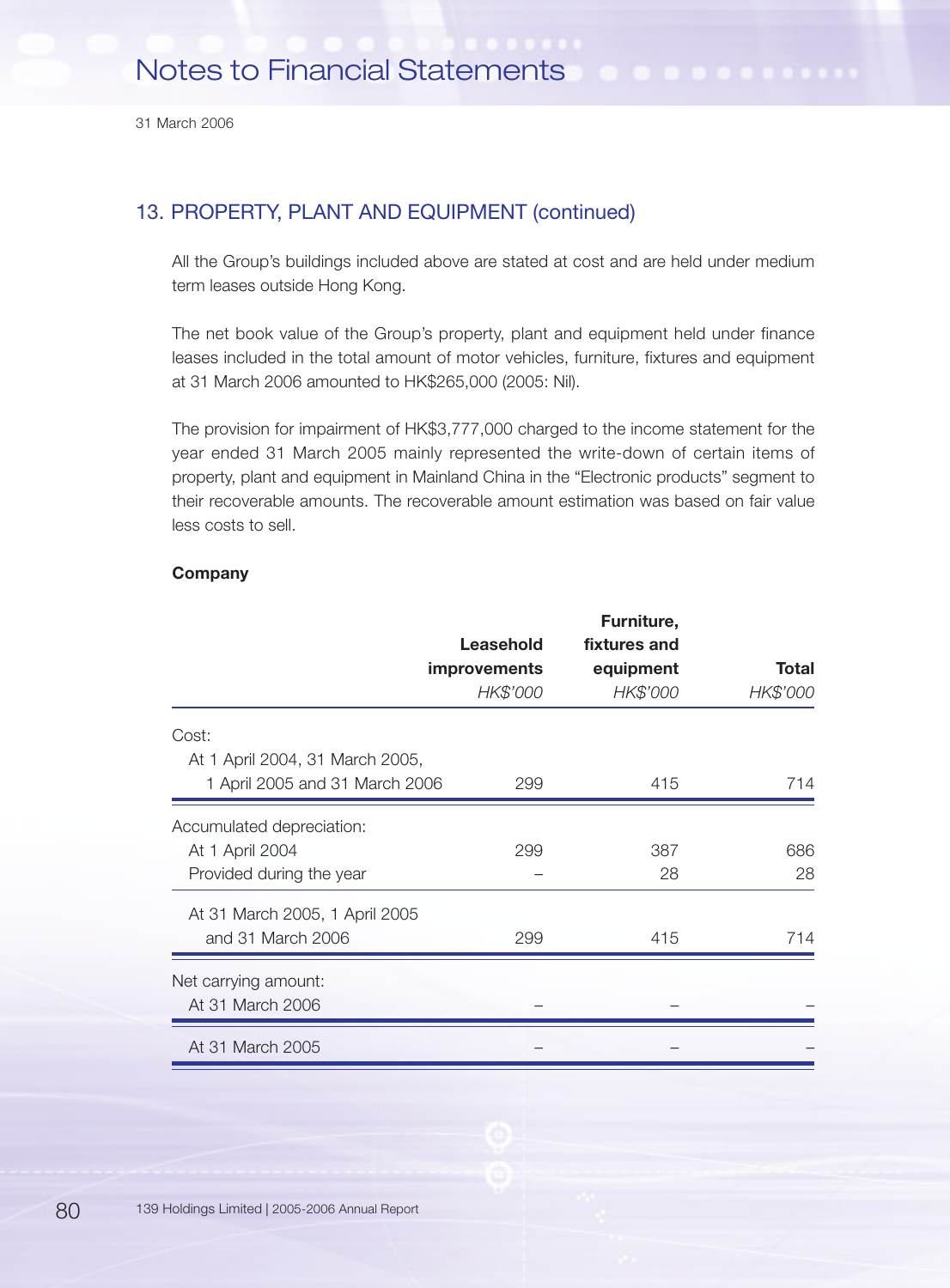## 13. PROPERTY, PLANT AND EQUIPMENT (continued)

All the Group's buildings included above are stated at cost and are held under medium term leases outside Hong Kong.

The net book value of the Group's property, plant and equipment held under finance leases included in the total amount of motor vehicles, furniture, fixtures and equipment at 31 March 2006 amounted to HK$265,000 (2005: Nil).

The provision for impairment of HK$3,777,000 charged to the income statement for the year ended 31 March 2005 mainly represented the write-down of certain items of property, plant and equipment in Mainland China in the "Electronic products" segment to their recoverable amounts. The recoverable amount estimation was based on fair value less costs to sell.

**Company**

| | Leasehold improvements | Furniture, fixtures and equipment | Total |
|---|---|---|---|
| | *HK$'000* | *HK$'000* | *HK$'000* |
| Cost: | | | |
| At 1 April 2004, 31 March 2005, 1 April 2005 and 31 March 2006 | 299 | 415 | 714 |
| Accumulated depreciation: | | | |
| At 1 April 2004 | 299 | 387 | 686 |
| Provided during the year | – | 28 | 28 |
| At 31 March 2005, 1 April 2005 and 31 March 2006 | 299 | 415 | 714 |
| Net carrying amount: | | | |
| At 31 March 2006 | – | – | – |
| At 31 March 2005 | – | – | – |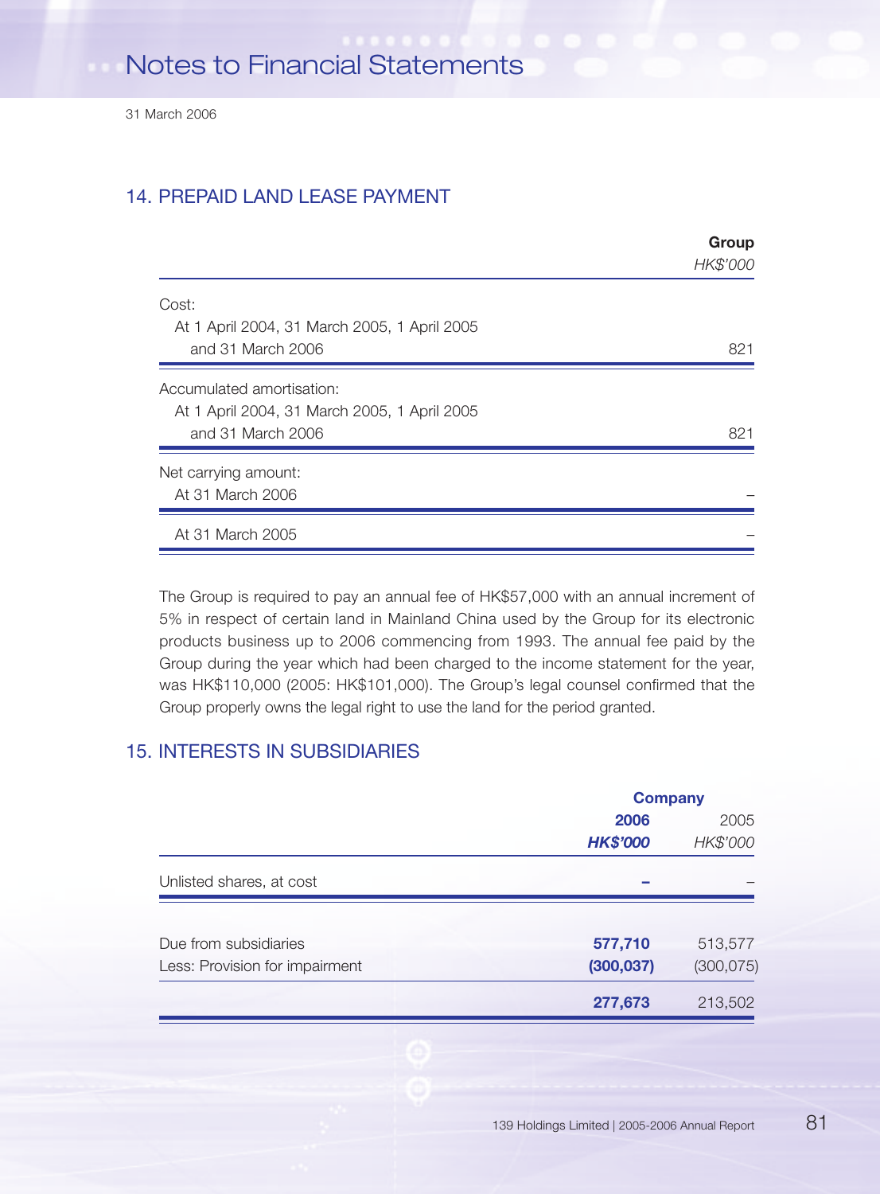## 14. PREPAID LAND LEASE PAYMENT

| | Group |
|---|---|
| | *HK$'000* |
| Cost: | |
| At 1 April 2004, 31 March 2005, 1 April 2005 and 31 March 2006 | 821 |
| Accumulated amortisation: | |
| At 1 April 2004, 31 March 2005, 1 April 2005 and 31 March 2006 | 821 |
| Net carrying amount: | |
| At 31 March 2006 | – |
| At 31 March 2005 | – |

The Group is required to pay an annual fee of HK$57,000 with an annual increment of 5% in respect of certain land in Mainland China used by the Group for its electronic products business up to 2006 commencing from 1993. The annual fee paid by the Group during the year which had been charged to the income statement for the year, was HK$110,000 (2005: HK$101,000). The Group's legal counsel confirmed that the Group properly owns the legal right to use the land for the period granted.

## 15. INTERESTS IN SUBSIDIARIES

| | Company | |
|---|---|---|
| | **2006** | 2005 |
| | ***HK$'000*** | *HK$'000* |
| Unlisted shares, at cost | **–** | – |
| Due from subsidiaries | **577,710** | 513,577 |
| Less: Provision for impairment | **(300,037)** | (300,075) |
| | **277,673** | 213,502 |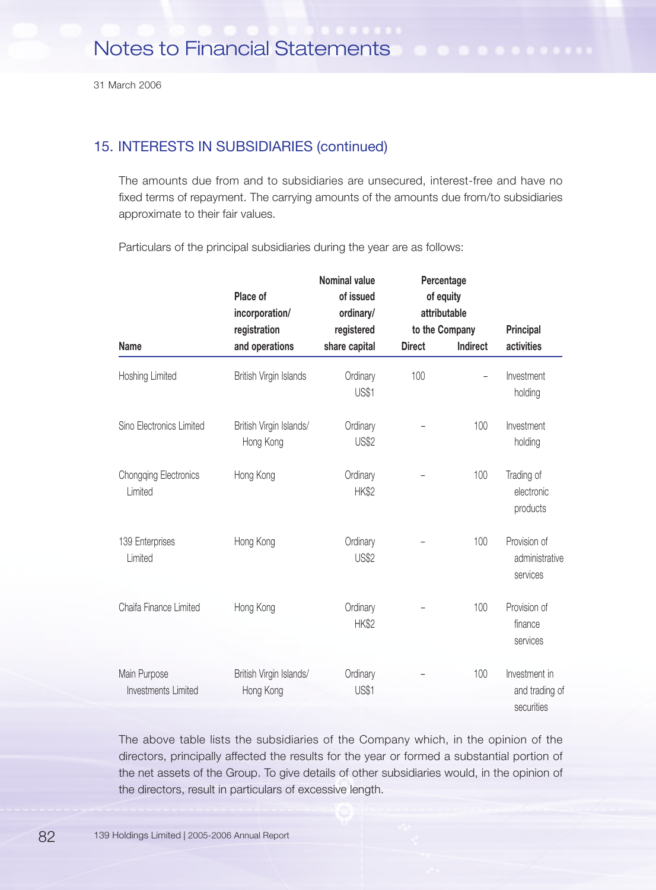## 15. INTERESTS IN SUBSIDIARIES (continued)

The amounts due from and to subsidiaries are unsecured, interest-free and have no fixed terms of repayment. The carrying amounts of the amounts due from/to subsidiaries approximate to their fair values.

Particulars of the principal subsidiaries during the year are as follows:

| Name | Place of incorporation/ registration and operations | Nominal value of issued ordinary/ registered share capital | Percentage of equity attributable to the Company | | Principal activities |
|---|---|---|---|---|---|
| | | | Direct | Indirect | |
| Hoshing Limited | British Virgin Islands | Ordinary US$1 | 100 | – | Investment holding |
| Sino Electronics Limited | British Virgin Islands/ Hong Kong | Ordinary US$2 | – | 100 | Investment holding |
| Chongqing Electronics Limited | Hong Kong | Ordinary HK$2 | – | 100 | Trading of electronic products |
| 139 Enterprises Limited | Hong Kong | Ordinary US$2 | – | 100 | Provision of administrative services |
| Chaifa Finance Limited | Hong Kong | Ordinary HK$2 | – | 100 | Provision of finance services |
| Main Purpose Investments Limited | British Virgin Islands/ Hong Kong | Ordinary US$1 | – | 100 | Investment in and trading of securities |

The above table lists the subsidiaries of the Company which, in the opinion of the directors, principally affected the results for the year or formed a substantial portion of the net assets of the Group. To give details of other subsidiaries would, in the opinion of the directors, result in particulars of excessive length.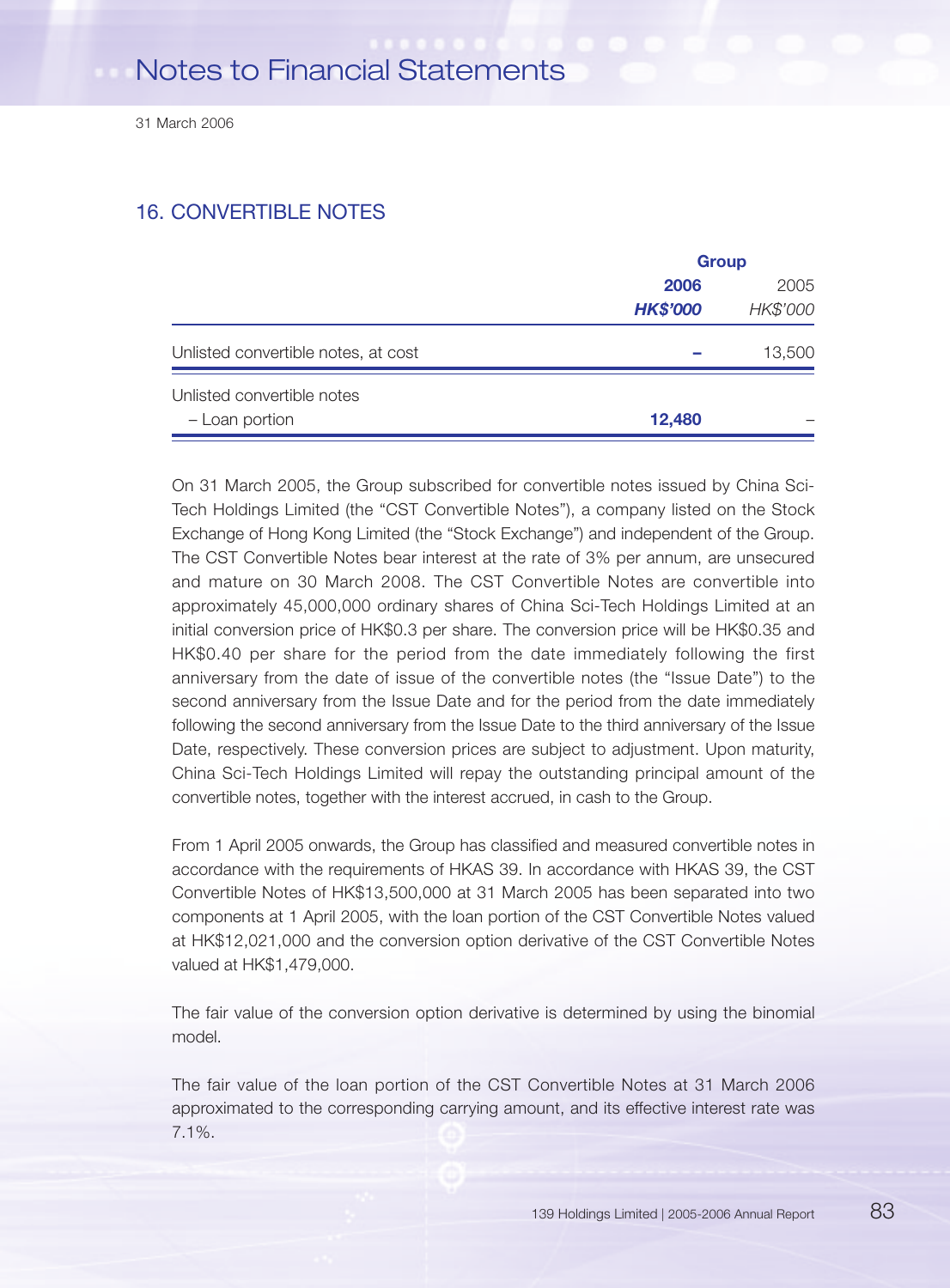## 16. CONVERTIBLE NOTES

| | Group | |
|---|---|---|
| | **2006** | 2005 |
| | ***HK$'000*** | *HK$'000* |
| Unlisted convertible notes, at cost | **–** | 13,500 |
| Unlisted convertible notes | | |
| – Loan portion | **12,480** | – |

On 31 March 2005, the Group subscribed for convertible notes issued by China Sci-Tech Holdings Limited (the "CST Convertible Notes"), a company listed on the Stock Exchange of Hong Kong Limited (the "Stock Exchange") and independent of the Group. The CST Convertible Notes bear interest at the rate of 3% per annum, are unsecured and mature on 30 March 2008. The CST Convertible Notes are convertible into approximately 45,000,000 ordinary shares of China Sci-Tech Holdings Limited at an initial conversion price of HK$0.3 per share. The conversion price will be HK$0.35 and HK$0.40 per share for the period from the date immediately following the first anniversary from the date of issue of the convertible notes (the "Issue Date") to the second anniversary from the Issue Date and for the period from the date immediately following the second anniversary from the Issue Date to the third anniversary of the Issue Date, respectively. These conversion prices are subject to adjustment. Upon maturity, China Sci-Tech Holdings Limited will repay the outstanding principal amount of the convertible notes, together with the interest accrued, in cash to the Group.

From 1 April 2005 onwards, the Group has classified and measured convertible notes in accordance with the requirements of HKAS 39. In accordance with HKAS 39, the CST Convertible Notes of HK$13,500,000 at 31 March 2005 has been separated into two components at 1 April 2005, with the loan portion of the CST Convertible Notes valued at HK$12,021,000 and the conversion option derivative of the CST Convertible Notes valued at HK$1,479,000.

The fair value of the conversion option derivative is determined by using the binomial model.

The fair value of the loan portion of the CST Convertible Notes at 31 March 2006 approximated to the corresponding carrying amount, and its effective interest rate was 7.1%.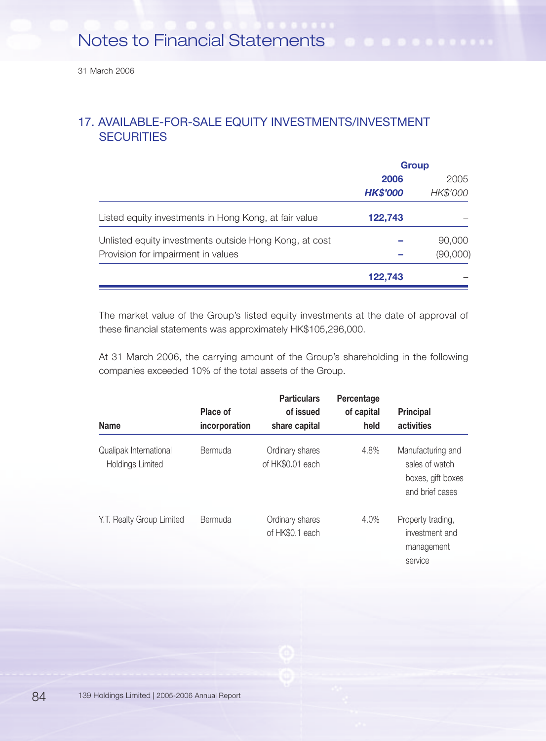## 17. AVAILABLE-FOR-SALE EQUITY INVESTMENTS/INVESTMENT SECURITIES

| | Group | |
|---|---|---|
| | **2006** | 2005 |
| | ***HK$'000*** | *HK$'000* |
| Listed equity investments in Hong Kong, at fair value | **122,743** | – |
| Unlisted equity investments outside Hong Kong, at cost | **–** | 90,000 |
| Provision for impairment in values | **–** | (90,000) |
| | **122,743** | – |

The market value of the Group's listed equity investments at the date of approval of these financial statements was approximately HK$105,296,000.

At 31 March 2006, the carrying amount of the Group's shareholding in the following companies exceeded 10% of the total assets of the Group.

| Name | Place of incorporation | Particulars of issued share capital | Percentage of capital held | Principal activities |
|---|---|---|---|---|
| Qualipak International Holdings Limited | Bermuda | Ordinary shares of HK$0.01 each | 4.8% | Manufacturing and sales of watch boxes, gift boxes and brief cases |
| Y.T. Realty Group Limited | Bermuda | Ordinary shares of HK$0.1 each | 4.0% | Property trading, investment and management service |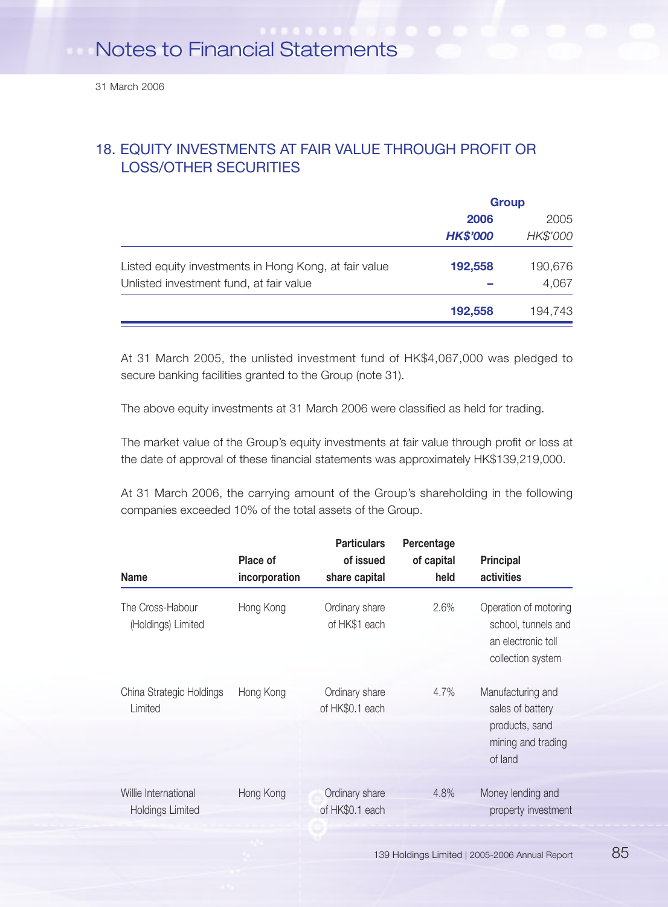## 18. EQUITY INVESTMENTS AT FAIR VALUE THROUGH PROFIT OR LOSS/OTHER SECURITIES

| | Group | |
|---|---|---|
| | **2006** | 2005 |
| | ***HK$'000*** | *HK$'000* |
| Listed equity investments in Hong Kong, at fair value | **192,558** | 190,676 |
| Unlisted investment fund, at fair value | **–** | 4,067 |
| | **192,558** | 194,743 |

At 31 March 2005, the unlisted investment fund of HK$4,067,000 was pledged to secure banking facilities granted to the Group (note 31).

The above equity investments at 31 March 2006 were classified as held for trading.

The market value of the Group's equity investments at fair value through profit or loss at the date of approval of these financial statements was approximately HK$139,219,000.

At 31 March 2006, the carrying amount of the Group's shareholding in the following companies exceeded 10% of the total assets of the Group.

| Name | Place of incorporation | Particulars of issued share capital | Percentage of capital held | Principal activities |
|---|---|---|---|---|
| The Cross-Habour (Holdings) Limited | Hong Kong | Ordinary share of HK$1 each | 2.6% | Operation of motoring school, tunnels and an electronic toll collection system |
| China Strategic Holdings Limited | Hong Kong | Ordinary share of HK$0.1 each | 4.7% | Manufacturing and sales of battery products, sand mining and trading of land |
| Willie International Holdings Limited | Hong Kong | Ordinary share of HK$0.1 each | 4.8% | Money lending and property investment |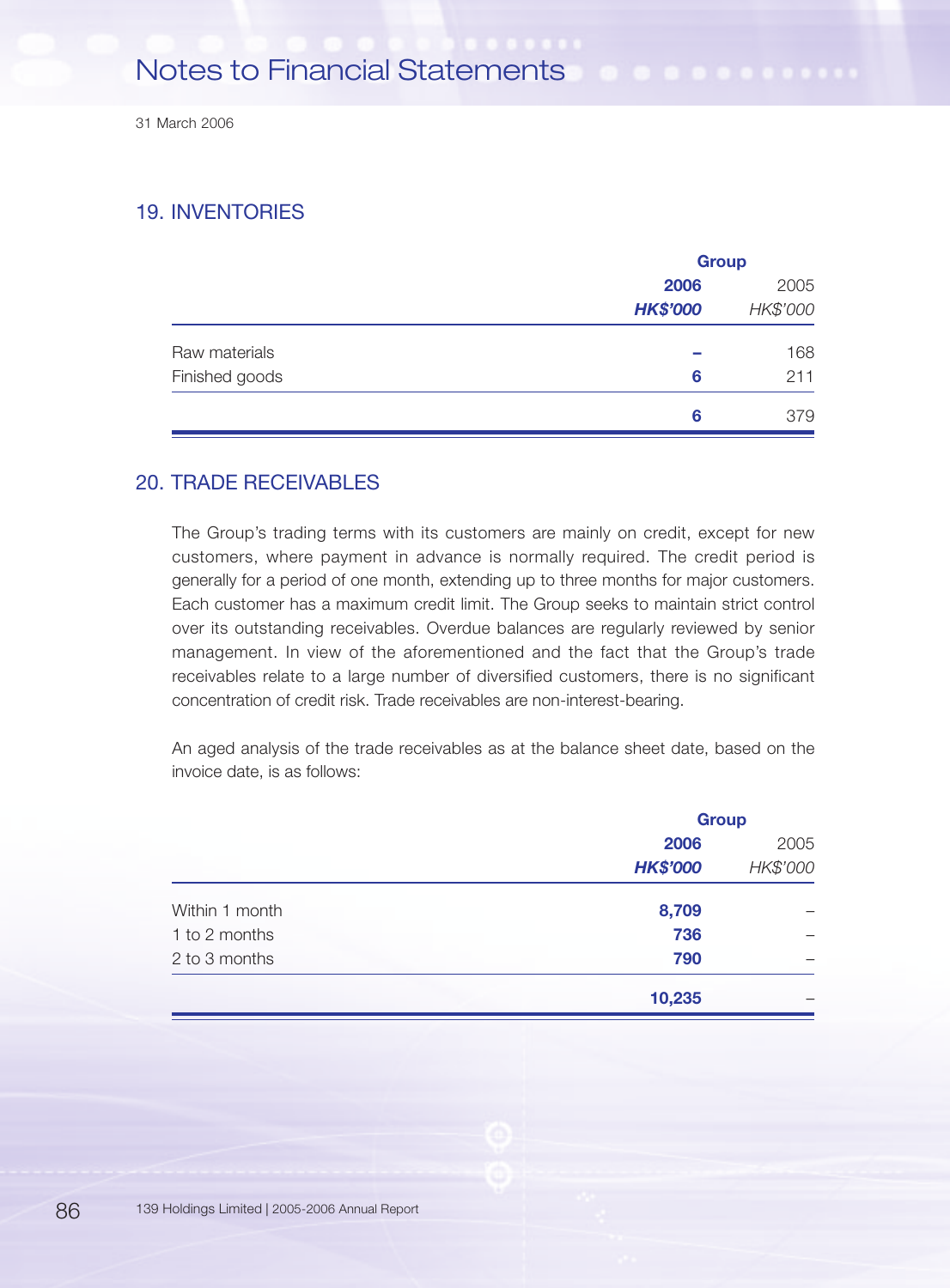## 19. INVENTORIES

| | Group | |
|---|---|---|
| | **2006** | 2005 |
| | ***HK$'000*** | *HK$'000* |
| Raw materials | **–** | 168 |
| Finished goods | **6** | 211 |
| | **6** | 379 |

## 20. TRADE RECEIVABLES

The Group's trading terms with its customers are mainly on credit, except for new customers, where payment in advance is normally required. The credit period is generally for a period of one month, extending up to three months for major customers. Each customer has a maximum credit limit. The Group seeks to maintain strict control over its outstanding receivables. Overdue balances are regularly reviewed by senior management. In view of the aforementioned and the fact that the Group's trade receivables relate to a large number of diversified customers, there is no significant concentration of credit risk. Trade receivables are non-interest-bearing.

An aged analysis of the trade receivables as at the balance sheet date, based on the invoice date, is as follows:

| | Group | |
|---|---|---|
| | **2006** | 2005 |
| | ***HK$'000*** | *HK$'000* |
| Within 1 month | **8,709** | – |
| 1 to 2 months | **736** | – |
| 2 to 3 months | **790** | – |
| | **10,235** | – |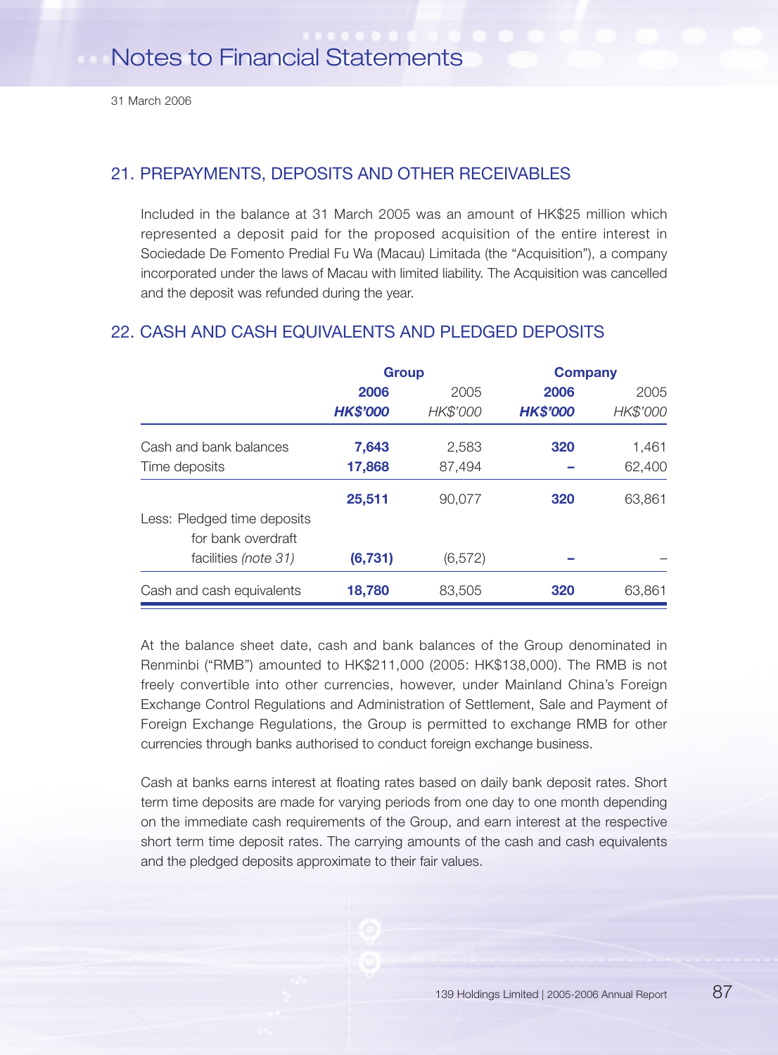# Notes to Financial Statements

31 March 2006

## 21. PREPAYMENTS, DEPOSITS AND OTHER RECEIVABLES

Included in the balance at 31 March 2005 was an amount of HK$25 million which represented a deposit paid for the proposed acquisition of the entire interest in Sociedade De Fomento Predial Fu Wa (Macau) Limitada (the "Acquisition"), a company incorporated under the laws of Macau with limited liability. The Acquisition was cancelled and the deposit was refunded during the year.

## 22. CASH AND CASH EQUIVALENTS AND PLEDGED DEPOSITS

| | **Group** | | **Company** | |
|---|---|---|---|---|
| | **2006** | 2005 | **2006** | 2005 |
| | ***HK$'000*** | *HK$'000* | ***HK$'000*** | *HK$'000* |
| Cash and bank balances | **7,643** | 2,583 | **320** | 1,461 |
| Time deposits | **17,868** | 87,494 | **–** | 62,400 |
| | **25,511** | 90,077 | **320** | 63,861 |
| Less: Pledged time deposits for bank overdraft facilities *(note 31)* | **(6,731)** | (6,572) | **–** | – |
| Cash and cash equivalents | **18,780** | 83,505 | **320** | 63,861 |

At the balance sheet date, cash and bank balances of the Group denominated in Renminbi ("RMB") amounted to HK$211,000 (2005: HK$138,000). The RMB is not freely convertible into other currencies, however, under Mainland China's Foreign Exchange Control Regulations and Administration of Settlement, Sale and Payment of Foreign Exchange Regulations, the Group is permitted to exchange RMB for other currencies through banks authorised to conduct foreign exchange business.

Cash at banks earns interest at floating rates based on daily bank deposit rates. Short term time deposits are made for varying periods from one day to one month depending on the immediate cash requirements of the Group, and earn interest at the respective short term time deposit rates. The carrying amounts of the cash and cash equivalents and the pledged deposits approximate to their fair values.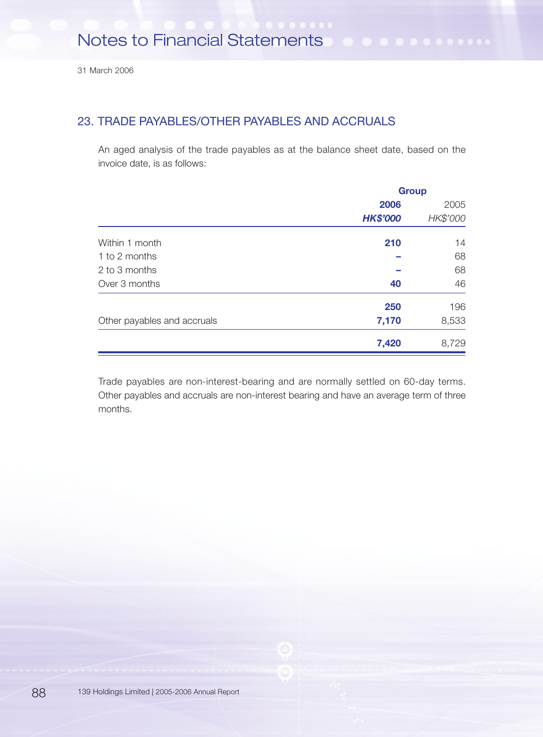## 23. TRADE PAYABLES/OTHER PAYABLES AND ACCRUALS

An aged analysis of the trade payables as at the balance sheet date, based on the invoice date, is as follows:

| | Group | |
|---|---|---|
| | **2006** | 2005 |
| | ***HK$'000*** | *HK$'000* |
| Within 1 month | **210** | 14 |
| 1 to 2 months | **–** | 68 |
| 2 to 3 months | **–** | 68 |
| Over 3 months | **40** | 46 |
| | **250** | 196 |
| Other payables and accruals | **7,170** | 8,533 |
| | **7,420** | 8,729 |

Trade payables are non-interest-bearing and are normally settled on 60-day terms. Other payables and accruals are non-interest bearing and have an average term of three months.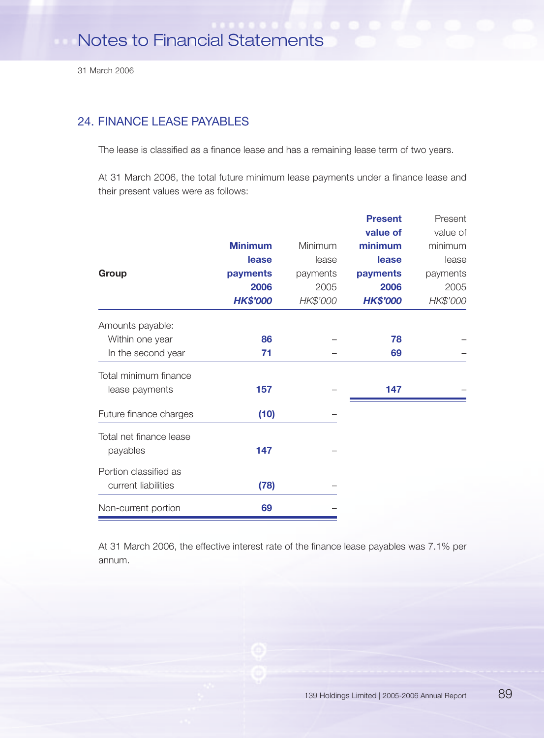Notes to Financial Statements

31 March 2006

## 24. FINANCE LEASE PAYABLES

The lease is classified as a finance lease and has a remaining lease term of two years.

At 31 March 2006, the total future minimum lease payments under a finance lease and their present values were as follows:

| Group | **Minimum lease payments 2006 HK$'000** | Minimum lease payments 2005 HK$'000 | **Present value of minimum lease payments 2006 HK$'000** | Present value of minimum lease payments 2005 HK$'000 |
|---|---|---|---|---|
| Amounts payable: | | | | |
| Within one year | **86** | – | **78** | – |
| In the second year | **71** | – | **69** | – |
| Total minimum finance lease payments | **157** | – | **147** | – |
| Future finance charges | **(10)** | – | | |
| Total net finance lease payables | **147** | – | | |
| Portion classified as current liabilities | **(78)** | – | | |
| Non-current portion | **69** | – | | |

At 31 March 2006, the effective interest rate of the finance lease payables was 7.1% per annum.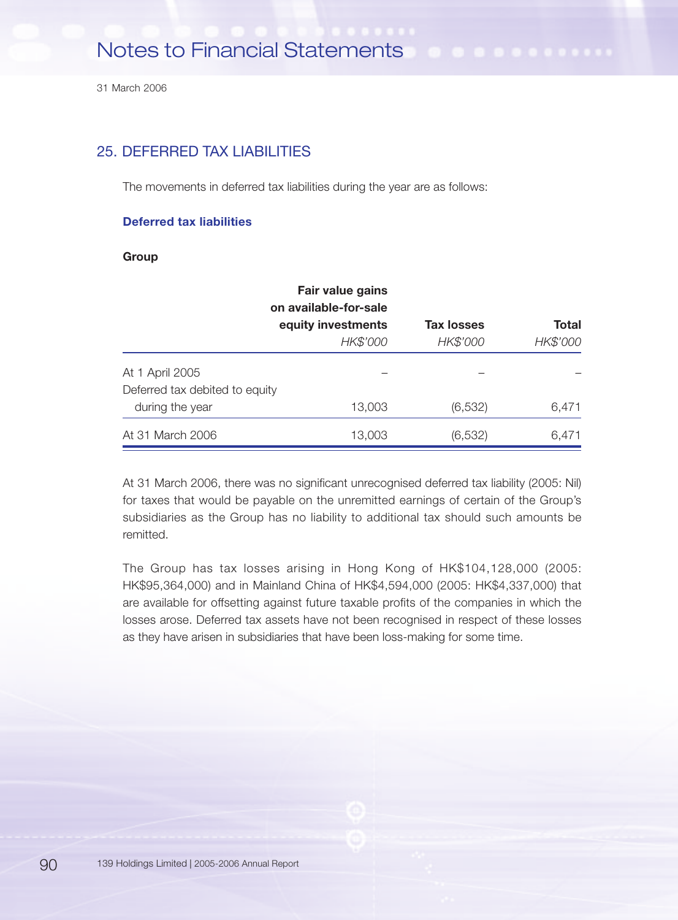## 25. DEFERRED TAX LIABILITIES

The movements in deferred tax liabilities during the year are as follows:

### Deferred tax liabilities

**Group**

| | Fair value gains on available-for-sale equity investments | Tax losses | Total |
|---|---|---|---|
| | *HK$'000* | *HK$'000* | *HK$'000* |
| At 1 April 2005 | – | – | – |
| Deferred tax debited to equity during the year | 13,003 | (6,532) | 6,471 |
| At 31 March 2006 | 13,003 | (6,532) | 6,471 |

At 31 March 2006, there was no significant unrecognised deferred tax liability (2005: Nil) for taxes that would be payable on the unremitted earnings of certain of the Group's subsidiaries as the Group has no liability to additional tax should such amounts be remitted.

The Group has tax losses arising in Hong Kong of HK$104,128,000 (2005: HK$95,364,000) and in Mainland China of HK$4,594,000 (2005: HK$4,337,000) that are available for offsetting against future taxable profits of the companies in which the losses arose. Deferred tax assets have not been recognised in respect of these losses as they have arisen in subsidiaries that have been loss-making for some time.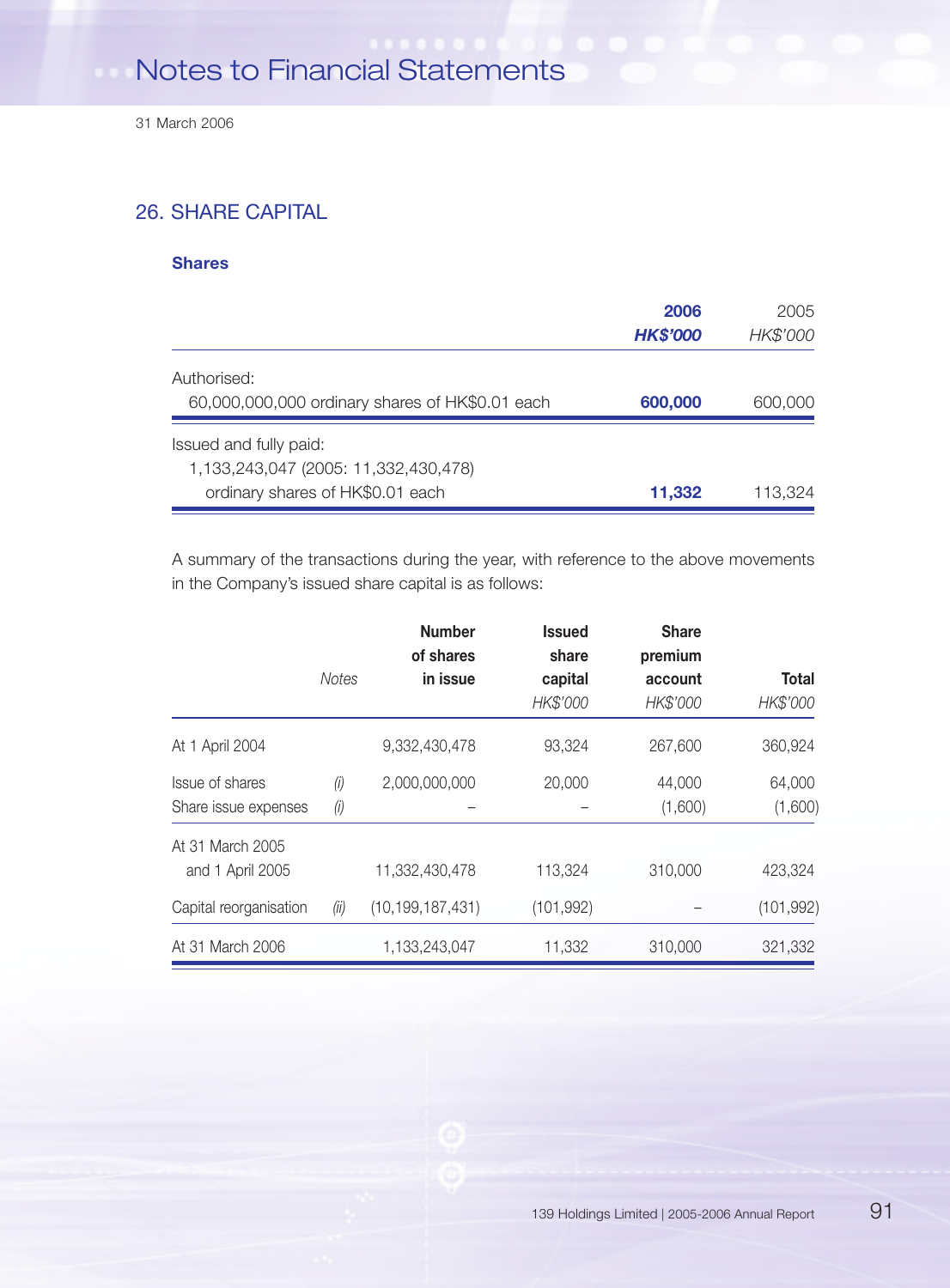## 26. SHARE CAPITAL

### Shares

| | **2006** | 2005 |
|---|---|---|
| | ***HK$'000*** | *HK$'000* |
| Authorised: | | |
| 60,000,000,000 ordinary shares of HK$0.01 each | **600,000** | 600,000 |
| Issued and fully paid: | | |
| 1,133,243,047 (2005: 11,332,430,478) ordinary shares of HK$0.01 each | **11,332** | 113,324 |

A summary of the transactions during the year, with reference to the above movements in the Company's issued share capital is as follows:

| | *Notes* | **Number of shares in issue** | **Issued share capital** | **Share premium account** | **Total** |
|---|---|---|---|---|---|
| | | | *HK$'000* | *HK$'000* | *HK$'000* |
| At 1 April 2004 | | 9,332,430,478 | 93,324 | 267,600 | 360,924 |
| Issue of shares | *(i)* | 2,000,000,000 | 20,000 | 44,000 | 64,000 |
| Share issue expenses | *(i)* | – | – | (1,600) | (1,600) |
| At 31 March 2005 and 1 April 2005 | | 11,332,430,478 | 113,324 | 310,000 | 423,324 |
| Capital reorganisation | *(ii)* | (10,199,187,431) | (101,992) | – | (101,992) |
| At 31 March 2006 | | 1,133,243,047 | 11,332 | 310,000 | 321,332 |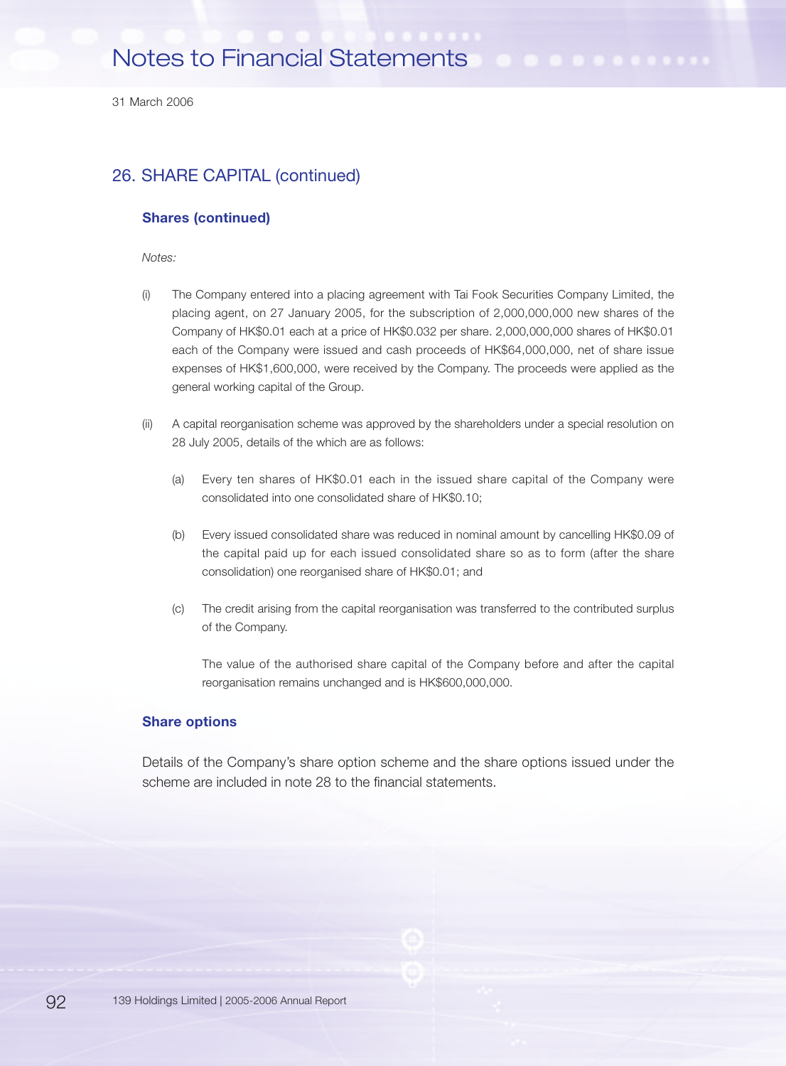## 26. SHARE CAPITAL (continued)

### Shares (continued)

*Notes:*

(i) The Company entered into a placing agreement with Tai Fook Securities Company Limited, the placing agent, on 27 January 2005, for the subscription of 2,000,000,000 new shares of the Company of HK$0.01 each at a price of HK$0.032 per share. 2,000,000,000 shares of HK$0.01 each of the Company were issued and cash proceeds of HK$64,000,000, net of share issue expenses of HK$1,600,000, were received by the Company. The proceeds were applied as the general working capital of the Group.

(ii) A capital reorganisation scheme was approved by the shareholders under a special resolution on 28 July 2005, details of the which are as follows:

(a) Every ten shares of HK$0.01 each in the issued share capital of the Company were consolidated into one consolidated share of HK$0.10;

(b) Every issued consolidated share was reduced in nominal amount by cancelling HK$0.09 of the capital paid up for each issued consolidated share so as to form (after the share consolidation) one reorganised share of HK$0.01; and

(c) The credit arising from the capital reorganisation was transferred to the contributed surplus of the Company.

The value of the authorised share capital of the Company before and after the capital reorganisation remains unchanged and is HK$600,000,000.

### Share options

Details of the Company's share option scheme and the share options issued under the scheme are included in note 28 to the financial statements.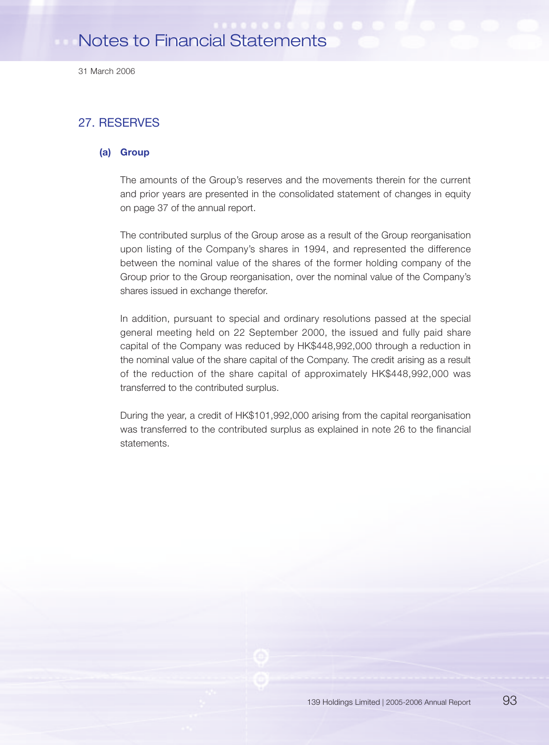## 27. RESERVES

### (a) Group

The amounts of the Group's reserves and the movements therein for the current and prior years are presented in the consolidated statement of changes in equity on page 37 of the annual report.

The contributed surplus of the Group arose as a result of the Group reorganisation upon listing of the Company's shares in 1994, and represented the difference between the nominal value of the shares of the former holding company of the Group prior to the Group reorganisation, over the nominal value of the Company's shares issued in exchange therefor.

In addition, pursuant to special and ordinary resolutions passed at the special general meeting held on 22 September 2000, the issued and fully paid share capital of the Company was reduced by HK$448,992,000 through a reduction in the nominal value of the share capital of the Company. The credit arising as a result of the reduction of the share capital of approximately HK$448,992,000 was transferred to the contributed surplus.

During the year, a credit of HK$101,992,000 arising from the capital reorganisation was transferred to the contributed surplus as explained in note 26 to the financial statements.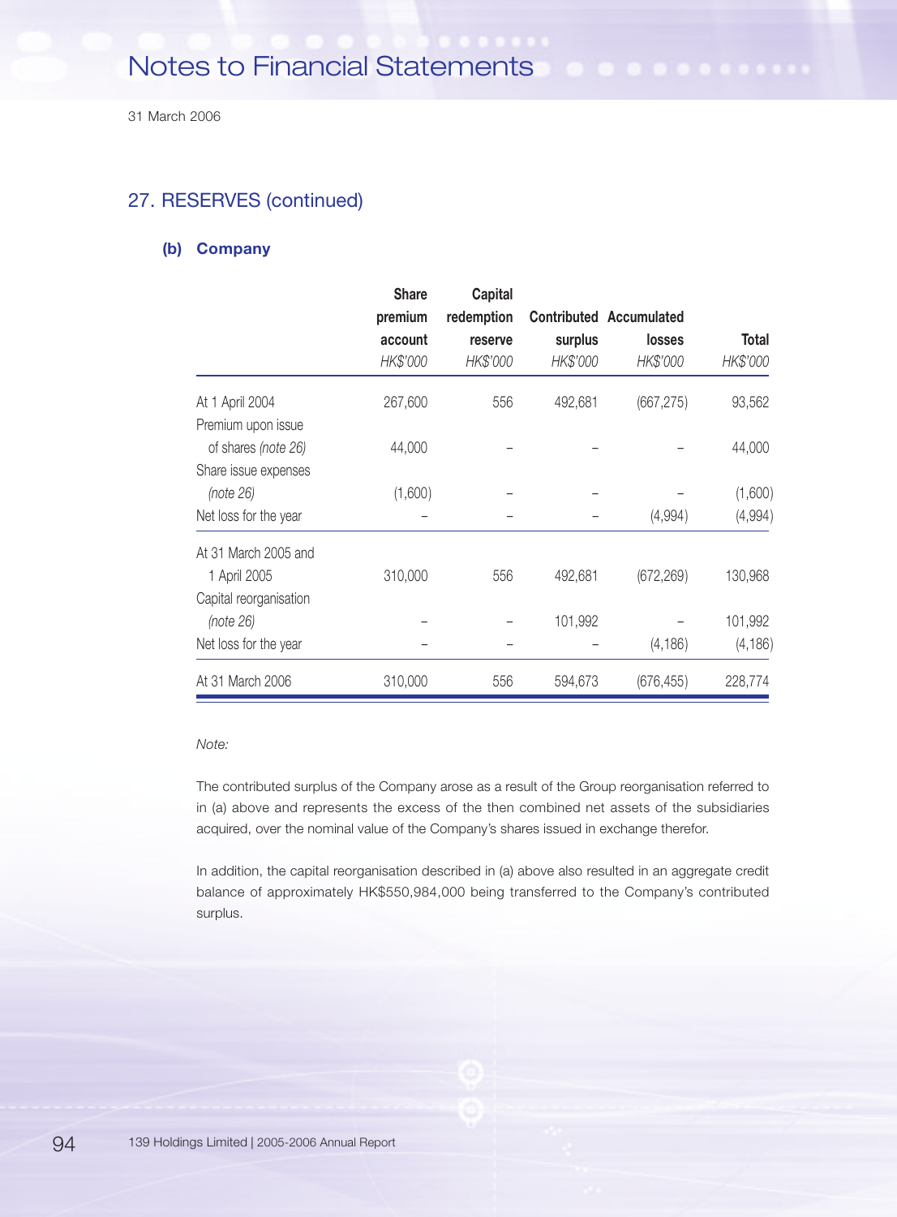## 27. RESERVES (continued)

### (b) Company

| | Share premium account | Capital redemption reserve | Contributed surplus | Accumulated losses | Total |
|---|---|---|---|---|---|
| | *HK$'000* | *HK$'000* | *HK$'000* | *HK$'000* | *HK$'000* |
| At 1 April 2004 | 267,600 | 556 | 492,681 | (667,275) | 93,562 |
| Premium upon issue of shares *(note 26)* | 44,000 | – | – | – | 44,000 |
| Share issue expenses *(note 26)* | (1,600) | – | – | – | (1,600) |
| Net loss for the year | – | – | – | (4,994) | (4,994) |
| At 31 March 2005 and 1 April 2005 | 310,000 | 556 | 492,681 | (672,269) | 130,968 |
| Capital reorganisation *(note 26)* | – | – | 101,992 | – | 101,992 |
| Net loss for the year | – | – | – | (4,186) | (4,186) |
| At 31 March 2006 | 310,000 | 556 | 594,673 | (676,455) | 228,774 |

*Note:*

The contributed surplus of the Company arose as a result of the Group reorganisation referred to in (a) above and represents the excess of the then combined net assets of the subsidiaries acquired, over the nominal value of the Company's shares issued in exchange therefor.

In addition, the capital reorganisation described in (a) above also resulted in an aggregate credit balance of approximately HK$550,984,000 being transferred to the Company's contributed surplus.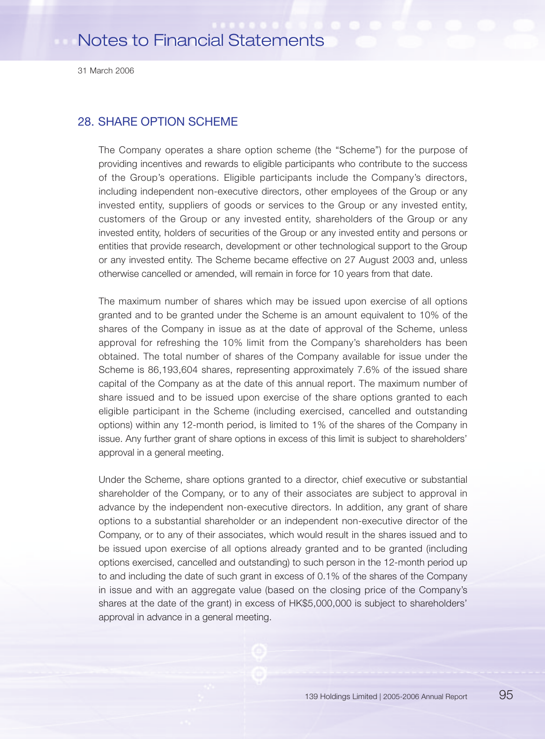## 28. SHARE OPTION SCHEME

The Company operates a share option scheme (the "Scheme") for the purpose of providing incentives and rewards to eligible participants who contribute to the success of the Group's operations. Eligible participants include the Company's directors, including independent non-executive directors, other employees of the Group or any invested entity, suppliers of goods or services to the Group or any invested entity, customers of the Group or any invested entity, shareholders of the Group or any invested entity, holders of securities of the Group or any invested entity and persons or entities that provide research, development or other technological support to the Group or any invested entity. The Scheme became effective on 27 August 2003 and, unless otherwise cancelled or amended, will remain in force for 10 years from that date.

The maximum number of shares which may be issued upon exercise of all options granted and to be granted under the Scheme is an amount equivalent to 10% of the shares of the Company in issue as at the date of approval of the Scheme, unless approval for refreshing the 10% limit from the Company's shareholders has been obtained. The total number of shares of the Company available for issue under the Scheme is 86,193,604 shares, representing approximately 7.6% of the issued share capital of the Company as at the date of this annual report. The maximum number of share issued and to be issued upon exercise of the share options granted to each eligible participant in the Scheme (including exercised, cancelled and outstanding options) within any 12-month period, is limited to 1% of the shares of the Company in issue. Any further grant of share options in excess of this limit is subject to shareholders' approval in a general meeting.

Under the Scheme, share options granted to a director, chief executive or substantial shareholder of the Company, or to any of their associates are subject to approval in advance by the independent non-executive directors. In addition, any grant of share options to a substantial shareholder or an independent non-executive director of the Company, or to any of their associates, which would result in the shares issued and to be issued upon exercise of all options already granted and to be granted (including options exercised, cancelled and outstanding) to such person in the 12-month period up to and including the date of such grant in excess of 0.1% of the shares of the Company in issue and with an aggregate value (based on the closing price of the Company's shares at the date of the grant) in excess of HK$5,000,000 is subject to shareholders' approval in advance in a general meeting.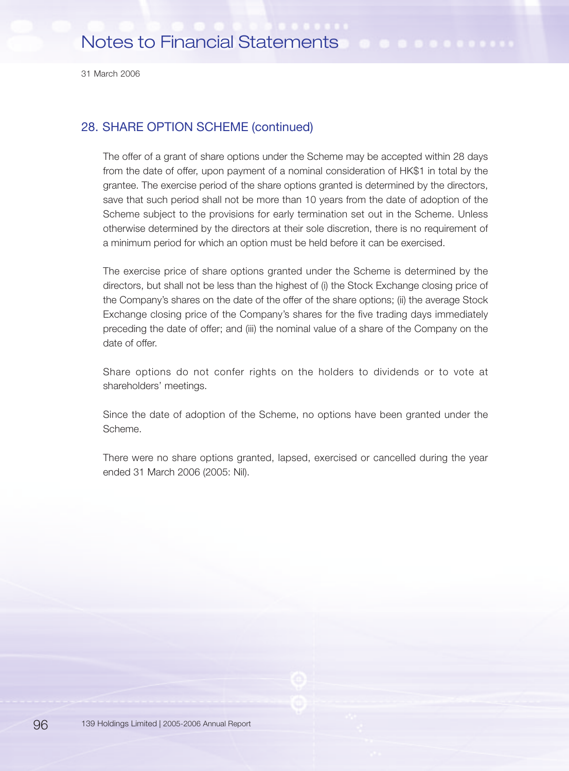## 28. SHARE OPTION SCHEME (continued)

The offer of a grant of share options under the Scheme may be accepted within 28 days from the date of offer, upon payment of a nominal consideration of HK$1 in total by the grantee. The exercise period of the share options granted is determined by the directors, save that such period shall not be more than 10 years from the date of adoption of the Scheme subject to the provisions for early termination set out in the Scheme. Unless otherwise determined by the directors at their sole discretion, there is no requirement of a minimum period for which an option must be held before it can be exercised.

The exercise price of share options granted under the Scheme is determined by the directors, but shall not be less than the highest of (i) the Stock Exchange closing price of the Company's shares on the date of the offer of the share options; (ii) the average Stock Exchange closing price of the Company's shares for the five trading days immediately preceding the date of offer; and (iii) the nominal value of a share of the Company on the date of offer.

Share options do not confer rights on the holders to dividends or to vote at shareholders' meetings.

Since the date of adoption of the Scheme, no options have been granted under the Scheme.

There were no share options granted, lapsed, exercised or cancelled during the year ended 31 March 2006 (2005: Nil).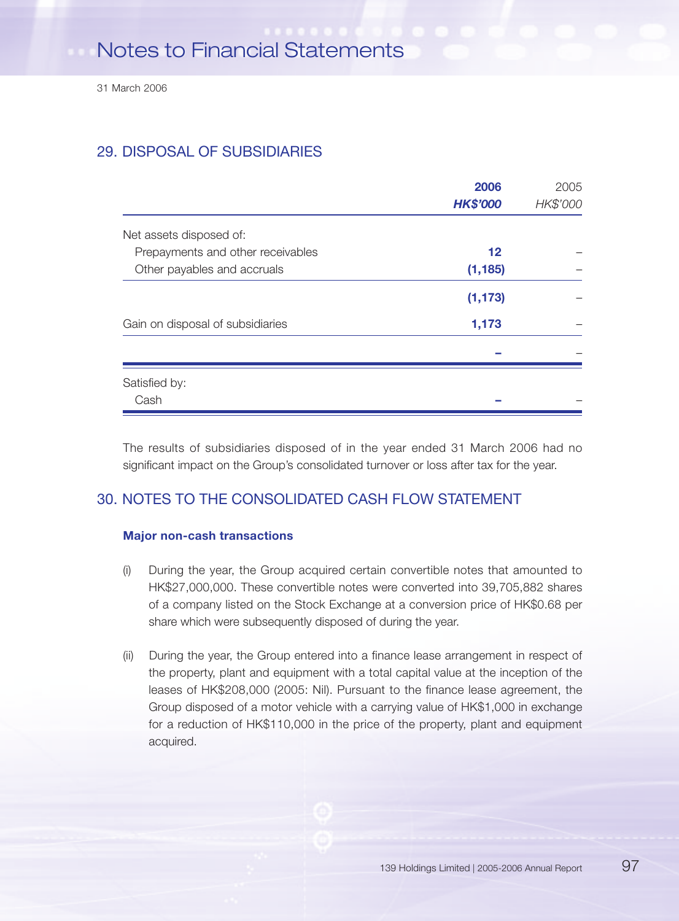## 29. DISPOSAL OF SUBSIDIARIES

| | 2006<br>HK$'000 | 2005<br>HK$'000 |
|---|---|---|
| Net assets disposed of: | | |
| Prepayments and other receivables | 12 | – |
| Other payables and accruals | (1,185) | – |
| | (1,173) | – |
| Gain on disposal of subsidiaries | 1,173 | – |
| | – | – |
| Satisfied by: | | |
| Cash | – | – |

The results of subsidiaries disposed of in the year ended 31 March 2006 had no significant impact on the Group's consolidated turnover or loss after tax for the year.

## 30. NOTES TO THE CONSOLIDATED CASH FLOW STATEMENT

### Major non-cash transactions

(i) During the year, the Group acquired certain convertible notes that amounted to HK$27,000,000. These convertible notes were converted into 39,705,882 shares of a company listed on the Stock Exchange at a conversion price of HK$0.68 per share which were subsequently disposed of during the year.

(ii) During the year, the Group entered into a finance lease arrangement in respect of the property, plant and equipment with a total capital value at the inception of the leases of HK$208,000 (2005: Nil). Pursuant to the finance lease agreement, the Group disposed of a motor vehicle with a carrying value of HK$1,000 in exchange for a reduction of HK$110,000 in the price of the property, plant and equipment acquired.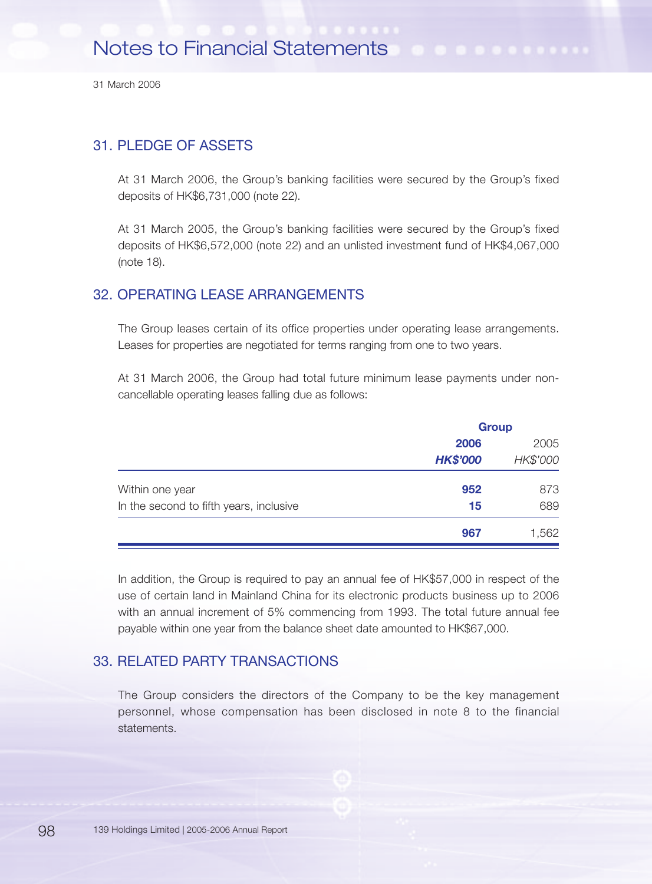# Notes to Financial Statements

31 March 2006

## 31. PLEDGE OF ASSETS

At 31 March 2006, the Group's banking facilities were secured by the Group's fixed deposits of HK$6,731,000 (note 22).

At 31 March 2005, the Group's banking facilities were secured by the Group's fixed deposits of HK$6,572,000 (note 22) and an unlisted investment fund of HK$4,067,000 (note 18).

## 32. OPERATING LEASE ARRANGEMENTS

The Group leases certain of its office properties under operating lease arrangements. Leases for properties are negotiated for terms ranging from one to two years.

At 31 March 2006, the Group had total future minimum lease payments under non-cancellable operating leases falling due as follows:

| | **Group** | |
|---|---|---|
| | **2006** | 2005 |
| | ***HK$'000*** | *HK$'000* |
| Within one year | **952** | 873 |
| In the second to fifth years, inclusive | **15** | 689 |
| | **967** | 1,562 |

In addition, the Group is required to pay an annual fee of HK$57,000 in respect of the use of certain land in Mainland China for its electronic products business up to 2006 with an annual increment of 5% commencing from 1993. The total future annual fee payable within one year from the balance sheet date amounted to HK$67,000.

## 33. RELATED PARTY TRANSACTIONS

The Group considers the directors of the Company to be the key management personnel, whose compensation has been disclosed in note 8 to the financial statements.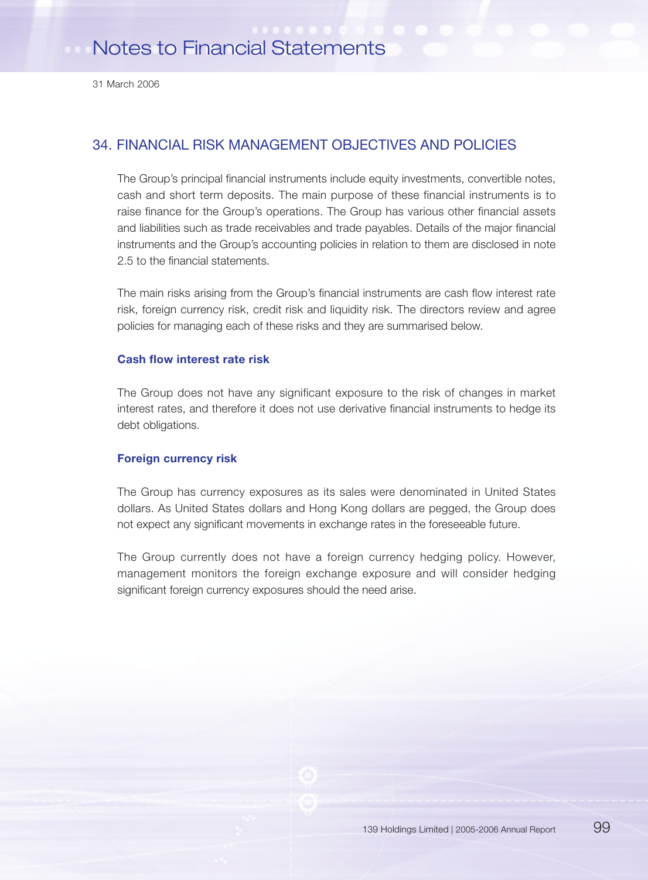## 34. FINANCIAL RISK MANAGEMENT OBJECTIVES AND POLICIES

The Group's principal financial instruments include equity investments, convertible notes, cash and short term deposits. The main purpose of these financial instruments is to raise finance for the Group's operations. The Group has various other financial assets and liabilities such as trade receivables and trade payables. Details of the major financial instruments and the Group's accounting policies in relation to them are disclosed in note 2.5 to the financial statements.

The main risks arising from the Group's financial instruments are cash flow interest rate risk, foreign currency risk, credit risk and liquidity risk. The directors review and agree policies for managing each of these risks and they are summarised below.

### Cash flow interest rate risk

The Group does not have any significant exposure to the risk of changes in market interest rates, and therefore it does not use derivative financial instruments to hedge its debt obligations.

### Foreign currency risk

The Group has currency exposures as its sales were denominated in United States dollars. As United States dollars and Hong Kong dollars are pegged, the Group does not expect any significant movements in exchange rates in the foreseeable future.

The Group currently does not have a foreign currency hedging policy. However, management monitors the foreign exchange exposure and will consider hedging significant foreign currency exposures should the need arise.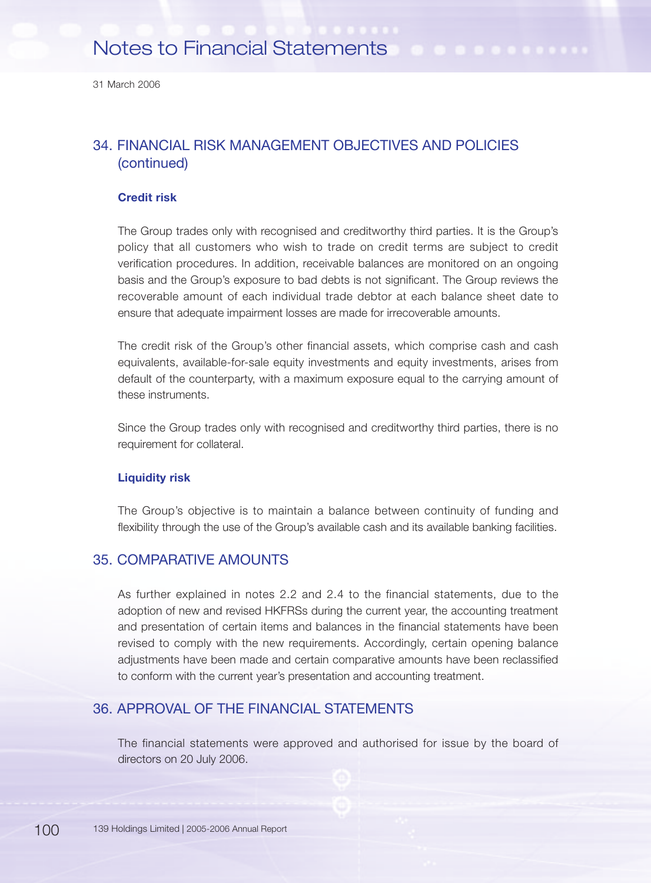31 March 2006

## 34. FINANCIAL RISK MANAGEMENT OBJECTIVES AND POLICIES (continued)

### Credit risk

The Group trades only with recognised and creditworthy third parties. It is the Group's policy that all customers who wish to trade on credit terms are subject to credit verification procedures. In addition, receivable balances are monitored on an ongoing basis and the Group's exposure to bad debts is not significant. The Group reviews the recoverable amount of each individual trade debtor at each balance sheet date to ensure that adequate impairment losses are made for irrecoverable amounts.

The credit risk of the Group's other financial assets, which comprise cash and cash equivalents, available-for-sale equity investments and equity investments, arises from default of the counterparty, with a maximum exposure equal to the carrying amount of these instruments.

Since the Group trades only with recognised and creditworthy third parties, there is no requirement for collateral.

### Liquidity risk

The Group's objective is to maintain a balance between continuity of funding and flexibility through the use of the Group's available cash and its available banking facilities.

## 35. COMPARATIVE AMOUNTS

As further explained in notes 2.2 and 2.4 to the financial statements, due to the adoption of new and revised HKFRSs during the current year, the accounting treatment and presentation of certain items and balances in the financial statements have been revised to comply with the new requirements. Accordingly, certain opening balance adjustments have been made and certain comparative amounts have been reclassified to conform with the current year's presentation and accounting treatment.

## 36. APPROVAL OF THE FINANCIAL STATEMENTS

The financial statements were approved and authorised for issue by the board of directors on 20 July 2006.